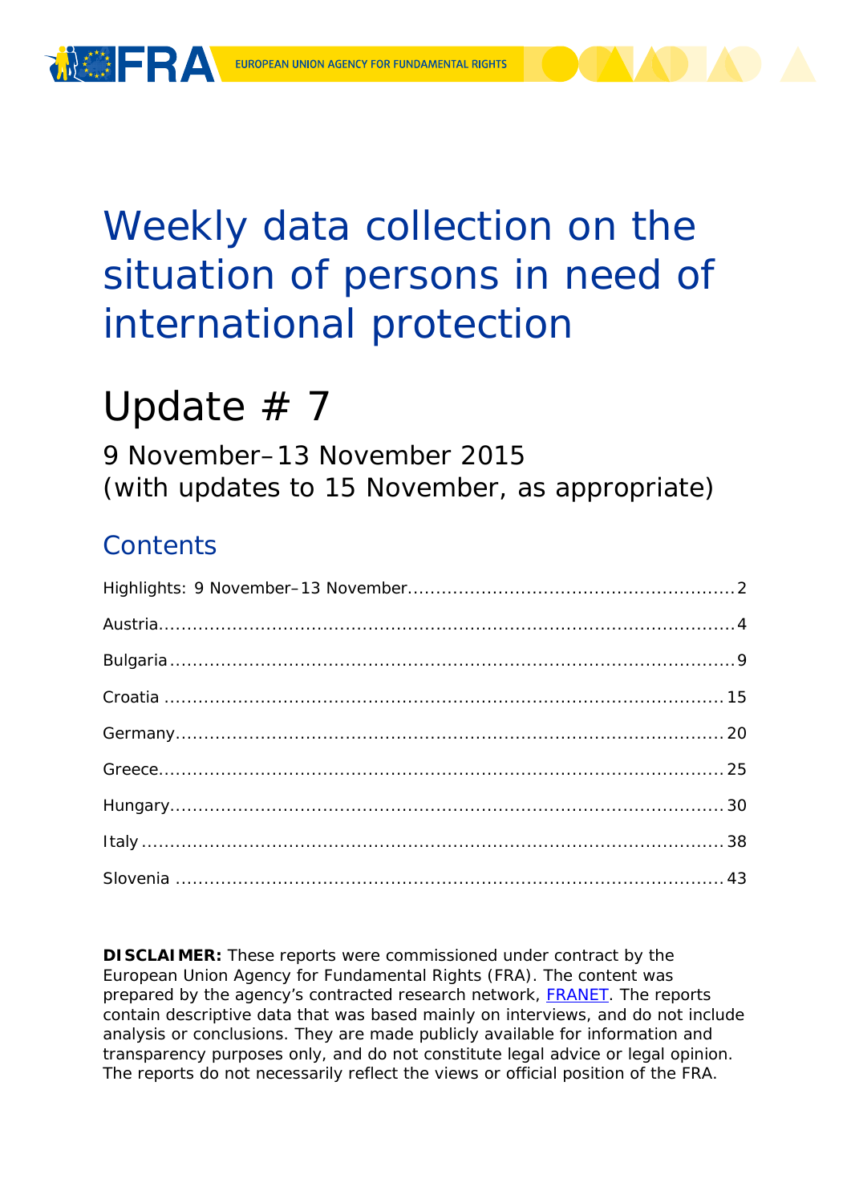EUROPEAN UNION AGENCY FOR FUNDAMENTAL RIGHTS

# Weekly data collection on the situation of persons in need of international protection

# Update # 7

9 November–13 November 2015
(with updates to 15 November, as appropriate)

## Contents

Highlights: 9 November–13 November ........................................................ 2

Austria ........................................................................................... 4

Bulgaria ......................................................................................... 9

Croatia .......................................................................................... 15

Germany ........................................................................................ 20

Greece .......................................................................................... 25

Hungary ........................................................................................ 30

Italy ............................................................................................. 38

Slovenia ........................................................................................ 43

**DISCLAIMER:** These reports were commissioned under contract by the European Union Agency for Fundamental Rights (FRA). The content was prepared by the agency's contracted research network, FRANET. The reports contain descriptive data that was based mainly on interviews, and do not include analysis or conclusions. They are made publicly available for information and transparency purposes only, and do not constitute legal advice or legal opinion. The reports do not necessarily reflect the views or official position of the FRA.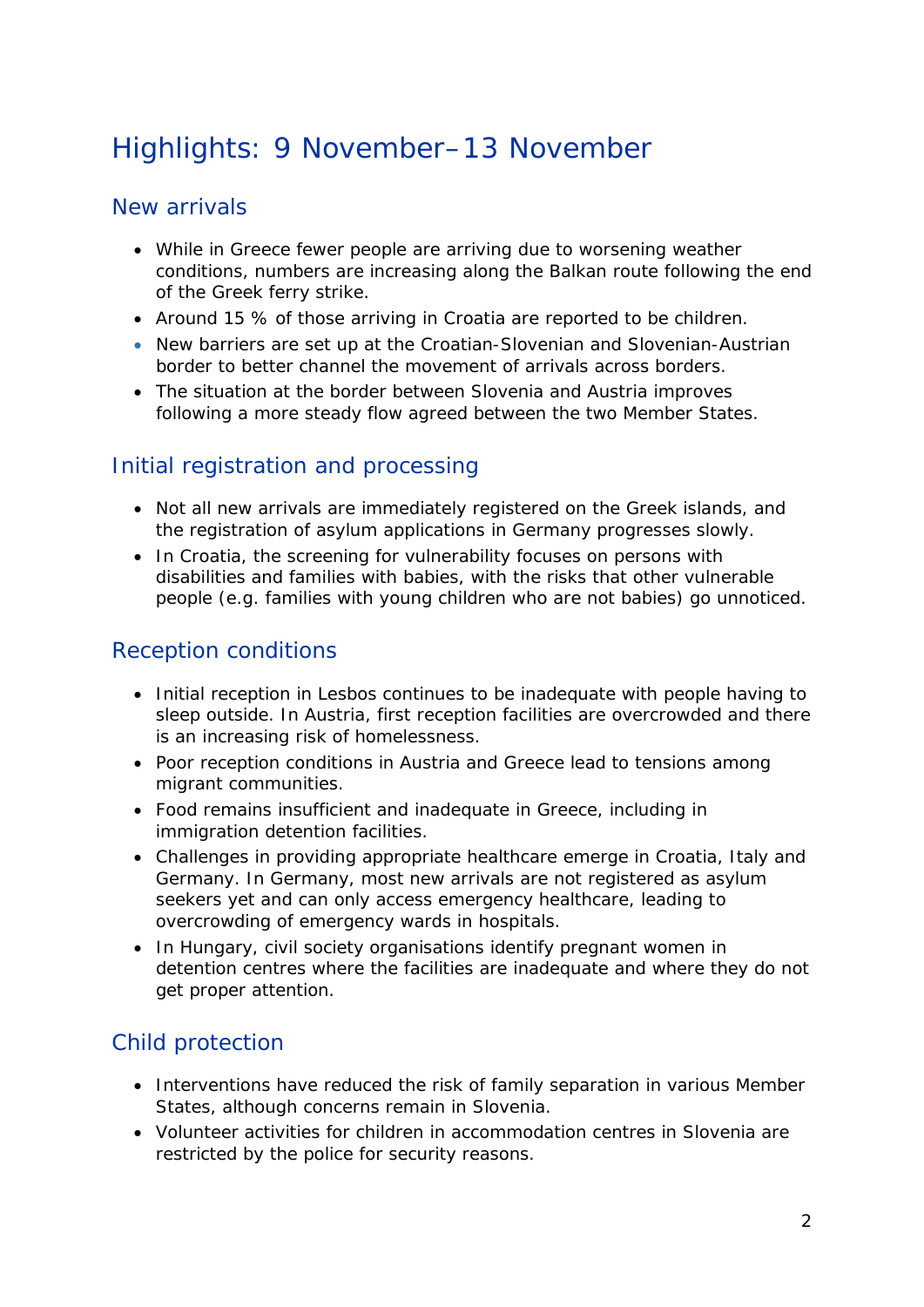# Highlights: 9 November–13 November

## New arrivals

- While in Greece fewer people are arriving due to worsening weather conditions, numbers are increasing along the Balkan route following the end of the Greek ferry strike.
- Around 15 % of those arriving in Croatia are reported to be children.
- New barriers are set up at the Croatian-Slovenian and Slovenian-Austrian border to better channel the movement of arrivals across borders.
- The situation at the border between Slovenia and Austria improves following a more steady flow agreed between the two Member States.

## Initial registration and processing

- Not all new arrivals are immediately registered on the Greek islands, and the registration of asylum applications in Germany progresses slowly.
- In Croatia, the screening for vulnerability focuses on persons with disabilities and families with babies, with the risks that other vulnerable people (e.g. families with young children who are not babies) go unnoticed.

## Reception conditions

- Initial reception in Lesbos continues to be inadequate with people having to sleep outside. In Austria, first reception facilities are overcrowded and there is an increasing risk of homelessness.
- Poor reception conditions in Austria and Greece lead to tensions among migrant communities.
- Food remains insufficient and inadequate in Greece, including in immigration detention facilities.
- Challenges in providing appropriate healthcare emerge in Croatia, Italy and Germany. In Germany, most new arrivals are not registered as asylum seekers yet and can only access emergency healthcare, leading to overcrowding of emergency wards in hospitals.
- In Hungary, civil society organisations identify pregnant women in detention centres where the facilities are inadequate and where they do not get proper attention.

## Child protection

- Interventions have reduced the risk of family separation in various Member States, although concerns remain in Slovenia.
- Volunteer activities for children in accommodation centres in Slovenia are restricted by the police for security reasons.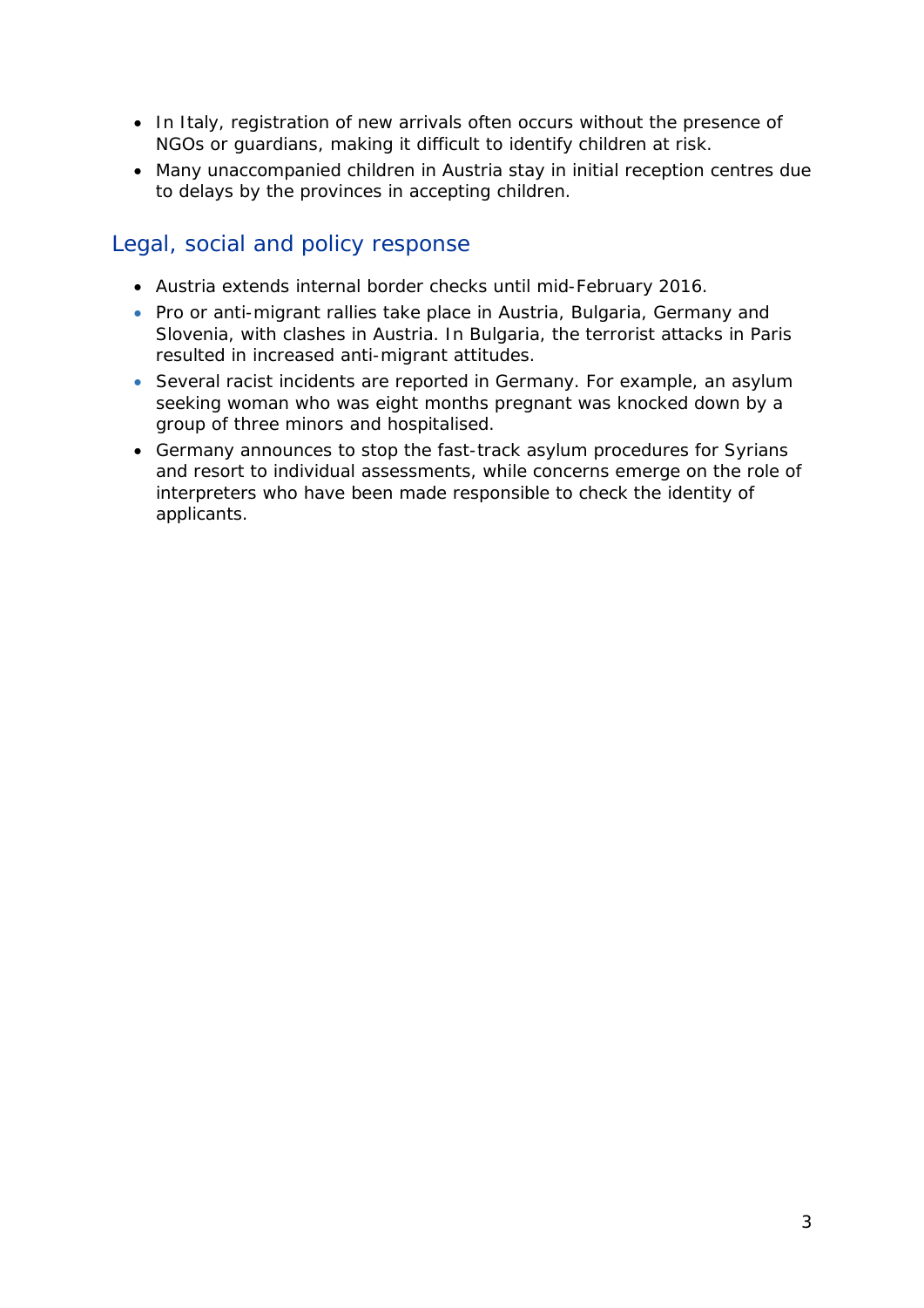- In Italy, registration of new arrivals often occurs without the presence of NGOs or guardians, making it difficult to identify children at risk.
- Many unaccompanied children in Austria stay in initial reception centres due to delays by the provinces in accepting children.

## Legal, social and policy response

- Austria extends internal border checks until mid-February 2016.
- Pro or anti-migrant rallies take place in Austria, Bulgaria, Germany and Slovenia, with clashes in Austria. In Bulgaria, the terrorist attacks in Paris resulted in increased anti-migrant attitudes.
- Several racist incidents are reported in Germany. For example, an asylum seeking woman who was eight months pregnant was knocked down by a group of three minors and hospitalised.
- Germany announces to stop the fast-track asylum procedures for Syrians and resort to individual assessments, while concerns emerge on the role of interpreters who have been made responsible to check the identity of applicants.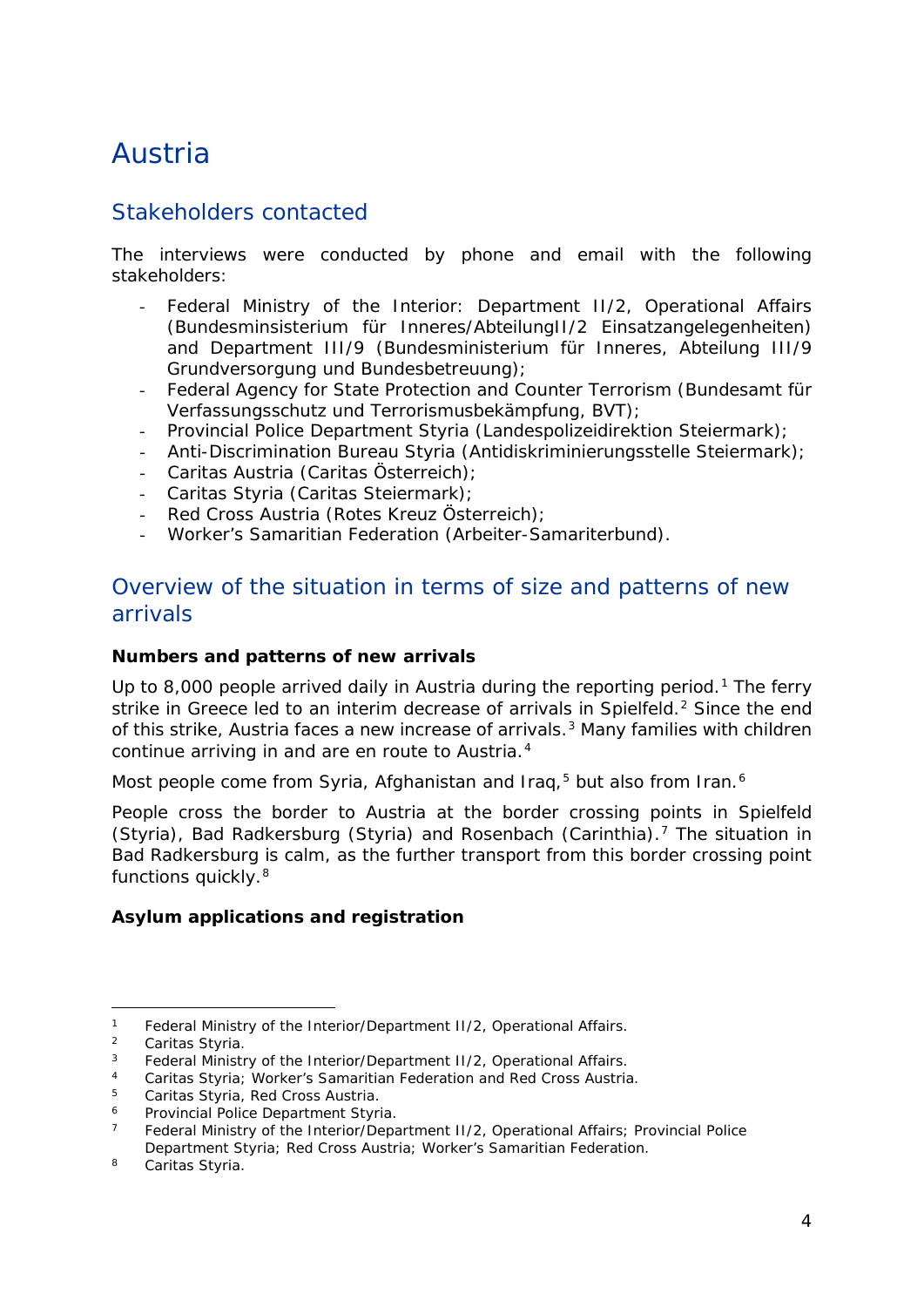# Austria

## Stakeholders contacted

The interviews were conducted by phone and email with the following stakeholders:

- Federal Ministry of the Interior: Department II/2, Operational Affairs (Bundesminsisterium für Inneres/AbteilungII/2 Einsatzangelegenheiten) and Department III/9 (Bundesministerium für Inneres, Abteilung III/9 Grundversorgung und Bundesbetreuung);
- Federal Agency for State Protection and Counter Terrorism (Bundesamt für Verfassungsschutz und Terrorismusbekämpfung, BVT);
- Provincial Police Department Styria (Landespolizeidirektion Steiermark);
- Anti-Discrimination Bureau Styria (Antidiskriminierungsstelle Steiermark);
- Caritas Austria (Caritas Österreich);
- Caritas Styria (Caritas Steiermark);
- Red Cross Austria (Rotes Kreuz Österreich);
- Worker's Samaritian Federation (Arbeiter-Samariterbund).

## Overview of the situation in terms of size and patterns of new arrivals

### Numbers and patterns of new arrivals

Up to 8,000 people arrived daily in Austria during the reporting period.[1] The ferry strike in Greece led to an interim decrease of arrivals in Spielfeld.[2] Since the end of this strike, Austria faces a new increase of arrivals.[3] Many families with children continue arriving in and are en route to Austria.[4]

Most people come from Syria, Afghanistan and Iraq,[5] but also from Iran.[6]

People cross the border to Austria at the border crossing points in Spielfeld (Styria), Bad Radkersburg (Styria) and Rosenbach (Carinthia).[7] The situation in Bad Radkersburg is calm, as the further transport from this border crossing point functions quickly.[8]

### Asylum applications and registration

---

[1] Federal Ministry of the Interior/Department II/2, Operational Affairs.

[2] Caritas Styria.

[3] Federal Ministry of the Interior/Department II/2, Operational Affairs.

[4] Caritas Styria; Worker's Samaritian Federation and Red Cross Austria.

[5] Caritas Styria, Red Cross Austria.

[6] Provincial Police Department Styria.

[7] Federal Ministry of the Interior/Department II/2, Operational Affairs; Provincial Police Department Styria; Red Cross Austria; Worker's Samaritian Federation.

[8] Caritas Styria.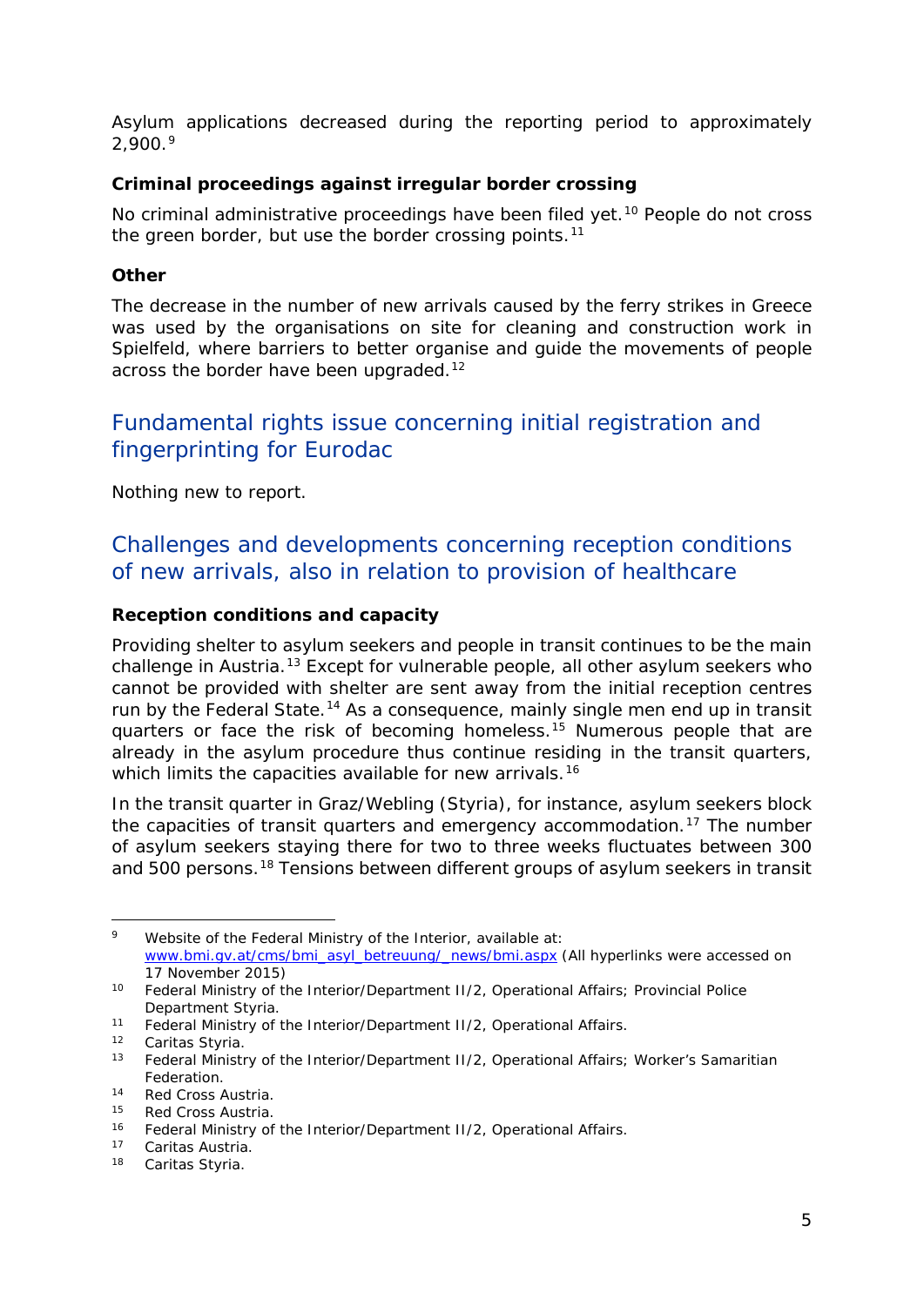Asylum applications decreased during the reporting period to approximately 2,900.[9]

**Criminal proceedings against irregular border crossing**

No criminal administrative proceedings have been filed yet.[10] People do not cross the green border, but use the border crossing points.[11]

**Other**

The decrease in the number of new arrivals caused by the ferry strikes in Greece was used by the organisations on site for cleaning and construction work in Spielfeld, where barriers to better organise and guide the movements of people across the border have been upgraded.[12]

## Fundamental rights issue concerning initial registration and fingerprinting for Eurodac

Nothing new to report.

## Challenges and developments concerning reception conditions of new arrivals, also in relation to provision of healthcare

**Reception conditions and capacity**

Providing shelter to asylum seekers and people in transit continues to be the main challenge in Austria.[13] Except for vulnerable people, all other asylum seekers who cannot be provided with shelter are sent away from the initial reception centres run by the Federal State.[14] As a consequence, mainly single men end up in transit quarters or face the risk of becoming homeless.[15] Numerous people that are already in the asylum procedure thus continue residing in the transit quarters, which limits the capacities available for new arrivals.[16]

In the transit quarter in Graz/Webling (Styria), for instance, asylum seekers block the capacities of transit quarters and emergency accommodation.[17] The number of asylum seekers staying there for two to three weeks fluctuates between 300 and 500 persons.[18] Tensions between different groups of asylum seekers in transit

---

[9] Website of the Federal Ministry of the Interior, available at: www.bmi.gv.at/cms/bmi_asyl_betreuung/_news/bmi.aspx (All hyperlinks were accessed on 17 November 2015)

[10] Federal Ministry of the Interior/Department II/2, Operational Affairs; Provincial Police Department Styria.

[11] Federal Ministry of the Interior/Department II/2, Operational Affairs.

[12] Caritas Styria.

[13] Federal Ministry of the Interior/Department II/2, Operational Affairs; Worker's Samaritian Federation.

[14] Red Cross Austria.

[15] Red Cross Austria.

[16] Federal Ministry of the Interior/Department II/2, Operational Affairs.

[17] Caritas Austria.

[18] Caritas Styria.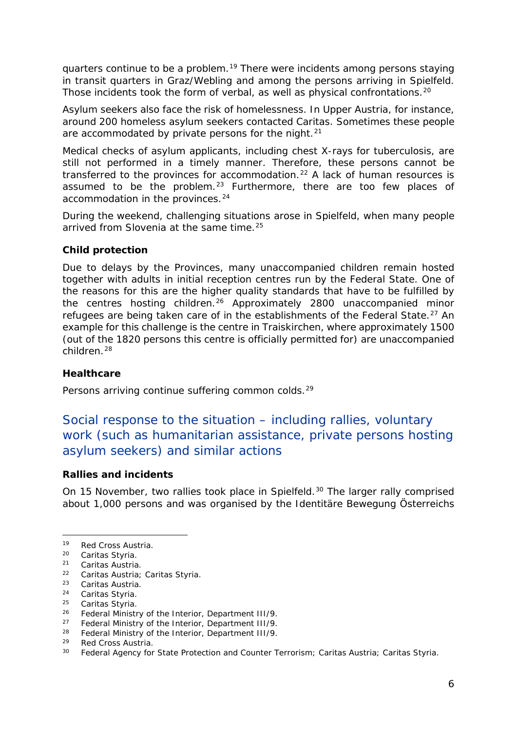quarters continue to be a problem.[19] There were incidents among persons staying in transit quarters in Graz/Webling and among the persons arriving in Spielfeld. Those incidents took the form of verbal, as well as physical confrontations.[20]

Asylum seekers also face the risk of homelessness. In Upper Austria, for instance, around 200 homeless asylum seekers contacted Caritas. Sometimes these people are accommodated by private persons for the night.[21]

Medical checks of asylum applicants, including chest X-rays for tuberculosis, are still not performed in a timely manner. Therefore, these persons cannot be transferred to the provinces for accommodation.[22] A lack of human resources is assumed to be the problem.[23] Furthermore, there are too few places of accommodation in the provinces.[24]

During the weekend, challenging situations arose in Spielfeld, when many people arrived from Slovenia at the same time.[25]

**Child protection**

Due to delays by the Provinces, many unaccompanied children remain hosted together with adults in initial reception centres run by the Federal State. One of the reasons for this are the higher quality standards that have to be fulfilled by the centres hosting children.[26] Approximately 2800 unaccompanied minor refugees are being taken care of in the establishments of the Federal State.[27] An example for this challenge is the centre in Traiskirchen, where approximately 1500 (out of the 1820 persons this centre is officially permitted for) are unaccompanied children.[28]

**Healthcare**

Persons arriving continue suffering common colds.[29]

## Social response to the situation – including rallies, voluntary work (such as humanitarian assistance, private persons hosting asylum seekers) and similar actions

**Rallies and incidents**

On 15 November, two rallies took place in Spielfeld.[30] The larger rally comprised about 1,000 persons and was organised by the Identitäre Bewegung Österreichs

---

[19] Red Cross Austria.
[20] Caritas Styria.
[21] Caritas Austria.
[22] Caritas Austria; Caritas Styria.
[23] Caritas Austria.
[24] Caritas Styria.
[25] Caritas Styria.
[26] Federal Ministry of the Interior, Department III/9.
[27] Federal Ministry of the Interior, Department III/9.
[28] Federal Ministry of the Interior, Department III/9.
[29] Red Cross Austria.
[30] Federal Agency for State Protection and Counter Terrorism; Caritas Austria; Caritas Styria.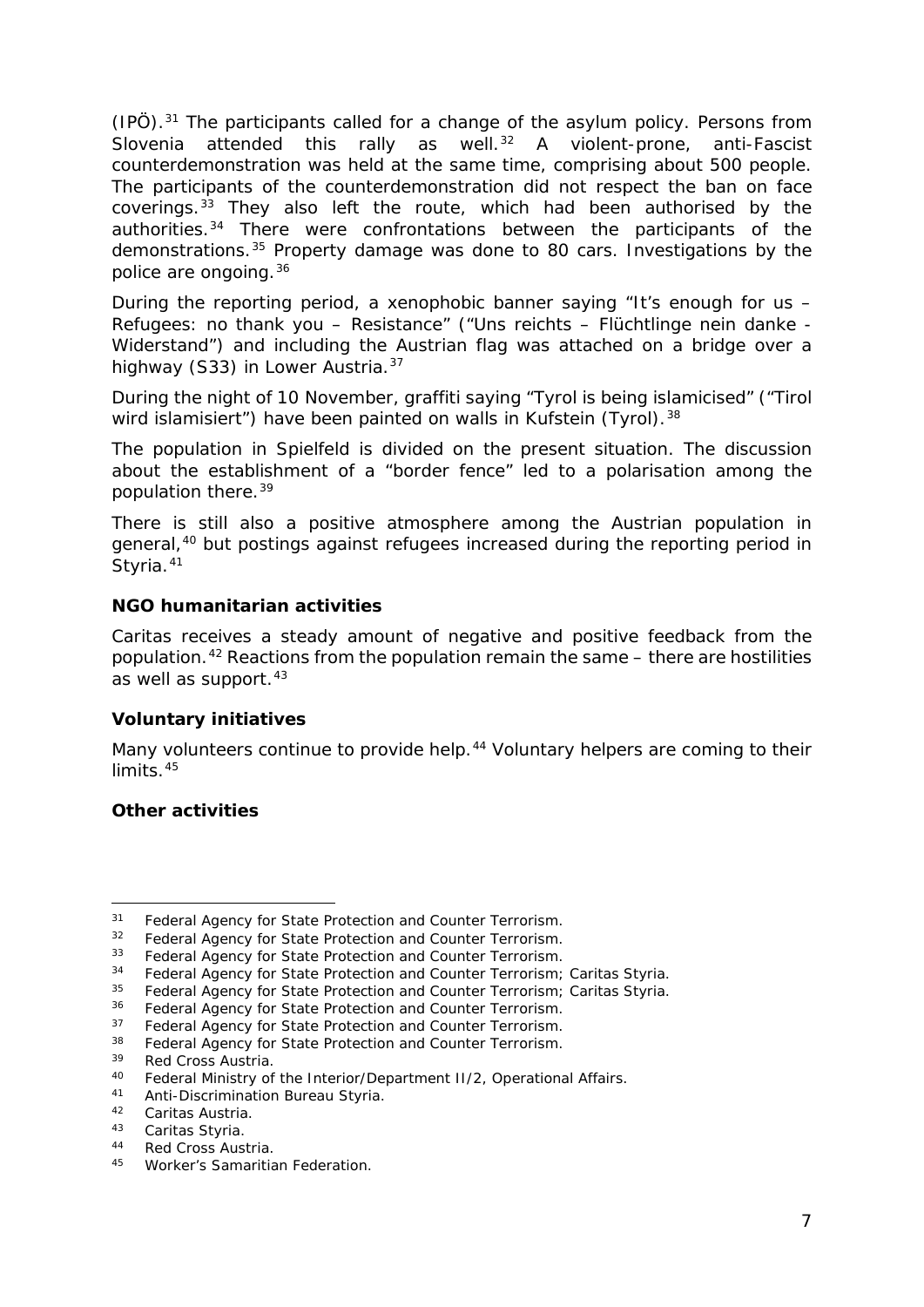(IPÖ).[31] The participants called for a change of the asylum policy. Persons from Slovenia attended this rally as well.[32] A violent-prone, anti-Fascist counterdemonstration was held at the same time, comprising about 500 people. The participants of the counterdemonstration did not respect the ban on face coverings.[33] They also left the route, which had been authorised by the authorities.[34] There were confrontations between the participants of the demonstrations.[35] Property damage was done to 80 cars. Investigations by the police are ongoing.[36]

During the reporting period, a xenophobic banner saying "It's enough for us – Refugees: no thank you – Resistance" ("Uns reichts – Flüchtlinge nein danke - Widerstand") and including the Austrian flag was attached on a bridge over a highway (S33) in Lower Austria.[37]

During the night of 10 November, graffiti saying "Tyrol is being islamicised" ("Tirol wird islamisiert") have been painted on walls in Kufstein (Tyrol).[38]

The population in Spielfeld is divided on the present situation. The discussion about the establishment of a "border fence" led to a polarisation among the population there.[39]

There is still also a positive atmosphere among the Austrian population in general,[40] but postings against refugees increased during the reporting period in Styria.[41]

### NGO humanitarian activities

Caritas receives a steady amount of negative and positive feedback from the population.[42] Reactions from the population remain the same – there are hostilities as well as support.[43]

### Voluntary initiatives

Many volunteers continue to provide help.[44] Voluntary helpers are coming to their limits.[45]

### Other activities

---

[31] Federal Agency for State Protection and Counter Terrorism.
[32] Federal Agency for State Protection and Counter Terrorism.
[33] Federal Agency for State Protection and Counter Terrorism.
[34] Federal Agency for State Protection and Counter Terrorism; Caritas Styria.
[35] Federal Agency for State Protection and Counter Terrorism; Caritas Styria.
[36] Federal Agency for State Protection and Counter Terrorism.
[37] Federal Agency for State Protection and Counter Terrorism.
[38] Federal Agency for State Protection and Counter Terrorism.
[39] Red Cross Austria.
[40] Federal Ministry of the Interior/Department II/2, Operational Affairs.
[41] Anti-Discrimination Bureau Styria.
[42] Caritas Austria.
[43] Caritas Styria.
[44] Red Cross Austria.
[45] Worker's Samaritian Federation.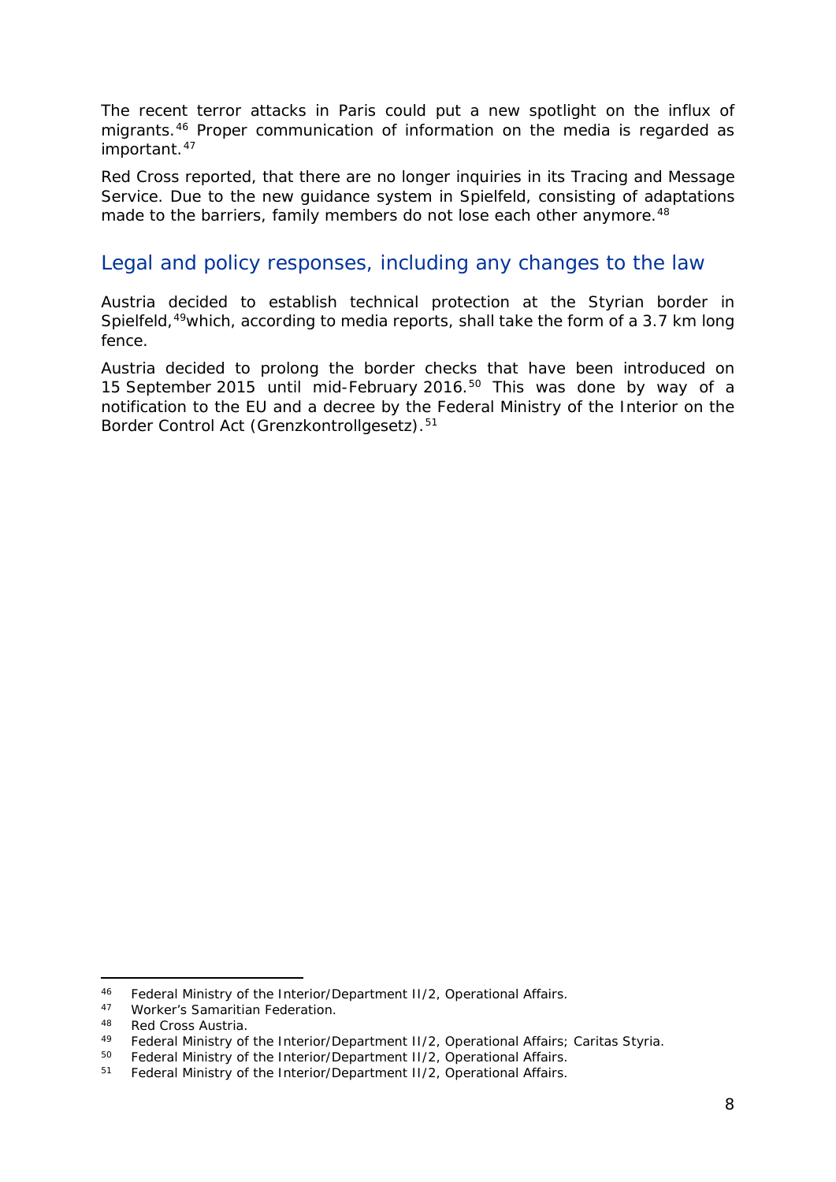The recent terror attacks in Paris could put a new spotlight on the influx of migrants.[46] Proper communication of information on the media is regarded as important.[47]

Red Cross reported, that there are no longer inquiries in its Tracing and Message Service. Due to the new guidance system in Spielfeld, consisting of adaptations made to the barriers, family members do not lose each other anymore.[48]

## Legal and policy responses, including any changes to the law

Austria decided to establish technical protection at the Styrian border in Spielfeld,[49]which, according to media reports, shall take the form of a 3.7 km long fence.

Austria decided to prolong the border checks that have been introduced on 15 September 2015 until mid-February 2016.[50] This was done by way of a notification to the EU and a decree by the Federal Ministry of the Interior on the Border Control Act (Grenzkontrollgesetz).[51]

---

[46] Federal Ministry of the Interior/Department II/2, Operational Affairs.

[47] Worker's Samaritian Federation.

[48] Red Cross Austria.

[49] Federal Ministry of the Interior/Department II/2, Operational Affairs; Caritas Styria.

[50] Federal Ministry of the Interior/Department II/2, Operational Affairs.

[51] Federal Ministry of the Interior/Department II/2, Operational Affairs.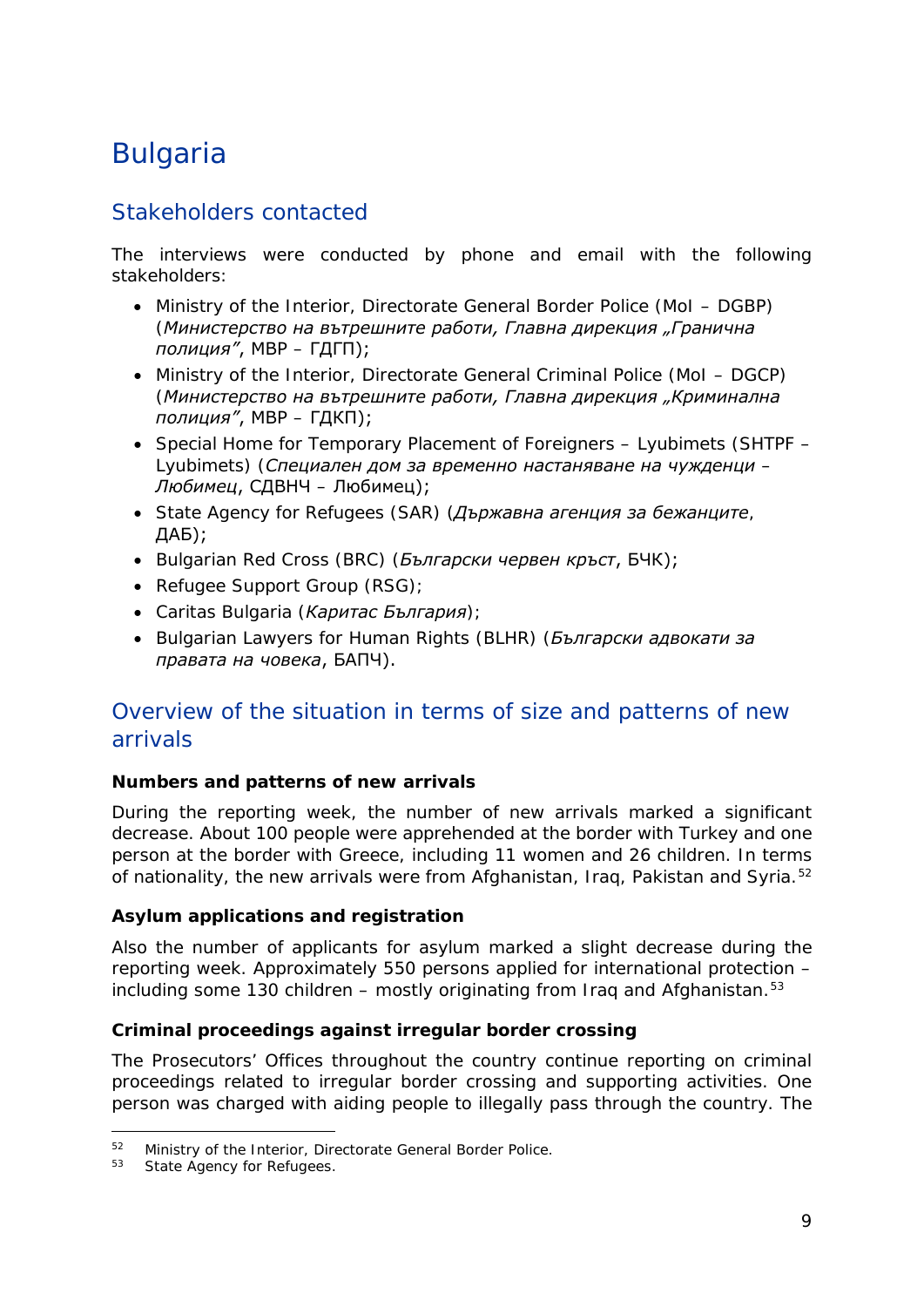# Bulgaria

## Stakeholders contacted

The interviews were conducted by phone and email with the following stakeholders:

- Ministry of the Interior, Directorate General Border Police (MoI – DGBP) (*Министерство на вътрешните работи, Главна дирекция „Гранична полиция"*, МВР – ГДГП);
- Ministry of the Interior, Directorate General Criminal Police (MoI – DGCP) (*Министерство на вътрешните работи, Главна дирекция „Криминална полиция"*, МВР – ГДКП);
- Special Home for Temporary Placement of Foreigners – Lyubimets (SHTPF – Lyubimets) (*Специален дом за временно настаняване на чужденци – Любимец*, СДВНЧ – Любимец);
- State Agency for Refugees (SAR) (*Държавна агенция за бежанците*, ДАБ);
- Bulgarian Red Cross (BRC) (*Български червен кръст*, БЧК);
- Refugee Support Group (RSG);
- Caritas Bulgaria (*Каритас България*);
- Bulgarian Lawyers for Human Rights (BLHR) (*Български адвокати за правата на човека*, БАПЧ).

## Overview of the situation in terms of size and patterns of new arrivals

**Numbers and patterns of new arrivals**

During the reporting week, the number of new arrivals marked a significant decrease. About 100 people were apprehended at the border with Turkey and one person at the border with Greece, including 11 women and 26 children. In terms of nationality, the new arrivals were from Afghanistan, Iraq, Pakistan and Syria.[52]

**Asylum applications and registration**

Also the number of applicants for asylum marked a slight decrease during the reporting week. Approximately 550 persons applied for international protection – including some 130 children – mostly originating from Iraq and Afghanistan.[53]

**Criminal proceedings against irregular border crossing**

The Prosecutors' Offices throughout the country continue reporting on criminal proceedings related to irregular border crossing and supporting activities. One person was charged with aiding people to illegally pass through the country. The

---

[52] Ministry of the Interior, Directorate General Border Police.

[53] State Agency for Refugees.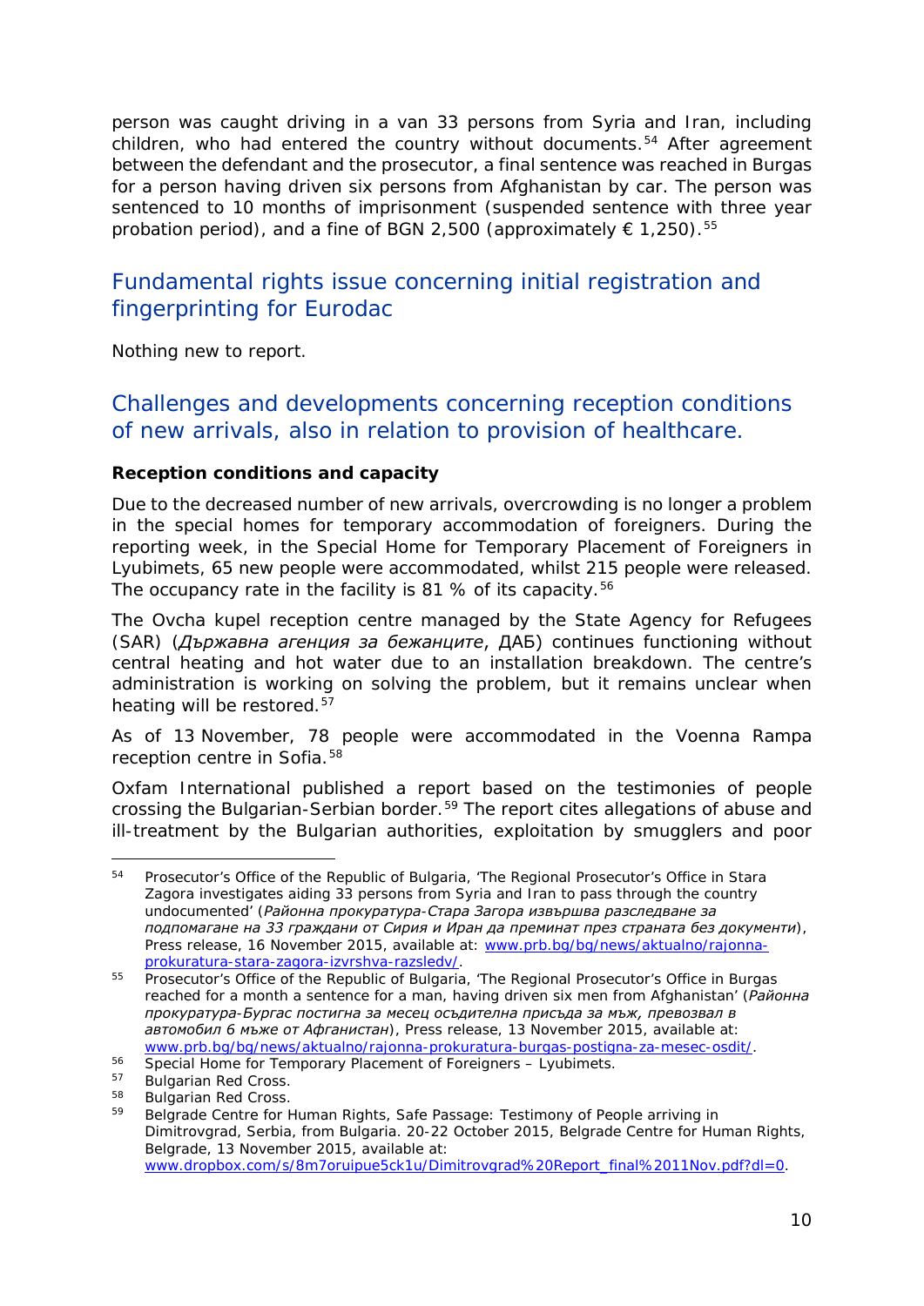person was caught driving in a van 33 persons from Syria and Iran, including children, who had entered the country without documents.[54] After agreement between the defendant and the prosecutor, a final sentence was reached in Burgas for a person having driven six persons from Afghanistan by car. The person was sentenced to 10 months of imprisonment (suspended sentence with three year probation period), and a fine of BGN 2,500 (approximately € 1,250).[55]

## Fundamental rights issue concerning initial registration and fingerprinting for Eurodac

Nothing new to report.

## Challenges and developments concerning reception conditions of new arrivals, also in relation to provision of healthcare.

**Reception conditions and capacity**

Due to the decreased number of new arrivals, overcrowding is no longer a problem in the special homes for temporary accommodation of foreigners. During the reporting week, in the Special Home for Temporary Placement of Foreigners in Lyubimets, 65 new people were accommodated, whilst 215 people were released. The occupancy rate in the facility is 81 % of its capacity.[56]

The Ovcha kupel reception centre managed by the State Agency for Refugees (SAR) (*Държавна агенция за бежанците*, ДАБ) continues functioning without central heating and hot water due to an installation breakdown. The centre's administration is working on solving the problem, but it remains unclear when heating will be restored.[57]

As of 13 November, 78 people were accommodated in the Voenna Rampa reception centre in Sofia.[58]

Oxfam International published a report based on the testimonies of people crossing the Bulgarian-Serbian border.[59] The report cites allegations of abuse and ill-treatment by the Bulgarian authorities, exploitation by smugglers and poor

---

[54] Prosecutor's Office of the Republic of Bulgaria, 'The Regional Prosecutor's Office in Stara Zagora investigates aiding 33 persons from Syria and Iran to pass through the country undocumented' (*Районна прокуратура-Стара Загора извършва разследване за подпомагане на 33 граждани от Сирия и Иран да преминат през страната без документи*), Press release, 16 November 2015, available at: www.prb.bg/bg/news/aktualno/rajonna-prokuratura-stara-zagora-izvrshva-razsledv/.

[55] Prosecutor's Office of the Republic of Bulgaria, 'The Regional Prosecutor's Office in Burgas reached for a month a sentence for a man, having driven six men from Afghanistan' (*Районна прокуратура-Бургас постигна за месец осъдителна присъда за мъж, превозвал в автомобил 6 мъже от Афганистан*), Press release, 13 November 2015, available at: www.prb.bg/bg/news/aktualno/rajonna-prokuratura-burgas-postigna-za-mesec-osdit/.

[56] Special Home for Temporary Placement of Foreigners – Lyubimets.

[57] Bulgarian Red Cross.

[58] Bulgarian Red Cross.

[59] Belgrade Centre for Human Rights, Safe Passage: Testimony of People arriving in Dimitrovgrad, Serbia, from Bulgaria. 20-22 October 2015, Belgrade Centre for Human Rights, Belgrade, 13 November 2015, available at: www.dropbox.com/s/8m7oruipue5ck1u/Dimitrovgrad%20Report_final%2011Nov.pdf?dl=0.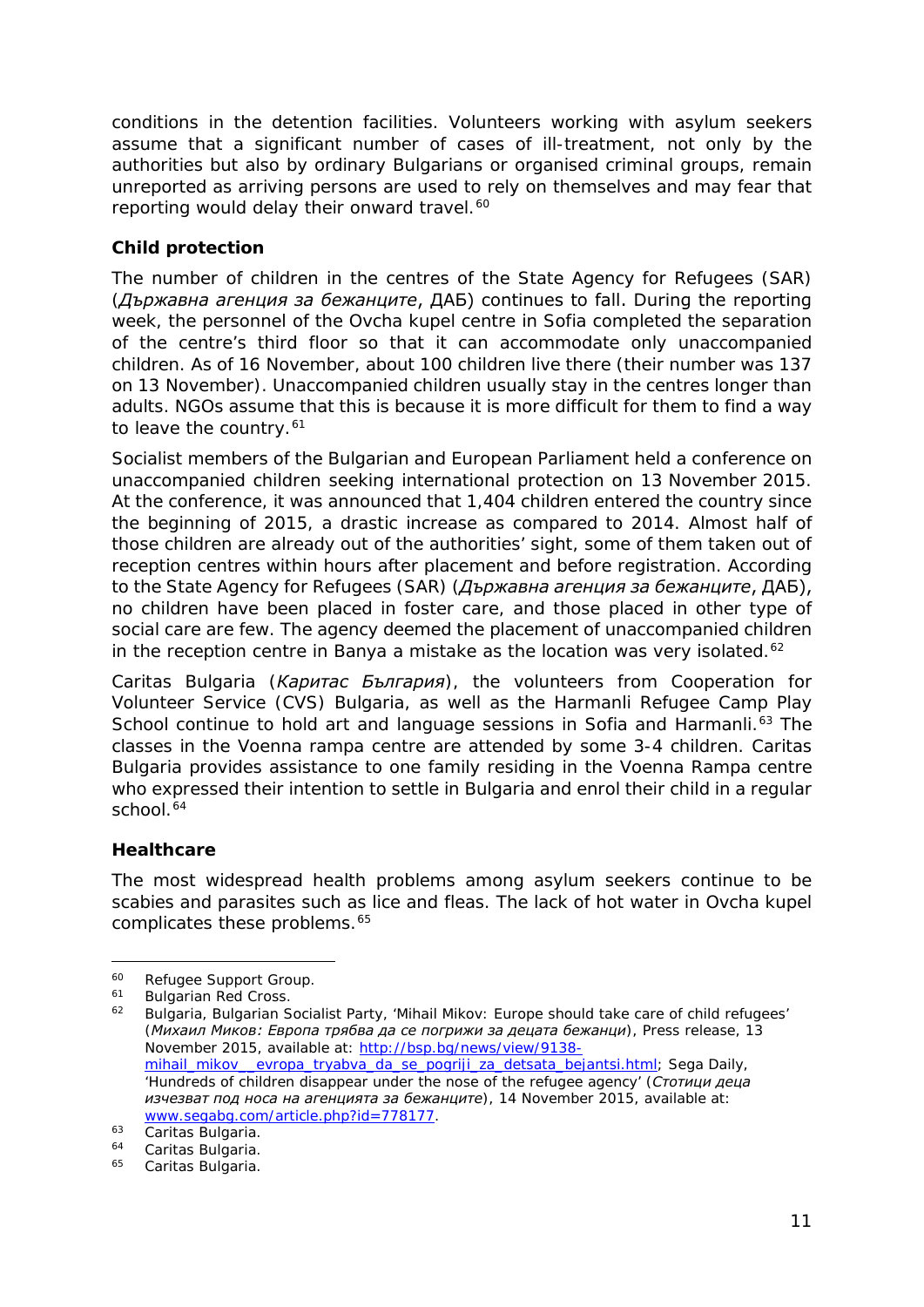conditions in the detention facilities. Volunteers working with asylum seekers assume that a significant number of cases of ill-treatment, not only by the authorities but also by ordinary Bulgarians or organised criminal groups, remain unreported as arriving persons are used to rely on themselves and may fear that reporting would delay their onward travel.[60]

### Child protection

The number of children in the centres of the State Agency for Refugees (SAR) (*Държавна агенция за бежанците*, ДАБ) continues to fall. During the reporting week, the personnel of the Ovcha kupel centre in Sofia completed the separation of the centre's third floor so that it can accommodate only unaccompanied children. As of 16 November, about 100 children live there (their number was 137 on 13 November). Unaccompanied children usually stay in the centres longer than adults. NGOs assume that this is because it is more difficult for them to find a way to leave the country.[61]

Socialist members of the Bulgarian and European Parliament held a conference on unaccompanied children seeking international protection on 13 November 2015. At the conference, it was announced that 1,404 children entered the country since the beginning of 2015, a drastic increase as compared to 2014. Almost half of those children are already out of the authorities' sight, some of them taken out of reception centres within hours after placement and before registration. According to the State Agency for Refugees (SAR) (*Държавна агенция за бежанците*, ДАБ), no children have been placed in foster care, and those placed in other type of social care are few. The agency deemed the placement of unaccompanied children in the reception centre in Banya a mistake as the location was very isolated.[62]

Caritas Bulgaria (*Каритас България*), the volunteers from Cooperation for Volunteer Service (CVS) Bulgaria, as well as the Harmanli Refugee Camp Play School continue to hold art and language sessions in Sofia and Harmanli.[63] The classes in the Voenna rampa centre are attended by some 3-4 children. Caritas Bulgaria provides assistance to one family residing in the Voenna Rampa centre who expressed their intention to settle in Bulgaria and enrol their child in a regular school.[64]

### Healthcare

The most widespread health problems among asylum seekers continue to be scabies and parasites such as lice and fleas. The lack of hot water in Ovcha kupel complicates these problems.[65]

---

[60] Refugee Support Group.

[61] Bulgarian Red Cross.

[62] Bulgaria, Bulgarian Socialist Party, 'Mihail Mikov: Europe should take care of child refugees' (*Михаил Миков: Европа трябва да се погрижи за децата бежанци*), Press release, 13 November 2015, available at: http://bsp.bg/news/view/9138-mihail_mikov__evropa_tryabva_da_se_pogriji_za_detsata_bejantsi.html; Sega Daily, 'Hundreds of children disappear under the nose of the refugee agency' (*Стотици деца изчезват под носа на агенцията за бежанците*), 14 November 2015, available at: www.segabg.com/article.php?id=778177.

[63] Caritas Bulgaria.

[64] Caritas Bulgaria.

[65] Caritas Bulgaria.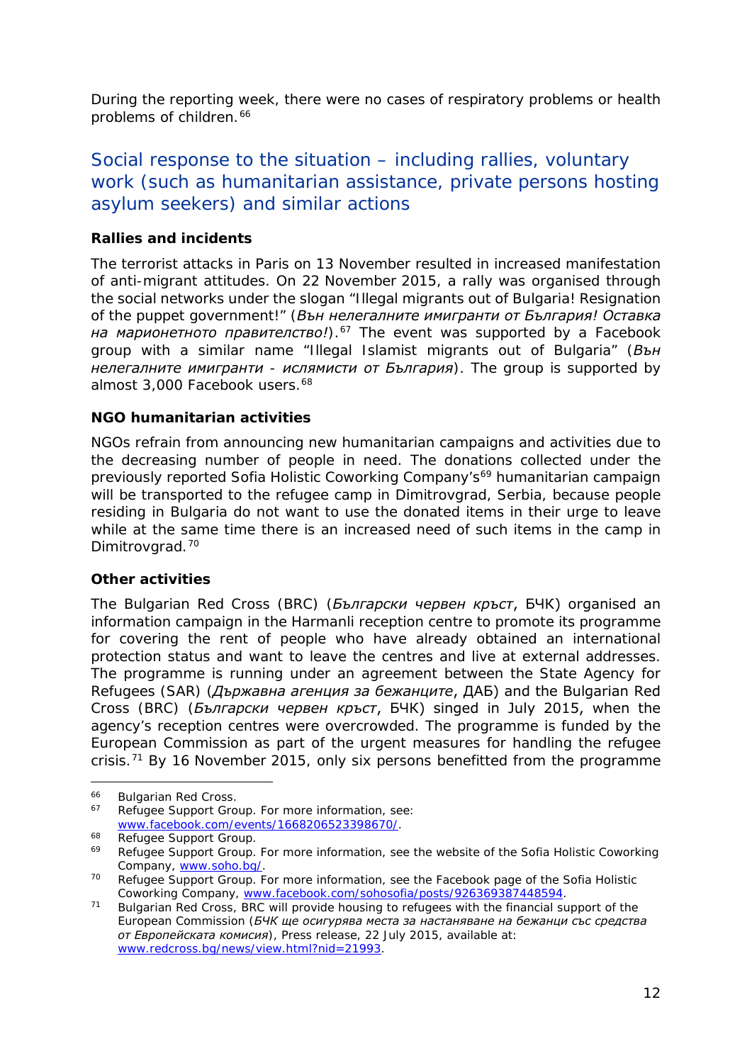During the reporting week, there were no cases of respiratory problems or health problems of children.[66]

## Social response to the situation – including rallies, voluntary work (such as humanitarian assistance, private persons hosting asylum seekers) and similar actions

**Rallies and incidents**

The terrorist attacks in Paris on 13 November resulted in increased manifestation of anti-migrant attitudes. On 22 November 2015, a rally was organised through the social networks under the slogan "Illegal migrants out of Bulgaria! Resignation of the puppet government!" (*Вън нелегалните имигранти от България! Оставка на марионетното правителство!*).[67] The event was supported by a Facebook group with a similar name "Illegal Islamist migrants out of Bulgaria" (*Вън нелегалните имигранти - ислямисти от България*). The group is supported by almost 3,000 Facebook users.[68]

**NGO humanitarian activities**

NGOs refrain from announcing new humanitarian campaigns and activities due to the decreasing number of people in need. The donations collected under the previously reported Sofia Holistic Coworking Company's[69] humanitarian campaign will be transported to the refugee camp in Dimitrovgrad, Serbia, because people residing in Bulgaria do not want to use the donated items in their urge to leave while at the same time there is an increased need of such items in the camp in Dimitrovgrad.[70]

**Other activities**

The Bulgarian Red Cross (BRC) (*Български червен кръст*, БЧК) organised an information campaign in the Harmanli reception centre to promote its programme for covering the rent of people who have already obtained an international protection status and want to leave the centres and live at external addresses. The programme is running under an agreement between the State Agency for Refugees (SAR) (*Държавна агенция за бежанците*, ДАБ) and the Bulgarian Red Cross (BRC) (*Български червен кръст*, БЧК) singed in July 2015, when the agency's reception centres were overcrowded. The programme is funded by the European Commission as part of the urgent measures for handling the refugee crisis.[71] By 16 November 2015, only six persons benefitted from the programme

---

[66] Bulgarian Red Cross.

[67] Refugee Support Group. For more information, see: www.facebook.com/events/1668206523398670/.

[68] Refugee Support Group.

[69] Refugee Support Group. For more information, see the website of the Sofia Holistic Coworking Company, www.soho.bg/.

[70] Refugee Support Group. For more information, see the Facebook page of the Sofia Holistic Coworking Company, www.facebook.com/sohosofia/posts/926369387448594.

[71] Bulgarian Red Cross, BRC will provide housing to refugees with the financial support of the European Commission (*БЧК ще осигурява места за настаняване на бежанци със средства от Европейската комисия*), Press release, 22 July 2015, available at: www.redcross.bg/news/view.html?nid=21993.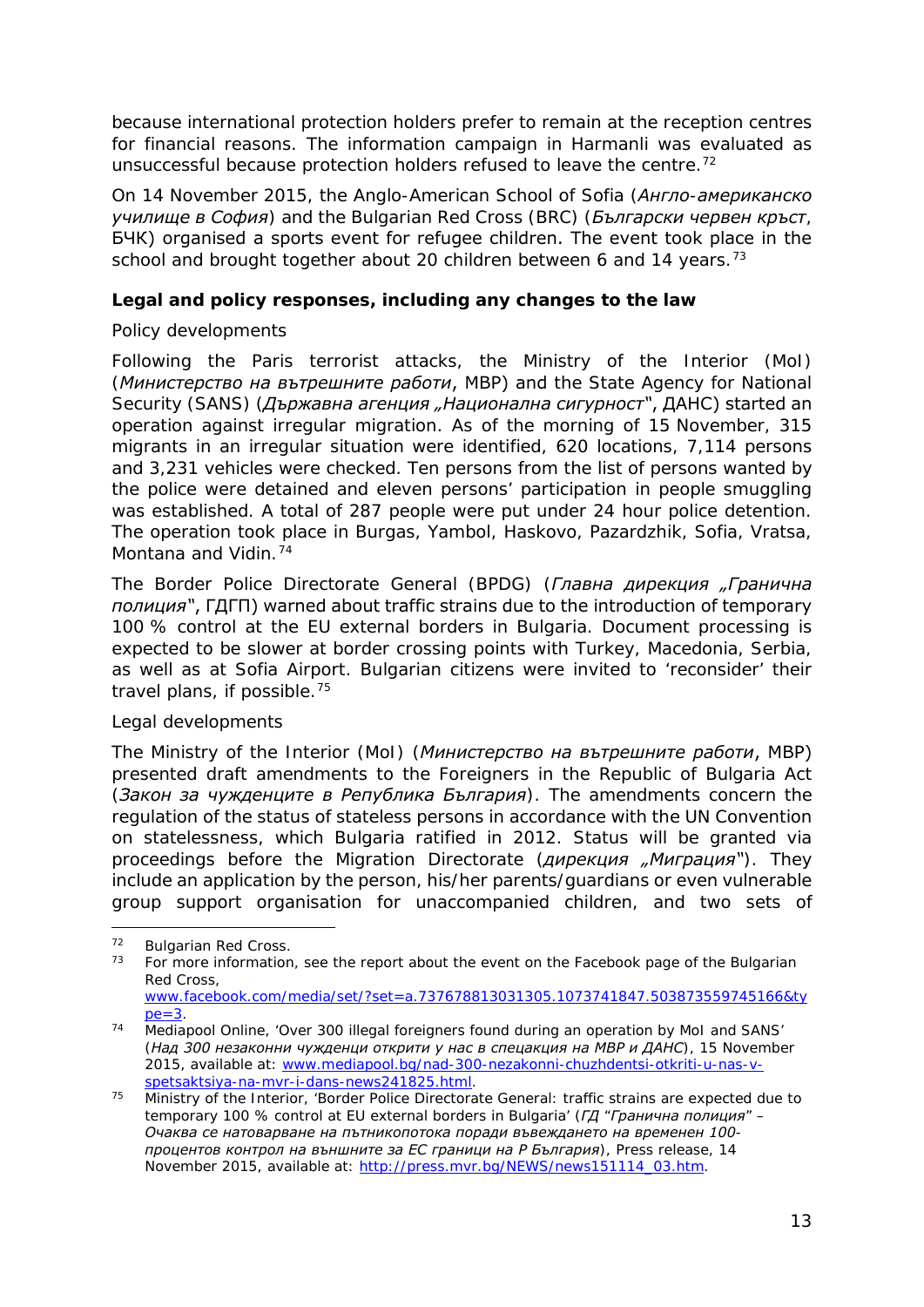because international protection holders prefer to remain at the reception centres for financial reasons. The information campaign in Harmanli was evaluated as unsuccessful because protection holders refused to leave the centre.[72]

On 14 November 2015, the Anglo-American School of Sofia (*Англо-американско училище в София*) and the Bulgarian Red Cross (BRC) (*Български червен кръст*, БЧК) organised a sports event for refugee children. The event took place in the school and brought together about 20 children between 6 and 14 years.[73]

**Legal and policy responses, including any changes to the law**

Policy developments

Following the Paris terrorist attacks, the Ministry of the Interior (MoI) (*Министерство на вътрешните работи*, МВР) and the State Agency for National Security (SANS) (*Държавна агенция „Национална сигурност"*, ДАНС) started an operation against irregular migration. As of the morning of 15 November, 315 migrants in an irregular situation were identified, 620 locations, 7,114 persons and 3,231 vehicles were checked. Ten persons from the list of persons wanted by the police were detained and eleven persons' participation in people smuggling was established. A total of 287 people were put under 24 hour police detention. The operation took place in Burgas, Yambol, Haskovo, Pazardzhik, Sofia, Vratsa, Montana and Vidin.[74]

The Border Police Directorate General (BPDG) (*Главна дирекция „Гранична полиция"*, ГДГП) warned about traffic strains due to the introduction of temporary 100 % control at the EU external borders in Bulgaria. Document processing is expected to be slower at border crossing points with Turkey, Macedonia, Serbia, as well as at Sofia Airport. Bulgarian citizens were invited to 'reconsider' their travel plans, if possible.[75]

Legal developments

The Ministry of the Interior (MoI) (*Министерство на вътрешните работи*, МВР) presented draft amendments to the Foreigners in the Republic of Bulgaria Act (*Закон за чужденците в Република България*). The amendments concern the regulation of the status of stateless persons in accordance with the UN Convention on statelessness, which Bulgaria ratified in 2012. Status will be granted via proceedings before the Migration Directorate (*дирекция „Миграция"*). They include an application by the person, his/her parents/guardians or even vulnerable group support organisation for unaccompanied children, and two sets of

---

[72] Bulgarian Red Cross.

[73] For more information, see the report about the event on the Facebook page of the Bulgarian Red Cross, www.facebook.com/media/set/?set=a.737678813031305.1073741847.503873559745166&type=3.

[74] Mediapool Online, 'Over 300 illegal foreigners found during an operation by MoI and SANS' (*Над 300 незаконни чужденци открити у нас в спецакция на МВР и ДАНС*), 15 November 2015, available at: www.mediapool.bg/nad-300-nezakonni-chuzhdentsi-otkriti-u-nas-v-spetsaktsiya-na-mvr-i-dans-news241825.html.

[75] Ministry of the Interior, 'Border Police Directorate General: traffic strains are expected due to temporary 100 % control at EU external borders in Bulgaria' (*ГД "Гранична полиция" – Очаква се натоварване на пътникопотока поради въвеждането на временен 100-процентов контрол на външните за ЕС граници на Р България*), Press release, 14 November 2015, available at: http://press.mvr.bg/NEWS/news151114_03.htm.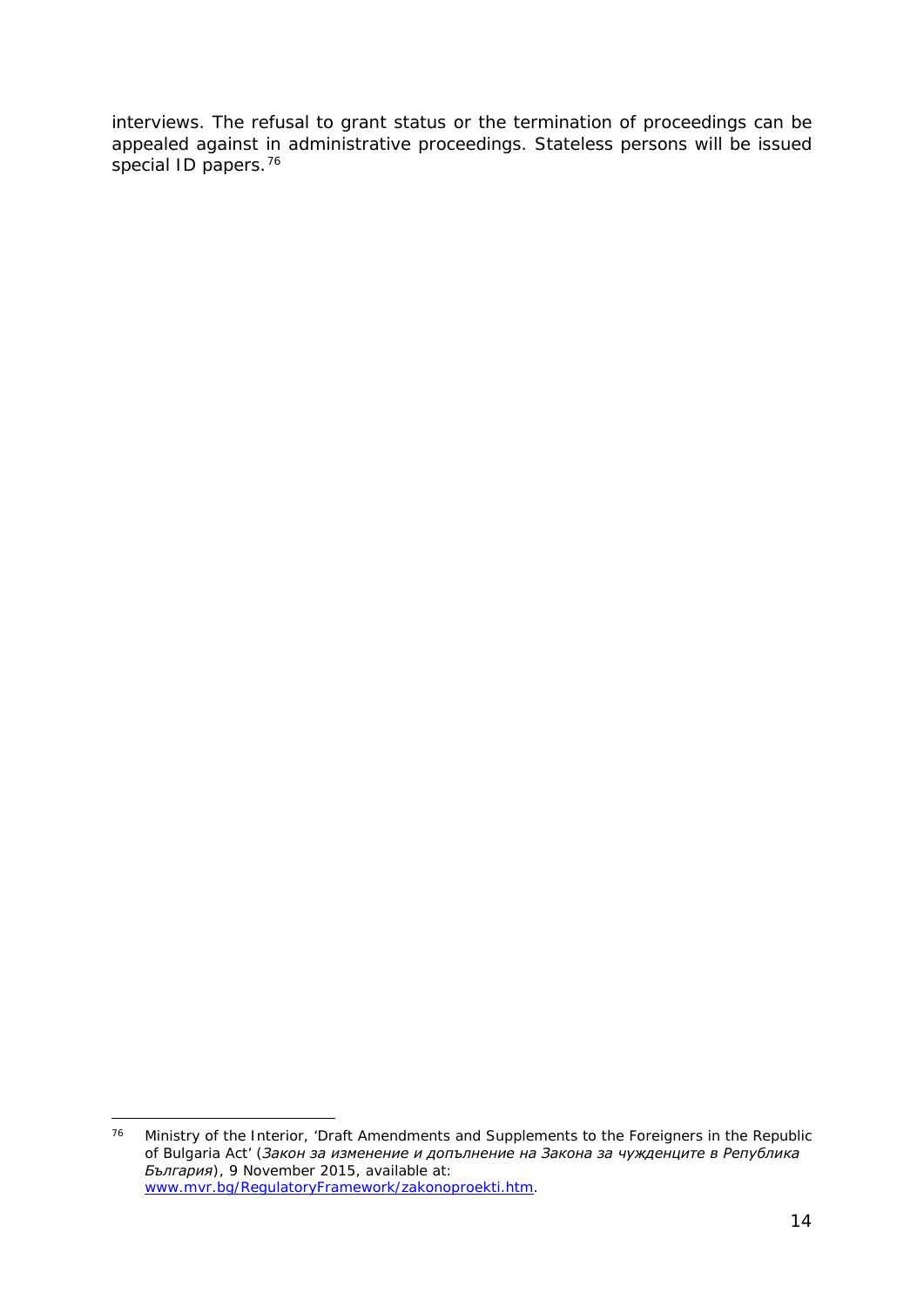interviews. The refusal to grant status or the termination of proceedings can be appealed against in administrative proceedings. Stateless persons will be issued special ID papers.[76]

---

[76] Ministry of the Interior, 'Draft Amendments and Supplements to the Foreigners in the Republic of Bulgaria Act' (*Закон за изменение и допълнение на Закона за чужденците в Република България*), 9 November 2015, available at: [www.mvr.bg/RegulatoryFramework/zakonoproekti.htm](www.mvr.bg/RegulatoryFramework/zakonoproekti.htm).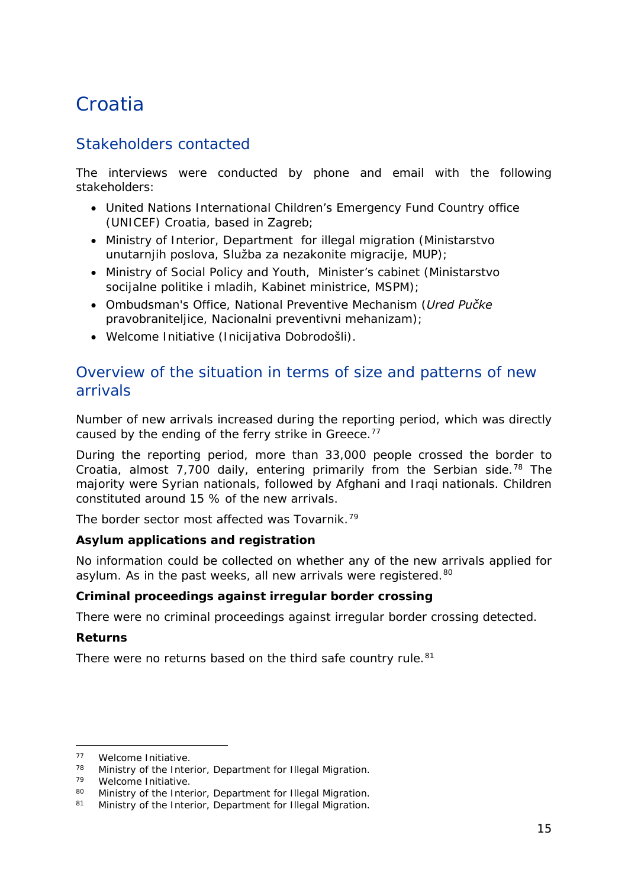# Croatia

## Stakeholders contacted

The interviews were conducted by phone and email with the following stakeholders:

- United Nations International Children's Emergency Fund Country office (UNICEF) Croatia, based in Zagreb;
- Ministry of Interior, Department for illegal migration (Ministarstvo unutarnjih poslova, Služba za nezakonite migracije, MUP);
- Ministry of Social Policy and Youth, Minister's cabinet (Ministarstvo socijalne politike i mladih, Kabinet ministrice, MSPM);
- Ombudsman's Office, National Preventive Mechanism (*Ured Pučke* pravobraniteljice, Nacionalni preventivni mehanizam);
- Welcome Initiative (Inicijativa Dobrodošli).

## Overview of the situation in terms of size and patterns of new arrivals

Number of new arrivals increased during the reporting period, which was directly caused by the ending of the ferry strike in Greece.[77]

During the reporting period, more than 33,000 people crossed the border to Croatia, almost 7,700 daily, entering primarily from the Serbian side.[78] The majority were Syrian nationals, followed by Afghani and Iraqi nationals. Children constituted around 15 % of the new arrivals.

The border sector most affected was Tovarnik.[79]

**Asylum applications and registration**

No information could be collected on whether any of the new arrivals applied for asylum. As in the past weeks, all new arrivals were registered.[80]

**Criminal proceedings against irregular border crossing**

There were no criminal proceedings against irregular border crossing detected.

**Returns**

There were no returns based on the third safe country rule.[81]

---

[77] Welcome Initiative.
[78] Ministry of the Interior, Department for Illegal Migration.
[79] Welcome Initiative.
[80] Ministry of the Interior, Department for Illegal Migration.
[81] Ministry of the Interior, Department for Illegal Migration.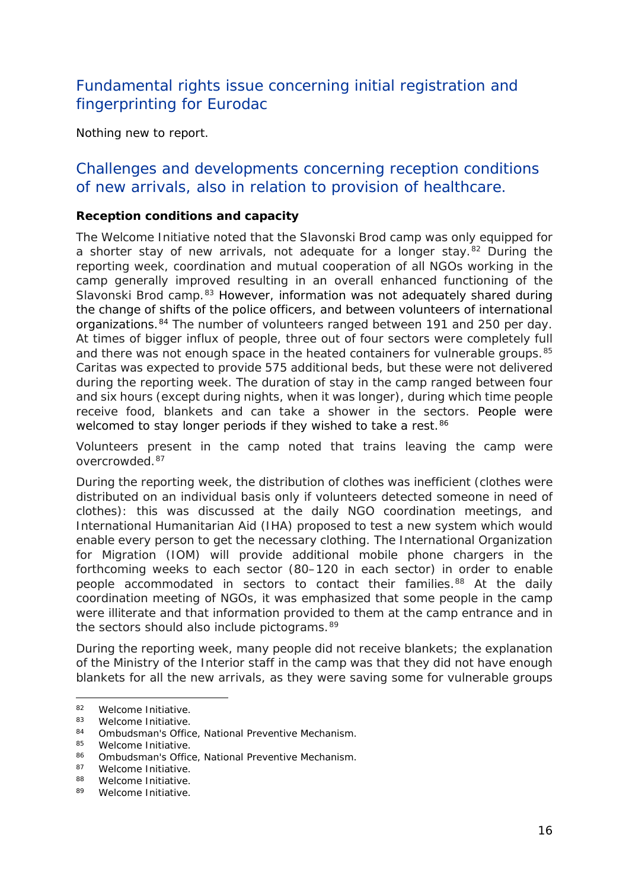## Fundamental rights issue concerning initial registration and fingerprinting for Eurodac

Nothing new to report.

## Challenges and developments concerning reception conditions of new arrivals, also in relation to provision of healthcare.

**Reception conditions and capacity**

The Welcome Initiative noted that the Slavonski Brod camp was only equipped for a shorter stay of new arrivals, not adequate for a longer stay.[82] During the reporting week, coordination and mutual cooperation of all NGOs working in the camp generally improved resulting in an overall enhanced functioning of the Slavonski Brod camp.[83] However, information was not adequately shared during the change of shifts of the police officers, and between volunteers of international organizations.[84] The number of volunteers ranged between 191 and 250 per day. At times of bigger influx of people, three out of four sectors were completely full and there was not enough space in the heated containers for vulnerable groups.[85] Caritas was expected to provide 575 additional beds, but these were not delivered during the reporting week. The duration of stay in the camp ranged between four and six hours (except during nights, when it was longer), during which time people receive food, blankets and can take a shower in the sectors. People were welcomed to stay longer periods if they wished to take a rest.[86]

Volunteers present in the camp noted that trains leaving the camp were overcrowded.[87]

During the reporting week, the distribution of clothes was inefficient (clothes were distributed on an individual basis only if volunteers detected someone in need of clothes): this was discussed at the daily NGO coordination meetings, and International Humanitarian Aid (IHA) proposed to test a new system which would enable every person to get the necessary clothing. The International Organization for Migration (IOM) will provide additional mobile phone chargers in the forthcoming weeks to each sector (80–120 in each sector) in order to enable people accommodated in sectors to contact their families.[88] At the daily coordination meeting of NGOs, it was emphasized that some people in the camp were illiterate and that information provided to them at the camp entrance and in the sectors should also include pictograms.[89]

During the reporting week, many people did not receive blankets; the explanation of the Ministry of the Interior staff in the camp was that they did not have enough blankets for all the new arrivals, as they were saving some for vulnerable groups

---

[82] Welcome Initiative.
[83] Welcome Initiative.
[84] Ombudsman's Office, National Preventive Mechanism.
[85] Welcome Initiative.
[86] Ombudsman's Office, National Preventive Mechanism.
[87] Welcome Initiative.
[88] Welcome Initiative.
[89] Welcome Initiative.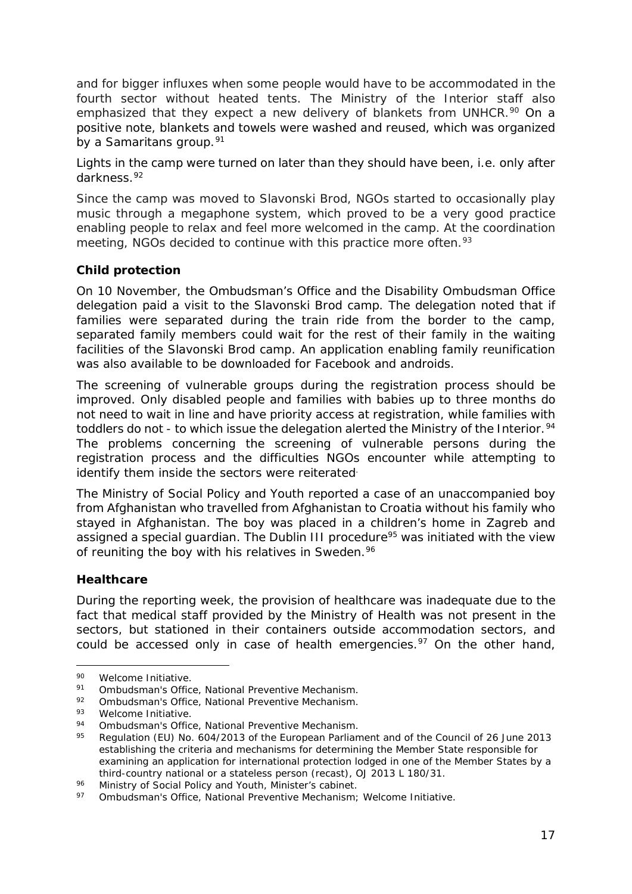and for bigger influxes when some people would have to be accommodated in the fourth sector without heated tents. The Ministry of the Interior staff also emphasized that they expect a new delivery of blankets from UNHCR.[90] On a positive note, blankets and towels were washed and reused, which was organized by a Samaritans group.[91]

Lights in the camp were turned on later than they should have been, i.e. only after darkness.[92]

Since the camp was moved to Slavonski Brod, NGOs started to occasionally play music through a megaphone system, which proved to be a very good practice enabling people to relax and feel more welcomed in the camp. At the coordination meeting, NGOs decided to continue with this practice more often.[93]

**Child protection**

On 10 November, the Ombudsman's Office and the Disability Ombudsman Office delegation paid a visit to the Slavonski Brod camp. The delegation noted that if families were separated during the train ride from the border to the camp, separated family members could wait for the rest of their family in the waiting facilities of the Slavonski Brod camp. An application enabling family reunification was also available to be downloaded for Facebook and androids.

The screening of vulnerable groups during the registration process should be improved. Only disabled people and families with babies up to three months do not need to wait in line and have priority access at registration, while families with toddlers do not - to which issue the delegation alerted the Ministry of the Interior.[94] The problems concerning the screening of vulnerable persons during the registration process and the difficulties NGOs encounter while attempting to identify them inside the sectors were reiterated.

The Ministry of Social Policy and Youth reported a case of an unaccompanied boy from Afghanistan who travelled from Afghanistan to Croatia without his family who stayed in Afghanistan. The boy was placed in a children's home in Zagreb and assigned a special guardian. The Dublin III procedure[95] was initiated with the view of reuniting the boy with his relatives in Sweden.[96]

**Healthcare**

During the reporting week, the provision of healthcare was inadequate due to the fact that medical staff provided by the Ministry of Health was not present in the sectors, but stationed in their containers outside accommodation sectors, and could be accessed only in case of health emergencies.[97] On the other hand,

---

90 Welcome Initiative.

91 Ombudsman's Office, National Preventive Mechanism.

92 Ombudsman's Office, National Preventive Mechanism.

93 Welcome Initiative.

94 Ombudsman's Office, National Preventive Mechanism.

95 Regulation (EU) No. 604/2013 of the European Parliament and of the Council of 26 June 2013 establishing the criteria and mechanisms for determining the Member State responsible for examining an application for international protection lodged in one of the Member States by a third-country national or a stateless person (recast), OJ 2013 L 180/31.

96 Ministry of Social Policy and Youth, Minister's cabinet.

97 Ombudsman's Office, National Preventive Mechanism; Welcome Initiative.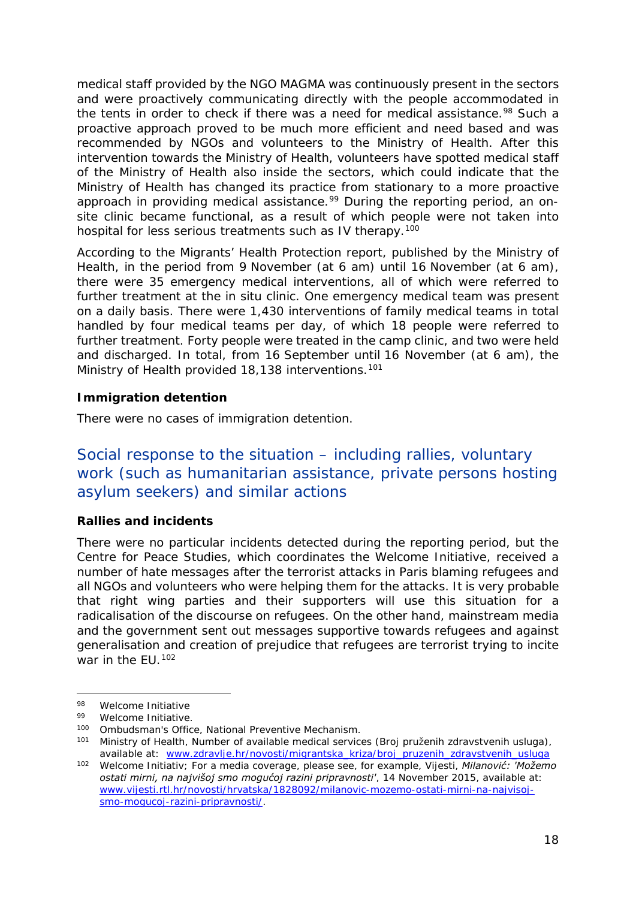medical staff provided by the NGO MAGMA was continuously present in the sectors and were proactively communicating directly with the people accommodated in the tents in order to check if there was a need for medical assistance.[98] Such a proactive approach proved to be much more efficient and need based and was recommended by NGOs and volunteers to the Ministry of Health. After this intervention towards the Ministry of Health, volunteers have spotted medical staff of the Ministry of Health also inside the sectors, which could indicate that the Ministry of Health has changed its practice from stationary to a more proactive approach in providing medical assistance.[99] During the reporting period, an on-site clinic became functional, as a result of which people were not taken into hospital for less serious treatments such as IV therapy.[100]

According to the Migrants' Health Protection report, published by the Ministry of Health, in the period from 9 November (at 6 am) until 16 November (at 6 am), there were 35 emergency medical interventions, all of which were referred to further treatment at the in situ clinic. One emergency medical team was present on a daily basis. There were 1,430 interventions of family medical teams in total handled by four medical teams per day, of which 18 people were referred to further treatment. Forty people were treated in the camp clinic, and two were held and discharged. In total, from 16 September until 16 November (at 6 am), the Ministry of Health provided 18,138 interventions.[101]

**Immigration detention**

There were no cases of immigration detention.

## Social response to the situation – including rallies, voluntary work (such as humanitarian assistance, private persons hosting asylum seekers) and similar actions

**Rallies and incidents**

There were no particular incidents detected during the reporting period, but the Centre for Peace Studies, which coordinates the Welcome Initiative, received a number of hate messages after the terrorist attacks in Paris blaming refugees and all NGOs and volunteers who were helping them for the attacks. It is very probable that right wing parties and their supporters will use this situation for a radicalisation of the discourse on refugees. On the other hand, mainstream media and the government sent out messages supportive towards refugees and against generalisation and creation of prejudice that refugees are terrorist trying to incite war in the EU.[102]

---

[98] Welcome Initiative

[99] Welcome Initiative.

[100] Ombudsman's Office, National Preventive Mechanism.

[101] Ministry of Health, Number of available medical services (Broj pruženih zdravstvenih usluga), available at: www.zdravlje.hr/novosti/migrantska_kriza/broj_pruzenih_zdravstvenih_usluga

[102] Welcome Initiativ; For a media coverage, please see, for example, Vijesti, *Milanović: 'Možemo ostati mirni, na najvišoj smo mogućoj razini pripravnosti'*, 14 November 2015, available at: www.vijesti.rtl.hr/novosti/hrvatska/1828092/milanovic-mozemo-ostati-mirni-na-najvisoj-smo-mogucoj-razini-pripravnosti/.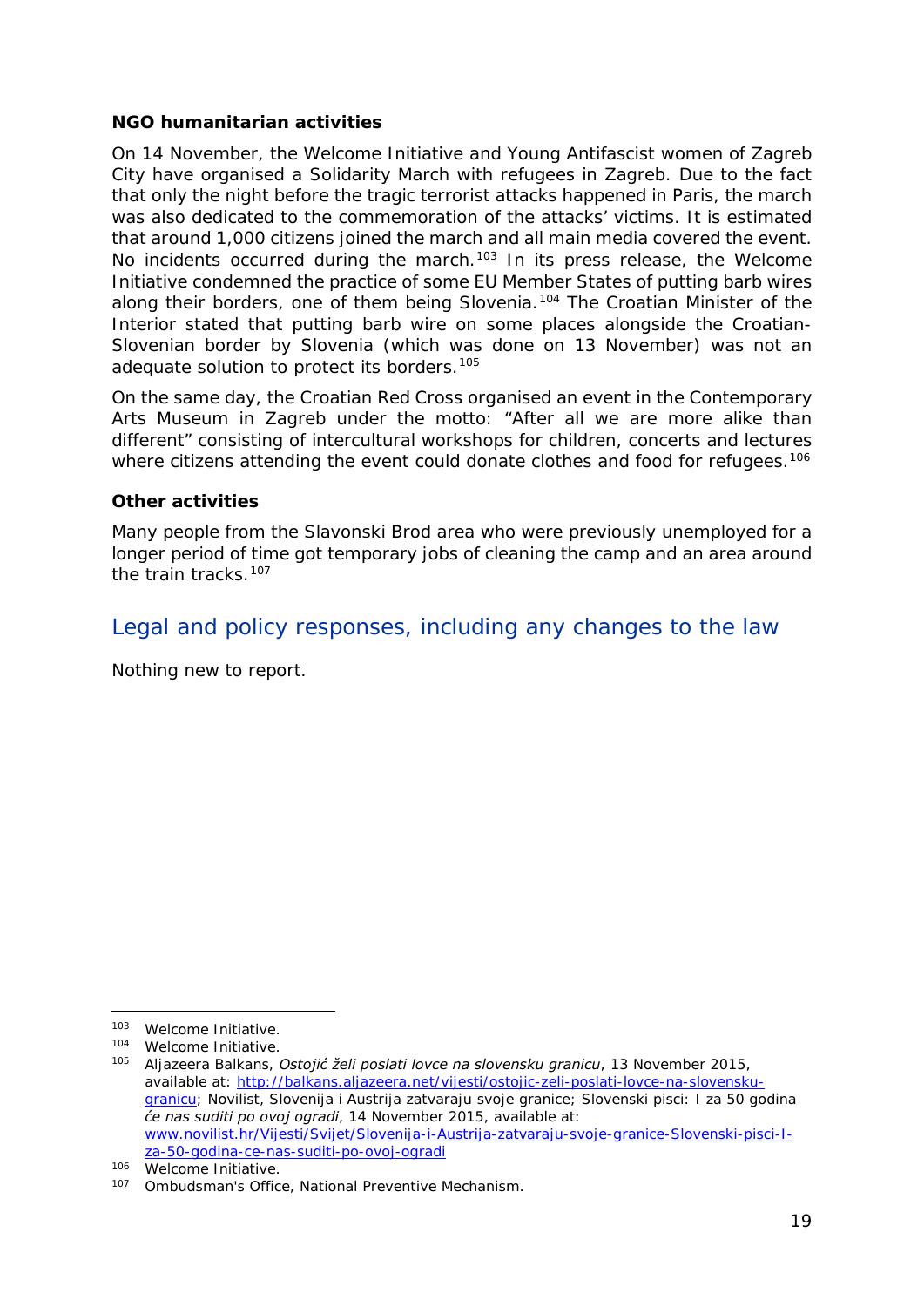**NGO humanitarian activities**

On 14 November, the Welcome Initiative and Young Antifascist women of Zagreb City have organised a Solidarity March with refugees in Zagreb. Due to the fact that only the night before the tragic terrorist attacks happened in Paris, the march was also dedicated to the commemoration of the attacks' victims. It is estimated that around 1,000 citizens joined the march and all main media covered the event. No incidents occurred during the march.[103] In its press release, the Welcome Initiative condemned the practice of some EU Member States of putting barb wires along their borders, one of them being Slovenia.[104] The Croatian Minister of the Interior stated that putting barb wire on some places alongside the Croatian-Slovenian border by Slovenia (which was done on 13 November) was not an adequate solution to protect its borders.[105]

On the same day, the Croatian Red Cross organised an event in the Contemporary Arts Museum in Zagreb under the motto: "After all we are more alike than different" consisting of intercultural workshops for children, concerts and lectures where citizens attending the event could donate clothes and food for refugees.[106]

**Other activities**

Many people from the Slavonski Brod area who were previously unemployed for a longer period of time got temporary jobs of cleaning the camp and an area around the train tracks.[107]

## Legal and policy responses, including any changes to the law

Nothing new to report.

---

[103] Welcome Initiative.

[104] Welcome Initiative.

[105] Aljazeera Balkans, *Ostojić želi poslati lovce na slovensku granicu*, 13 November 2015, available at: http://balkans.aljazeera.net/vijesti/ostojic-zeli-poslati-lovce-na-slovensku-granicu; Novilist, Slovenija i Austrija zatvaraju svoje granice; Slovenski pisci: I za 50 godina *će nas suditi po ovoj ogradi*, 14 November 2015, available at: www.novilist.hr/Vijesti/Svijet/Slovenija-i-Austrija-zatvaraju-svoje-granice-Slovenski-pisci-I-za-50-godina-ce-nas-suditi-po-ovoj-ogradi

[106] Welcome Initiative.

[107] Ombudsman's Office, National Preventive Mechanism.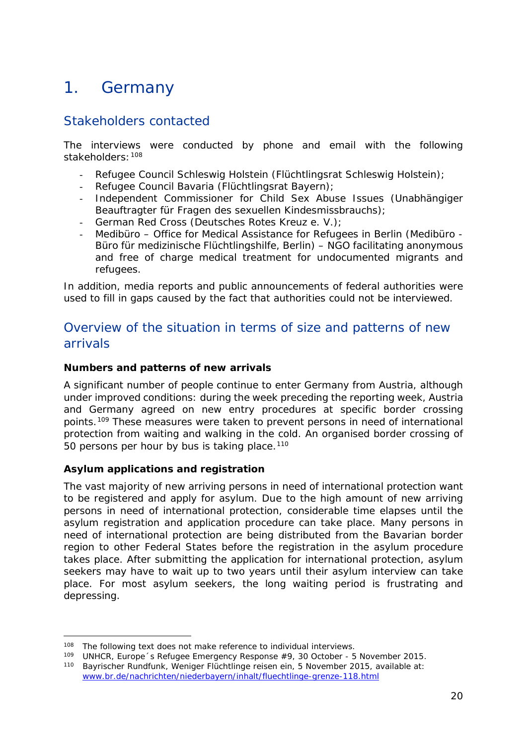# 1. Germany

## Stakeholders contacted

The interviews were conducted by phone and email with the following stakeholders:[108]

- Refugee Council Schleswig Holstein (Flüchtlingsrat Schleswig Holstein);
- Refugee Council Bavaria (Flüchtlingsrat Bayern);
- Independent Commissioner for Child Sex Abuse Issues (Unabhängiger Beauftragter für Fragen des sexuellen Kindesmissbrauchs);
- German Red Cross (Deutsches Rotes Kreuz e. V.);
- Medibüro – Office for Medical Assistance for Refugees in Berlin (Medibüro - Büro für medizinische Flüchtlingshilfe, Berlin) – NGO facilitating anonymous and free of charge medical treatment for undocumented migrants and refugees.

In addition, media reports and public announcements of federal authorities were used to fill in gaps caused by the fact that authorities could not be interviewed.

## Overview of the situation in terms of size and patterns of new arrivals

**Numbers and patterns of new arrivals**

A significant number of people continue to enter Germany from Austria, although under improved conditions: during the week preceding the reporting week, Austria and Germany agreed on new entry procedures at specific border crossing points.[109] These measures were taken to prevent persons in need of international protection from waiting and walking in the cold. An organised border crossing of 50 persons per hour by bus is taking place.[110]

**Asylum applications and registration**

The vast majority of new arriving persons in need of international protection want to be registered and apply for asylum. Due to the high amount of new arriving persons in need of international protection, considerable time elapses until the asylum registration and application procedure can take place. Many persons in need of international protection are being distributed from the Bavarian border region to other Federal States before the registration in the asylum procedure takes place. After submitting the application for international protection, asylum seekers may have to wait up to two years until their asylum interview can take place. For most asylum seekers, the long waiting period is frustrating and depressing.

---

[108] The following text does not make reference to individual interviews.

[109] UNHCR, Europe´s Refugee Emergency Response #9, 30 October - 5 November 2015.

[110] Bayrischer Rundfunk, Weniger Flüchtlinge reisen ein, 5 November 2015, available at: www.br.de/nachrichten/niederbayern/inhalt/fluechtlinge-grenze-118.html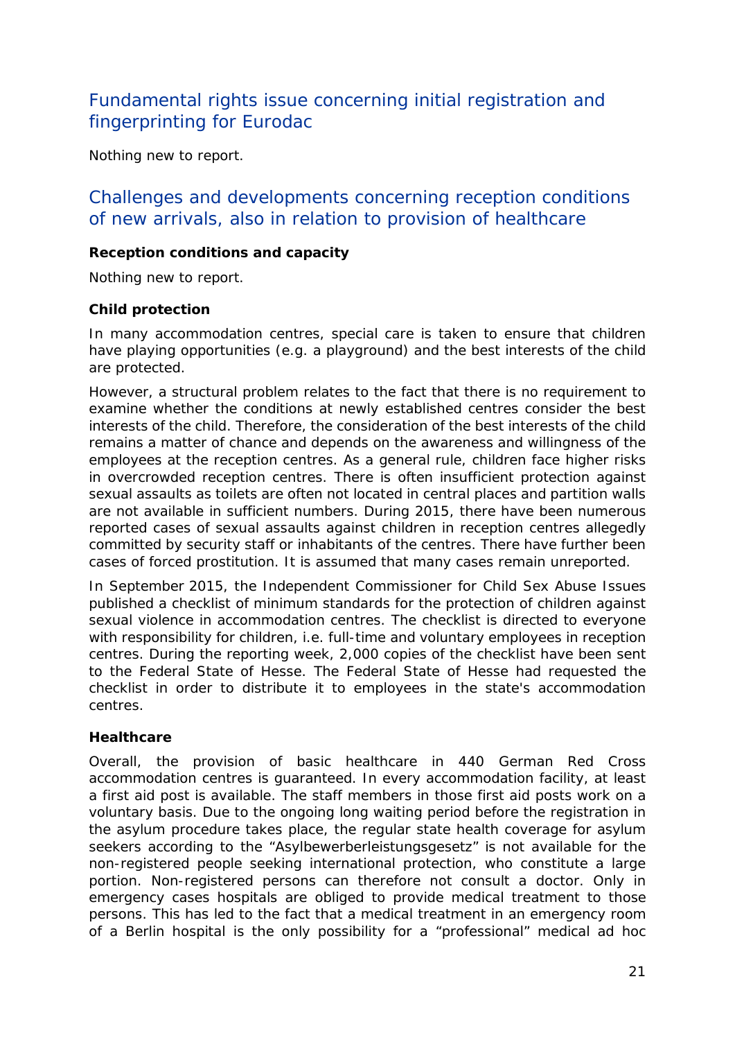## Fundamental rights issue concerning initial registration and fingerprinting for Eurodac

Nothing new to report.

## Challenges and developments concerning reception conditions of new arrivals, also in relation to provision of healthcare

**Reception conditions and capacity**

Nothing new to report.

**Child protection**

In many accommodation centres, special care is taken to ensure that children have playing opportunities (e.g. a playground) and the best interests of the child are protected.

However, a structural problem relates to the fact that there is no requirement to examine whether the conditions at newly established centres consider the best interests of the child. Therefore, the consideration of the best interests of the child remains a matter of chance and depends on the awareness and willingness of the employees at the reception centres. As a general rule, children face higher risks in overcrowded reception centres. There is often insufficient protection against sexual assaults as toilets are often not located in central places and partition walls are not available in sufficient numbers. During 2015, there have been numerous reported cases of sexual assaults against children in reception centres allegedly committed by security staff or inhabitants of the centres. There have further been cases of forced prostitution. It is assumed that many cases remain unreported.

In September 2015, the Independent Commissioner for Child Sex Abuse Issues published a checklist of minimum standards for the protection of children against sexual violence in accommodation centres. The checklist is directed to everyone with responsibility for children, i.e. full-time and voluntary employees in reception centres. During the reporting week, 2,000 copies of the checklist have been sent to the Federal State of Hesse. The Federal State of Hesse had requested the checklist in order to distribute it to employees in the state's accommodation centres.

**Healthcare**

Overall, the provision of basic healthcare in 440 German Red Cross accommodation centres is guaranteed. In every accommodation facility, at least a first aid post is available. The staff members in those first aid posts work on a voluntary basis. Due to the ongoing long waiting period before the registration in the asylum procedure takes place, the regular state health coverage for asylum seekers according to the "Asylbewerberleistungsgesetz" is not available for the non-registered people seeking international protection, who constitute a large portion. Non-registered persons can therefore not consult a doctor. Only in emergency cases hospitals are obliged to provide medical treatment to those persons. This has led to the fact that a medical treatment in an emergency room of a Berlin hospital is the only possibility for a "professional" medical ad hoc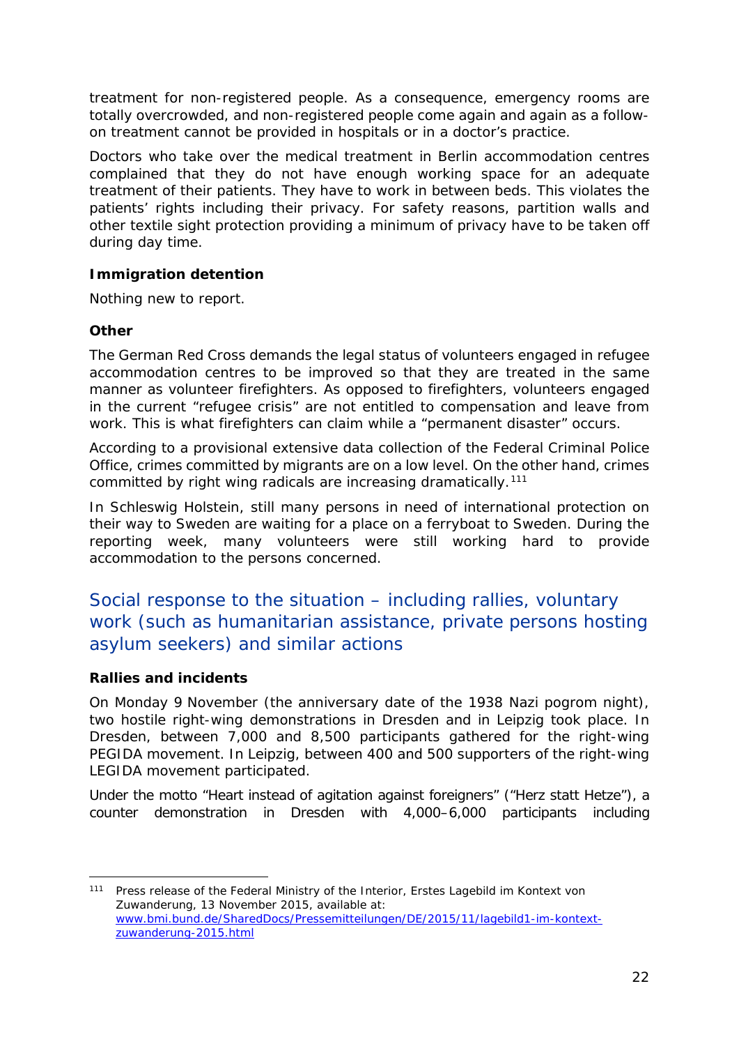treatment for non-registered people. As a consequence, emergency rooms are totally overcrowded, and non-registered people come again and again as a follow-on treatment cannot be provided in hospitals or in a doctor's practice.

Doctors who take over the medical treatment in Berlin accommodation centres complained that they do not have enough working space for an adequate treatment of their patients. They have to work in between beds. This violates the patients' rights including their privacy. For safety reasons, partition walls and other textile sight protection providing a minimum of privacy have to be taken off during day time.

**Immigration detention**

Nothing new to report.

**Other**

The German Red Cross demands the legal status of volunteers engaged in refugee accommodation centres to be improved so that they are treated in the same manner as volunteer firefighters. As opposed to firefighters, volunteers engaged in the current "refugee crisis" are not entitled to compensation and leave from work. This is what firefighters can claim while a "permanent disaster" occurs.

According to a provisional extensive data collection of the Federal Criminal Police Office, crimes committed by migrants are on a low level. On the other hand, crimes committed by right wing radicals are increasing dramatically.[111]

In Schleswig Holstein, still many persons in need of international protection on their way to Sweden are waiting for a place on a ferryboat to Sweden. During the reporting week, many volunteers were still working hard to provide accommodation to the persons concerned.

## Social response to the situation – including rallies, voluntary work (such as humanitarian assistance, private persons hosting asylum seekers) and similar actions

**Rallies and incidents**

On Monday 9 November (the anniversary date of the 1938 Nazi pogrom night), two hostile right-wing demonstrations in Dresden and in Leipzig took place. In Dresden, between 7,000 and 8,500 participants gathered for the right-wing PEGIDA movement. In Leipzig, between 400 and 500 supporters of the right-wing LEGIDA movement participated.

Under the motto "Heart instead of agitation against foreigners" ("Herz statt Hetze"), a counter demonstration in Dresden with 4,000–6,000 participants including

---

[111] Press release of the Federal Ministry of the Interior, Erstes Lagebild im Kontext von Zuwanderung, 13 November 2015, available at: www.bmi.bund.de/SharedDocs/Pressemitteilungen/DE/2015/11/lagebild1-im-kontext-zuwanderung-2015.html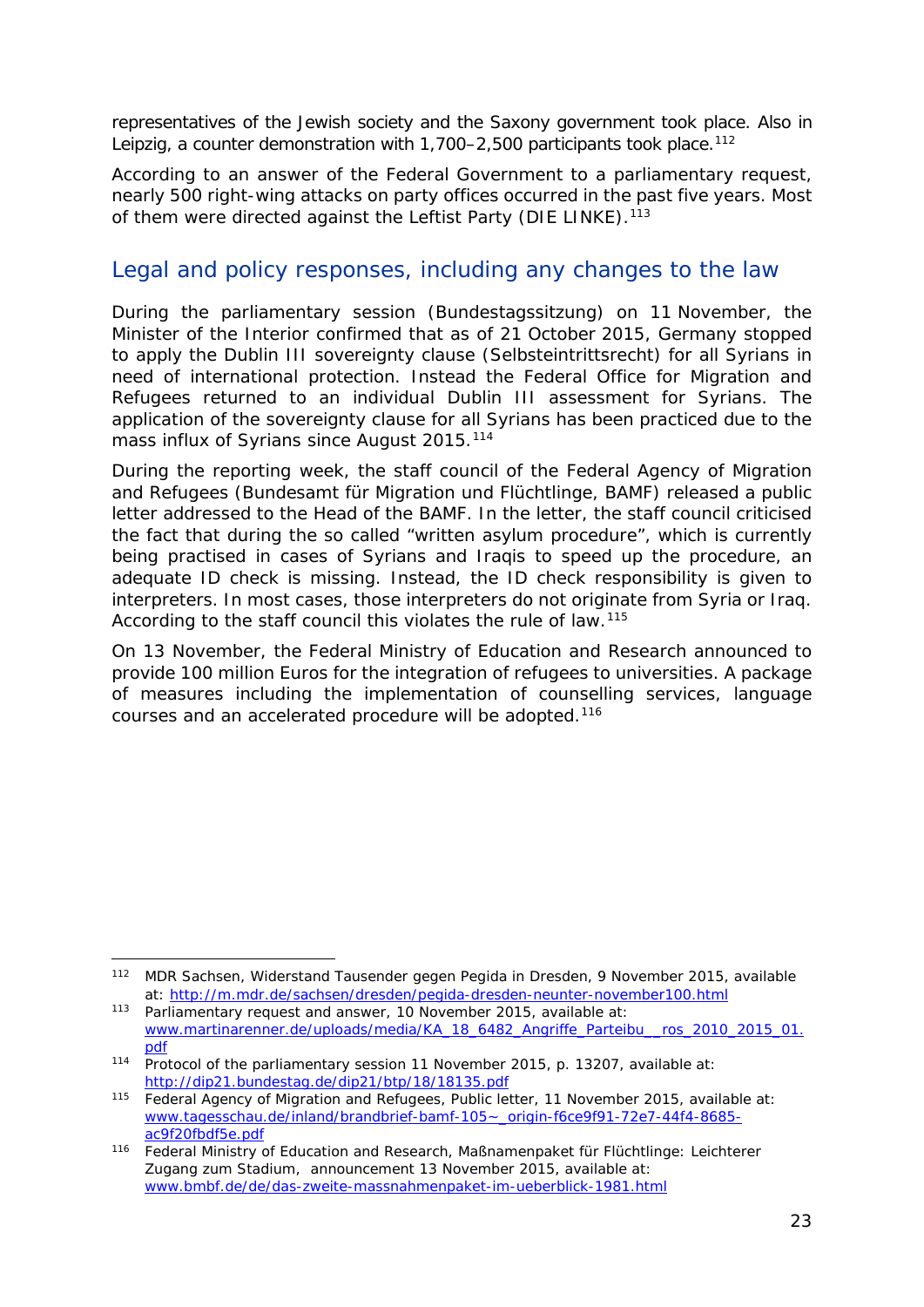representatives of the Jewish society and the Saxony government took place. Also in Leipzig, a counter demonstration with 1,700–2,500 participants took place.[112]

According to an answer of the Federal Government to a parliamentary request, nearly 500 right-wing attacks on party offices occurred in the past five years. Most of them were directed against the Leftist Party (DIE LINKE).[113]

## Legal and policy responses, including any changes to the law

During the parliamentary session (Bundestagssitzung) on 11 November, the Minister of the Interior confirmed that as of 21 October 2015, Germany stopped to apply the Dublin III sovereignty clause (Selbsteintrittsrecht) for all Syrians in need of international protection. Instead the Federal Office for Migration and Refugees returned to an individual Dublin III assessment for Syrians. The application of the sovereignty clause for all Syrians has been practiced due to the mass influx of Syrians since August 2015.[114]

During the reporting week, the staff council of the Federal Agency of Migration and Refugees (Bundesamt für Migration und Flüchtlinge, BAMF) released a public letter addressed to the Head of the BAMF. In the letter, the staff council criticised the fact that during the so called "written asylum procedure", which is currently being practised in cases of Syrians and Iraqis to speed up the procedure, an adequate ID check is missing. Instead, the ID check responsibility is given to interpreters. In most cases, those interpreters do not originate from Syria or Iraq. According to the staff council this violates the rule of law.[115]

On 13 November, the Federal Ministry of Education and Research announced to provide 100 million Euros for the integration of refugees to universities. A package of measures including the implementation of counselling services, language courses and an accelerated procedure will be adopted.[116]

---

[112] MDR Sachsen, Widerstand Tausender gegen Pegida in Dresden, 9 November 2015, available at: http://m.mdr.de/sachsen/dresden/pegida-dresden-neunter-november100.html

[113] Parliamentary request and answer, 10 November 2015, available at: www.martinarenner.de/uploads/media/KA_18_6482_Angriffe_Parteibu__ros_2010_2015_01.pdf

[114] Protocol of the parliamentary session 11 November 2015, p. 13207, available at: http://dip21.bundestag.de/dip21/btp/18/18135.pdf

[115] Federal Agency of Migration and Refugees, Public letter, 11 November 2015, available at: www.tagesschau.de/inland/brandbrief-bamf-105~_origin-f6ce9f91-72e7-44f4-8685-ac9f20fbdf5e.pdf

[116] Federal Ministry of Education and Research, Maßnamenpaket für Flüchtlinge: Leichterer Zugang zum Stadium, announcement 13 November 2015, available at: www.bmbf.de/de/das-zweite-massnahmenpaket-im-ueberblick-1981.html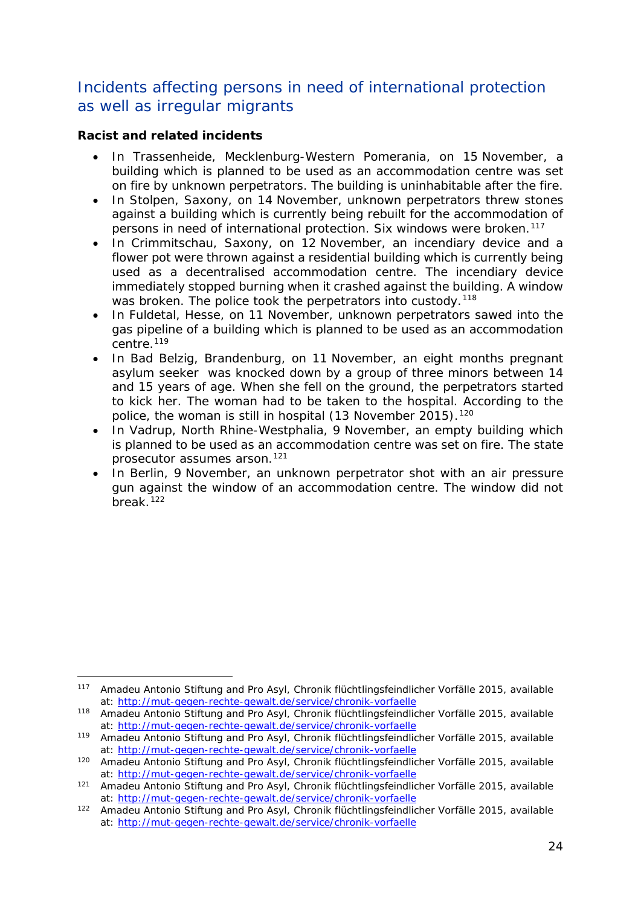## Incidents affecting persons in need of international protection as well as irregular migrants

**Racist and related incidents**

- In Trassenheide, Mecklenburg-Western Pomerania, on 15 November, a building which is planned to be used as an accommodation centre was set on fire by unknown perpetrators. The building is uninhabitable after the fire.
- In Stolpen, Saxony, on 14 November, unknown perpetrators threw stones against a building which is currently being rebuilt for the accommodation of persons in need of international protection. Six windows were broken.[117]
- In Crimmitschau, Saxony, on 12 November, an incendiary device and a flower pot were thrown against a residential building which is currently being used as a decentralised accommodation centre. The incendiary device immediately stopped burning when it crashed against the building. A window was broken. The police took the perpetrators into custody.[118]
- In Fuldetal, Hesse, on 11 November, unknown perpetrators sawed into the gas pipeline of a building which is planned to be used as an accommodation centre.[119]
- In Bad Belzig, Brandenburg, on 11 November, an eight months pregnant asylum seeker was knocked down by a group of three minors between 14 and 15 years of age. When she fell on the ground, the perpetrators started to kick her. The woman had to be taken to the hospital. According to the police, the woman is still in hospital (13 November 2015).[120]
- In Vadrup, North Rhine-Westphalia, 9 November, an empty building which is planned to be used as an accommodation centre was set on fire. The state prosecutor assumes arson.[121]
- In Berlin, 9 November, an unknown perpetrator shot with an air pressure gun against the window of an accommodation centre. The window did not break.[122]

---

[117] Amadeu Antonio Stiftung and Pro Asyl, Chronik flüchtlingsfeindlicher Vorfälle 2015, available at: http://mut-gegen-rechte-gewalt.de/service/chronik-vorfaelle

[118] Amadeu Antonio Stiftung and Pro Asyl, Chronik flüchtlingsfeindlicher Vorfälle 2015, available at: http://mut-gegen-rechte-gewalt.de/service/chronik-vorfaelle

[119] Amadeu Antonio Stiftung and Pro Asyl, Chronik flüchtlingsfeindlicher Vorfälle 2015, available at: http://mut-gegen-rechte-gewalt.de/service/chronik-vorfaelle

[120] Amadeu Antonio Stiftung and Pro Asyl, Chronik flüchtlingsfeindlicher Vorfälle 2015, available at: http://mut-gegen-rechte-gewalt.de/service/chronik-vorfaelle

[121] Amadeu Antonio Stiftung and Pro Asyl, Chronik flüchtlingsfeindlicher Vorfälle 2015, available at: http://mut-gegen-rechte-gewalt.de/service/chronik-vorfaelle

[122] Amadeu Antonio Stiftung and Pro Asyl, Chronik flüchtlingsfeindlicher Vorfälle 2015, available at: http://mut-gegen-rechte-gewalt.de/service/chronik-vorfaelle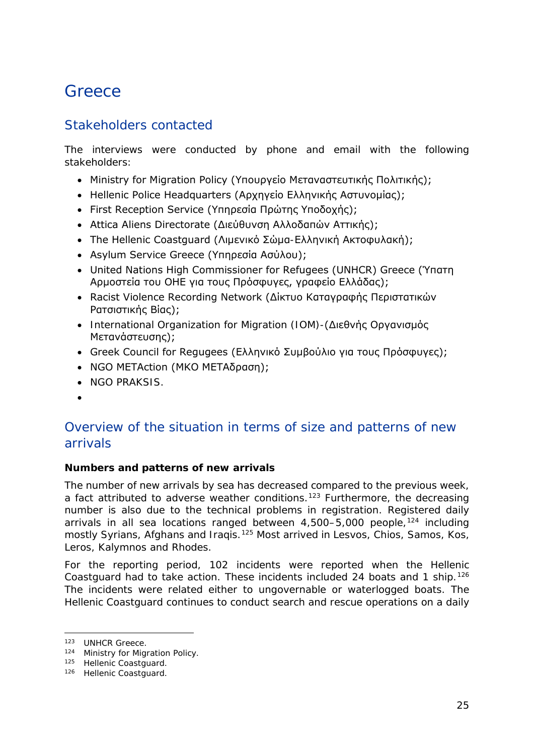# Greece

## Stakeholders contacted

The interviews were conducted by phone and email with the following stakeholders:

- Ministry for Migration Policy (Υπουργείο Μεταναστευτικής Πολιτικής);
- Hellenic Police Headquarters (Αρχηγείο Ελληνικής Αστυνομίας);
- First Reception Service (Υπηρεσία Πρώτης Υποδοχής);
- Attica Aliens Directorate (Διεύθυνση Αλλοδαπών Αττικής);
- The Hellenic Coastguard (Λιμενικό Σώμα-Ελληνική Ακτοφυλακή);
- Asylum Service Greece (Υπηρεσία Ασύλου);
- United Nations High Commissioner for Refugees (UNHCR) Greece (Ύπατη Αρμοστεία του ΟΗΕ για τους Πρόσφυγες, γραφείο Ελλάδας);
- Racist Violence Recording Network (Δίκτυο Καταγραφής Περιστατικών Ρατσιστικής Βίας);
- International Organization for Migration (IOM)-(Διεθνής Οργανισμός Μετανάστευσης);
- Greek Council for Regugees (Ελληνικό Συμβούλιο για τους Πρόσφυγες);
- NGO METAction (ΜΚΟ ΜΕΤΑδραση);
- NGO PRAKSIS.

## Overview of the situation in terms of size and patterns of new arrivals

**Numbers and patterns of new arrivals**

The number of new arrivals by sea has decreased compared to the previous week, a fact attributed to adverse weather conditions.[123] Furthermore, the decreasing number is also due to the technical problems in registration. Registered daily arrivals in all sea locations ranged between 4,500–5,000 people,[124] including mostly Syrians, Afghans and Iraqis.[125] Most arrived in Lesvos, Chios, Samos, Kos, Leros, Kalymnos and Rhodes.

For the reporting period, 102 incidents were reported when the Hellenic Coastguard had to take action. These incidents included 24 boats and 1 ship.[126] The incidents were related either to ungovernable or waterlogged boats. The Hellenic Coastguard continues to conduct search and rescue operations on a daily

[123] UNHCR Greece.

[124] Ministry for Migration Policy.

[125] Hellenic Coastguard.

[126] Hellenic Coastguard.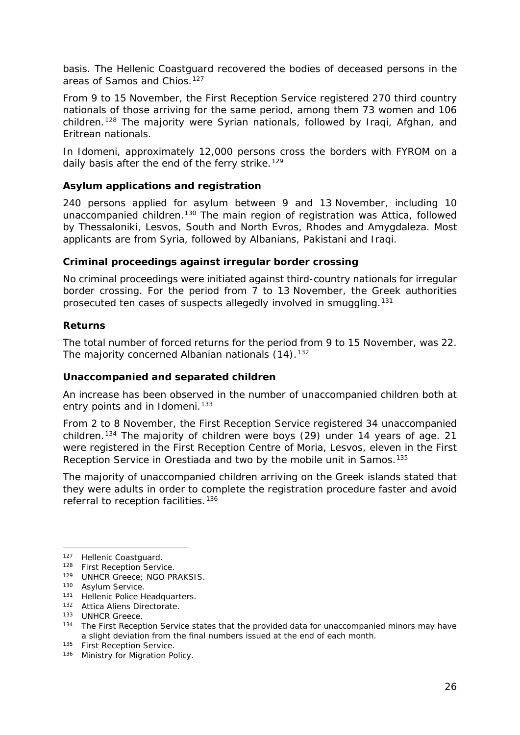basis. The Hellenic Coastguard recovered the bodies of deceased persons in the areas of Samos and Chios.[127]

From 9 to 15 November, the First Reception Service registered 270 third country nationals of those arriving for the same period, among them 73 women and 106 children.[128] The majority were Syrian nationals, followed by Iraqi, Afghan, and Eritrean nationals.

In Idomeni, approximately 12,000 persons cross the borders with FYROM on a daily basis after the end of the ferry strike.[129]

**Asylum applications and registration**

240 persons applied for asylum between 9 and 13 November, including 10 unaccompanied children.[130] The main region of registration was Attica, followed by Thessaloniki, Lesvos, South and North Evros, Rhodes and Amygdaleza. Most applicants are from Syria, followed by Albanians, Pakistani and Iraqi.

**Criminal proceedings against irregular border crossing**

No criminal proceedings were initiated against third-country nationals for irregular border crossing. For the period from 7 to 13 November, the Greek authorities prosecuted ten cases of suspects allegedly involved in smuggling.[131]

**Returns**

The total number of forced returns for the period from 9 to 15 November, was 22. The majority concerned Albanian nationals (14).[132]

**Unaccompanied and separated children**

An increase has been observed in the number of unaccompanied children both at entry points and in Idomeni.[133]

From 2 to 8 November, the First Reception Service registered 34 unaccompanied children.[134] The majority of children were boys (29) under 14 years of age. 21 were registered in the First Reception Centre of Moria, Lesvos, eleven in the First Reception Service in Orestiada and two by the mobile unit in Samos.[135]

The majority of unaccompanied children arriving on the Greek islands stated that they were adults in order to complete the registration procedure faster and avoid referral to reception facilities.[136]

---

[127] Hellenic Coastguard.

[128] First Reception Service.

[129] UNHCR Greece; NGO PRAKSIS.

[130] Asylum Service.

[131] Hellenic Police Headquarters.

[132] Attica Aliens Directorate.

[133] UNHCR Greece.

[134] The First Reception Service states that the provided data for unaccompanied minors may have a slight deviation from the final numbers issued at the end of each month.

[135] First Reception Service.

[136] Ministry for Migration Policy.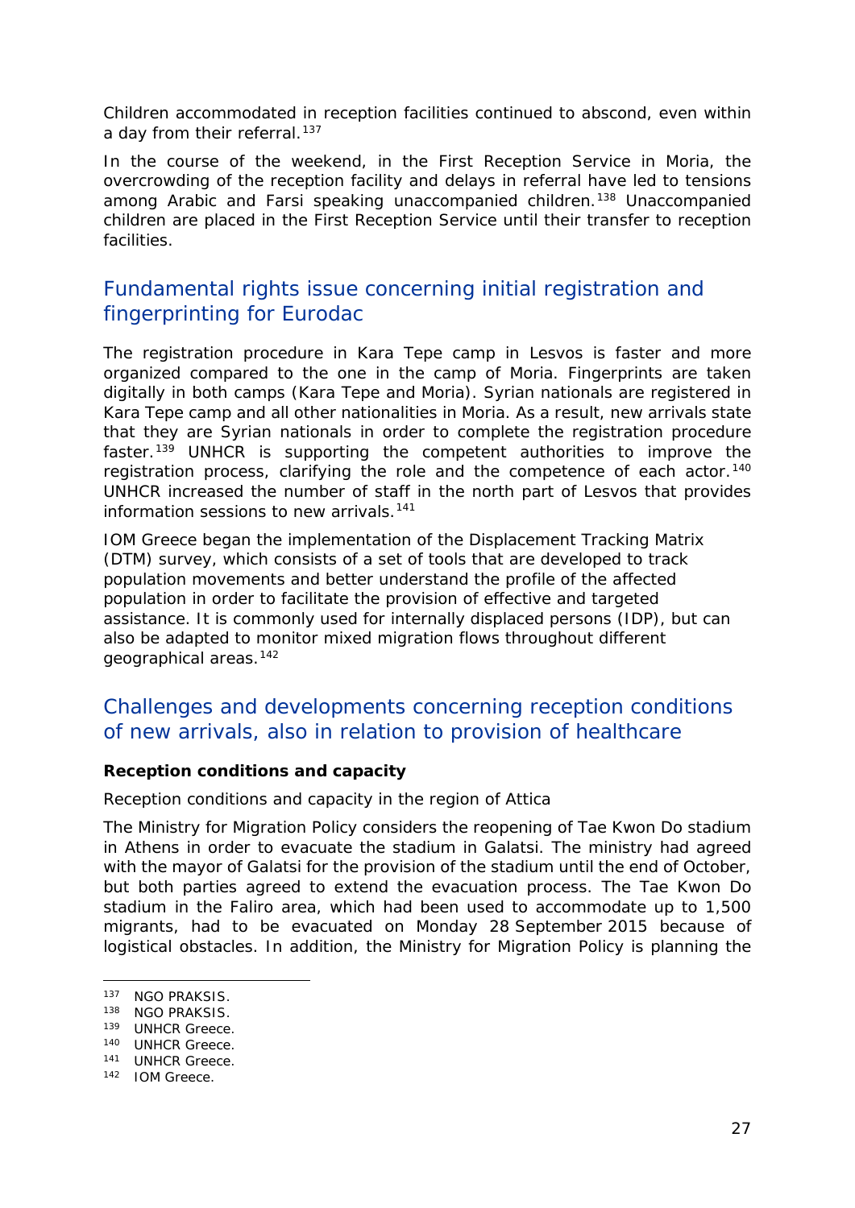Children accommodated in reception facilities continued to abscond, even within a day from their referral.[137]

In the course of the weekend, in the First Reception Service in Moria, the overcrowding of the reception facility and delays in referral have led to tensions among Arabic and Farsi speaking unaccompanied children.[138] Unaccompanied children are placed in the First Reception Service until their transfer to reception facilities.

## Fundamental rights issue concerning initial registration and fingerprinting for Eurodac

The registration procedure in Kara Tepe camp in Lesvos is faster and more organized compared to the one in the camp of Moria. Fingerprints are taken digitally in both camps (Kara Tepe and Moria). Syrian nationals are registered in Kara Tepe camp and all other nationalities in Moria. As a result, new arrivals state that they are Syrian nationals in order to complete the registration procedure faster.[139] UNHCR is supporting the competent authorities to improve the registration process, clarifying the role and the competence of each actor.[140] UNHCR increased the number of staff in the north part of Lesvos that provides information sessions to new arrivals.[141]

IOM Greece began the implementation of the Displacement Tracking Matrix (DTM) survey, which consists of a set of tools that are developed to track population movements and better understand the profile of the affected population in order to facilitate the provision of effective and targeted assistance. It is commonly used for internally displaced persons (IDP), but can also be adapted to monitor mixed migration flows throughout different geographical areas.[142]

## Challenges and developments concerning reception conditions of new arrivals, also in relation to provision of healthcare

**Reception conditions and capacity**

Reception conditions and capacity in the region of Attica

The Ministry for Migration Policy considers the reopening of Tae Kwon Do stadium in Athens in order to evacuate the stadium in Galatsi. The ministry had agreed with the mayor of Galatsi for the provision of the stadium until the end of October, but both parties agreed to extend the evacuation process. The Tae Kwon Do stadium in the Faliro area, which had been used to accommodate up to 1,500 migrants, had to be evacuated on Monday 28 September 2015 because of logistical obstacles. In addition, the Ministry for Migration Policy is planning the

---

[137] NGO PRAKSIS.
[138] NGO PRAKSIS.
[139] UNHCR Greece.
[140] UNHCR Greece.
[141] UNHCR Greece.
[142] IOM Greece.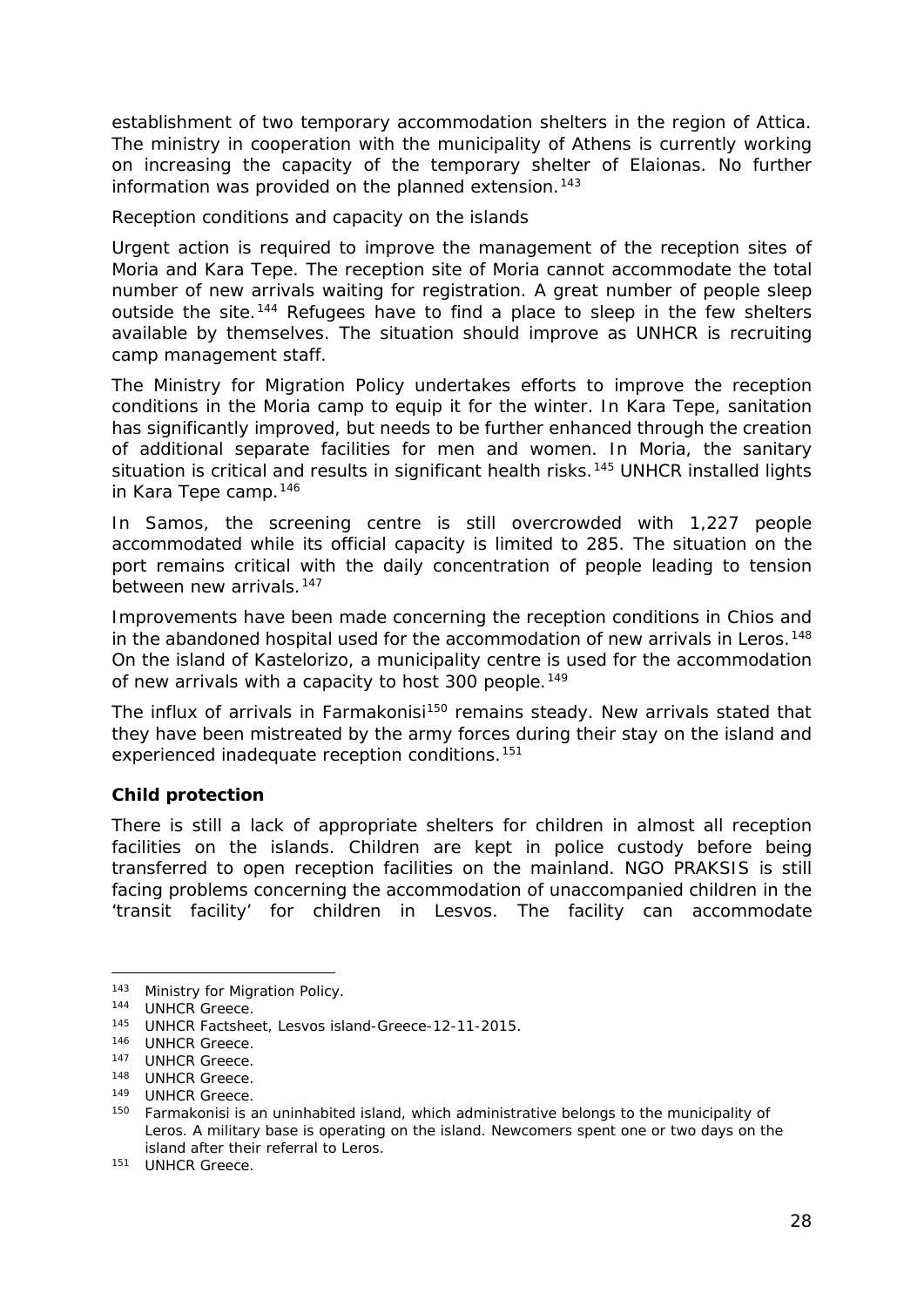establishment of two temporary accommodation shelters in the region of Attica. The ministry in cooperation with the municipality of Athens is currently working on increasing the capacity of the temporary shelter of Elaionas. No further information was provided on the planned extension.[143]

*Reception conditions and capacity on the islands*

Urgent action is required to improve the management of the reception sites of Moria and Kara Tepe. The reception site of Moria cannot accommodate the total number of new arrivals waiting for registration. A great number of people sleep outside the site.[144] Refugees have to find a place to sleep in the few shelters available by themselves. The situation should improve as UNHCR is recruiting camp management staff.

The Ministry for Migration Policy undertakes efforts to improve the reception conditions in the Moria camp to equip it for the winter. In Kara Tepe, sanitation has significantly improved, but needs to be further enhanced through the creation of additional separate facilities for men and women. In Moria, the sanitary situation is critical and results in significant health risks.[145] UNHCR installed lights in Kara Tepe camp.[146]

In Samos, the screening centre is still overcrowded with 1,227 people accommodated while its official capacity is limited to 285. The situation on the port remains critical with the daily concentration of people leading to tension between new arrivals.[147]

Improvements have been made concerning the reception conditions in Chios and in the abandoned hospital used for the accommodation of new arrivals in Leros.[148] On the island of Kastelorizo, a municipality centre is used for the accommodation of new arrivals with a capacity to host 300 people.[149]

The influx of arrivals in Farmakonisi[150] remains steady. New arrivals stated that they have been mistreated by the army forces during their stay on the island and experienced inadequate reception conditions.[151]

### Child protection

There is still a lack of appropriate shelters for children in almost all reception facilities on the islands. Children are kept in police custody before being transferred to open reception facilities on the mainland. NGO PRAKSIS is still facing problems concerning the accommodation of unaccompanied children in the 'transit facility' for children in Lesvos. The facility can accommodate

---

[143] Ministry for Migration Policy.

[144] UNHCR Greece.

[145] UNHCR Factsheet, Lesvos island-Greece-12-11-2015.

[146] UNHCR Greece.

[147] UNHCR Greece.

[148] UNHCR Greece.

[149] UNHCR Greece.

[150] Farmakonisi is an uninhabited island, which administrative belongs to the municipality of Leros. A military base is operating on the island. Newcomers spent one or two days on the island after their referral to Leros.

[151] UNHCR Greece.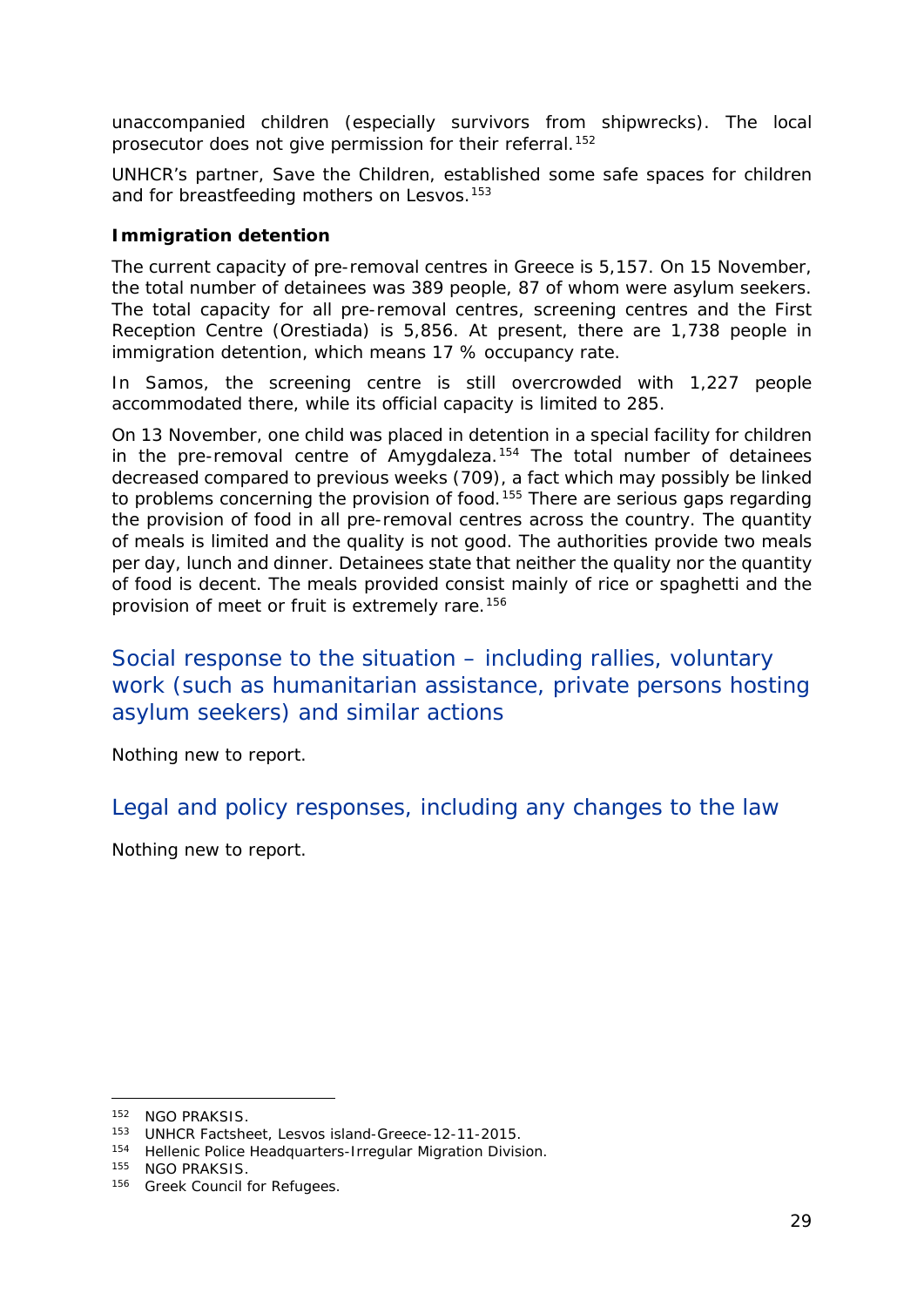unaccompanied children (especially survivors from shipwrecks). The local prosecutor does not give permission for their referral.[152]

UNHCR's partner, Save the Children, established some safe spaces for children and for breastfeeding mothers on Lesvos.[153]

**Immigration detention**

The current capacity of pre-removal centres in Greece is 5,157. On 15 November, the total number of detainees was 389 people, 87 of whom were asylum seekers. The total capacity for all pre-removal centres, screening centres and the First Reception Centre (Orestiada) is 5,856. At present, there are 1,738 people in immigration detention, which means 17 % occupancy rate.

In Samos, the screening centre is still overcrowded with 1,227 people accommodated there, while its official capacity is limited to 285.

On 13 November, one child was placed in detention in a special facility for children in the pre-removal centre of Amygdaleza.[154] The total number of detainees decreased compared to previous weeks (709), a fact which may possibly be linked to problems concerning the provision of food.[155] There are serious gaps regarding the provision of food in all pre-removal centres across the country. The quantity of meals is limited and the quality is not good. The authorities provide two meals per day, lunch and dinner. Detainees state that neither the quality nor the quantity of food is decent. The meals provided consist mainly of rice or spaghetti and the provision of meet or fruit is extremely rare.[156]

## Social response to the situation – including rallies, voluntary work (such as humanitarian assistance, private persons hosting asylum seekers) and similar actions

Nothing new to report.

## Legal and policy responses, including any changes to the law

Nothing new to report.

---

[152] NGO PRAKSIS.

[153] UNHCR Factsheet, Lesvos island-Greece-12-11-2015.

[154] Hellenic Police Headquarters-Irregular Migration Division.

[155] NGO PRAKSIS.

[156] Greek Council for Refugees.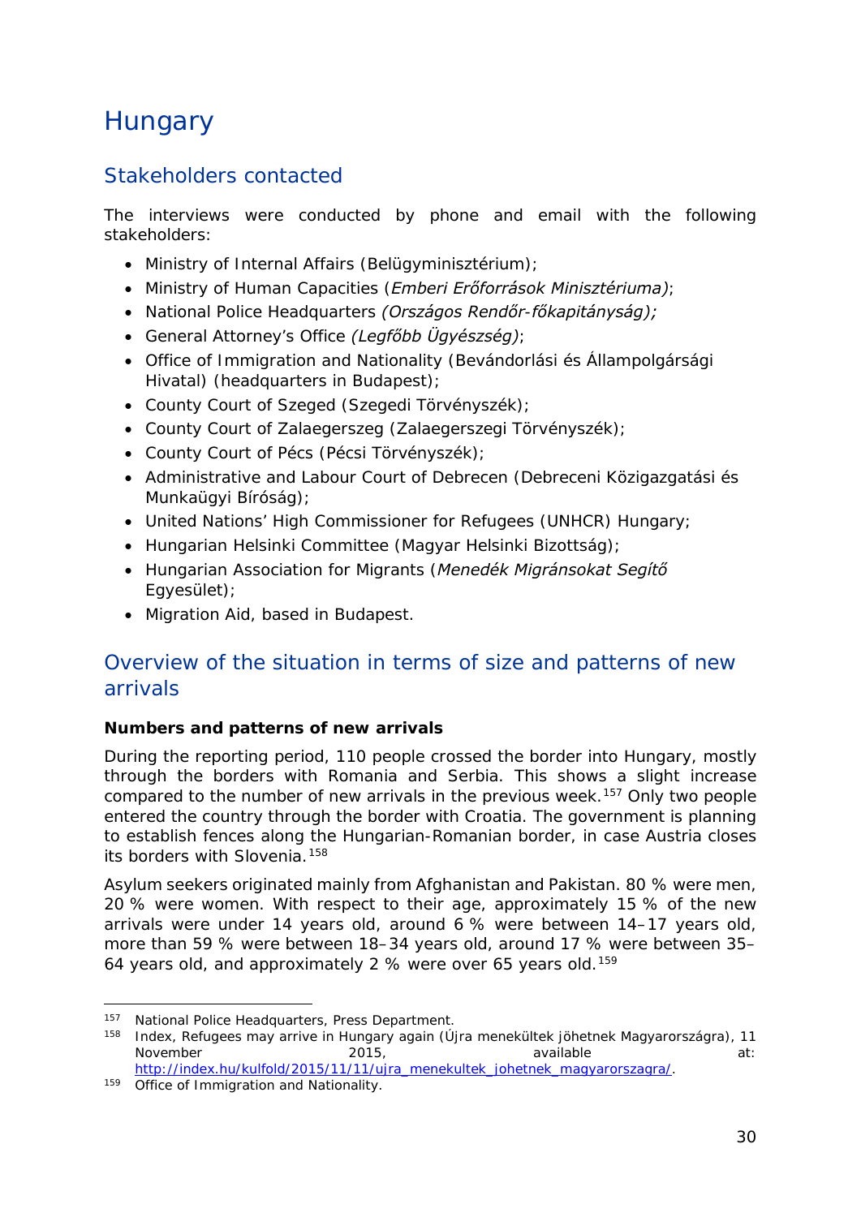# Hungary

## Stakeholders contacted

The interviews were conducted by phone and email with the following stakeholders:

- Ministry of Internal Affairs (Belügyminisztérium);
- Ministry of Human Capacities (*Emberi Erőforrások Minisztériuma)*;
- National Police Headquarters *(Országos Rendőr-főkapitányság);*
- General Attorney's Office *(Legfőbb Ügyészség)*;
- Office of Immigration and Nationality (Bevándorlási és Állampolgársági Hivatal) (headquarters in Budapest);
- County Court of Szeged (Szegedi Törvényszék);
- County Court of Zalaegerszeg (Zalaegerszegi Törvényszék);
- County Court of Pécs (Pécsi Törvényszék);
- Administrative and Labour Court of Debrecen (Debreceni Közigazgatási és Munkaügyi Bíróság);
- United Nations' High Commissioner for Refugees (UNHCR) Hungary;
- Hungarian Helsinki Committee (Magyar Helsinki Bizottság);
- Hungarian Association for Migrants (*Menedék Migránsokat Segítő* Egyesület);
- Migration Aid, based in Budapest.

## Overview of the situation in terms of size and patterns of new arrivals

**Numbers and patterns of new arrivals**

During the reporting period, 110 people crossed the border into Hungary, mostly through the borders with Romania and Serbia. This shows a slight increase compared to the number of new arrivals in the previous week.[157] Only two people entered the country through the border with Croatia. The government is planning to establish fences along the Hungarian-Romanian border, in case Austria closes its borders with Slovenia.[158]

Asylum seekers originated mainly from Afghanistan and Pakistan. 80 % were men, 20 % were women. With respect to their age, approximately 15 % of the new arrivals were under 14 years old, around 6 % were between 14–17 years old, more than 59 % were between 18–34 years old, around 17 % were between 35–64 years old, and approximately 2 % were over 65 years old.[159]

---

[157] National Police Headquarters, Press Department.

[158] Index, Refugees may arrive in Hungary again (Újra menekültek jöhetnek Magyarországra), 11 November 2015, available at: http://index.hu/kulfold/2015/11/11/ujra_menekultek_johetnek_magyarorszagra/.

[159] Office of Immigration and Nationality.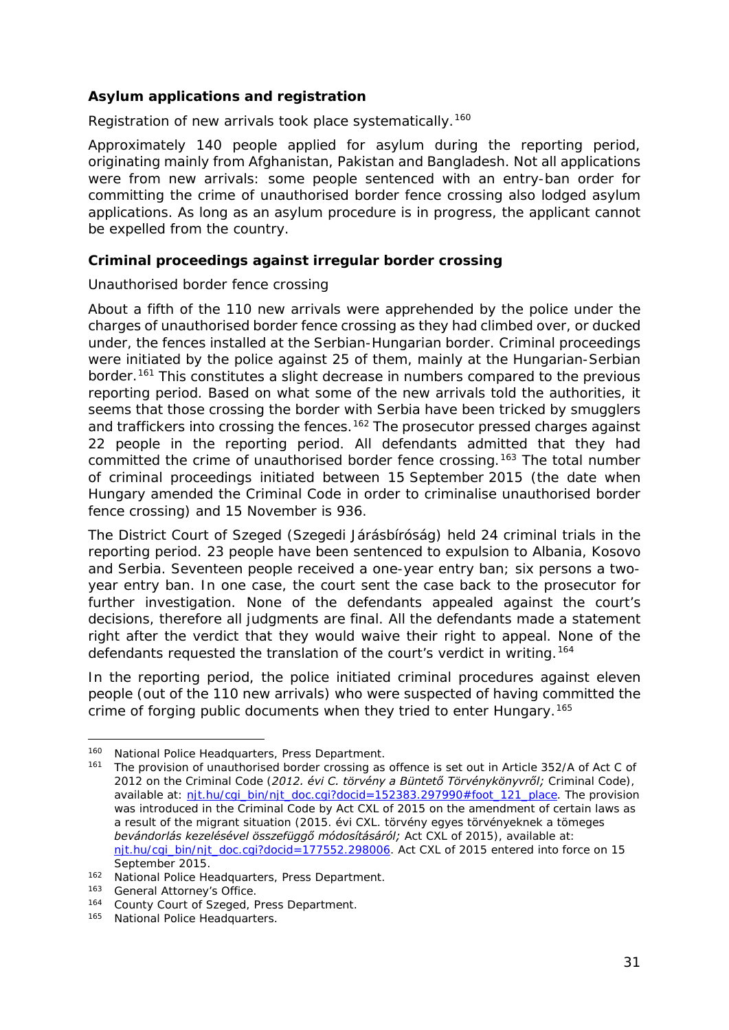### Asylum applications and registration

Registration of new arrivals took place systematically.[160]

Approximately 140 people applied for asylum during the reporting period, originating mainly from Afghanistan, Pakistan and Bangladesh. Not all applications were from new arrivals: some people sentenced with an entry-ban order for committing the crime of unauthorised border fence crossing also lodged asylum applications. As long as an asylum procedure is in progress, the applicant cannot be expelled from the country.

### Criminal proceedings against irregular border crossing

Unauthorised border fence crossing

About a fifth of the 110 new arrivals were apprehended by the police under the charges of unauthorised border fence crossing as they had climbed over, or ducked under, the fences installed at the Serbian-Hungarian border. Criminal proceedings were initiated by the police against 25 of them, mainly at the Hungarian-Serbian border.[161] This constitutes a slight decrease in numbers compared to the previous reporting period. Based on what some of the new arrivals told the authorities, it seems that those crossing the border with Serbia have been tricked by smugglers and traffickers into crossing the fences.[162] The prosecutor pressed charges against 22 people in the reporting period. All defendants admitted that they had committed the crime of unauthorised border fence crossing.[163] The total number of criminal proceedings initiated between 15 September 2015 (the date when Hungary amended the Criminal Code in order to criminalise unauthorised border fence crossing) and 15 November is 936.

The District Court of Szeged (Szegedi Járásbíróság) held 24 criminal trials in the reporting period. 23 people have been sentenced to expulsion to Albania, Kosovo and Serbia. Seventeen people received a one-year entry ban; six persons a two-year entry ban. In one case, the court sent the case back to the prosecutor for further investigation. None of the defendants appealed against the court's decisions, therefore all judgments are final. All the defendants made a statement right after the verdict that they would waive their right to appeal. None of the defendants requested the translation of the court's verdict in writing.[164]

In the reporting period, the police initiated criminal procedures against eleven people (out of the 110 new arrivals) who were suspected of having committed the crime of forging public documents when they tried to enter Hungary.[165]

---

[160] National Police Headquarters, Press Department.

[161] The provision of unauthorised border crossing as offence is set out in Article 352/A of Act C of 2012 on the Criminal Code (*2012. évi C. törvény a Büntető Törvénykönyvről;* Criminal Code), available at: [njt.hu/cgi_bin/njt_doc.cgi?docid=152383.297990#foot_121_place](njt.hu/cgi_bin/njt_doc.cgi?docid=152383.297990#foot_121_place). The provision was introduced in the Criminal Code by Act CXL of 2015 on the amendment of certain laws as a result of the migrant situation (2015. évi CXL. törvény egyes törvényeknek a tömeges *bevándorlás kezelésével összefüggő módosításáról;* Act CXL of 2015), available at: [njt.hu/cgi_bin/njt_doc.cgi?docid=177552.298006](njt.hu/cgi_bin/njt_doc.cgi?docid=177552.298006). Act CXL of 2015 entered into force on 15 September 2015.

[162] National Police Headquarters, Press Department.

[163] General Attorney's Office.

[164] County Court of Szeged, Press Department.

[165] National Police Headquarters.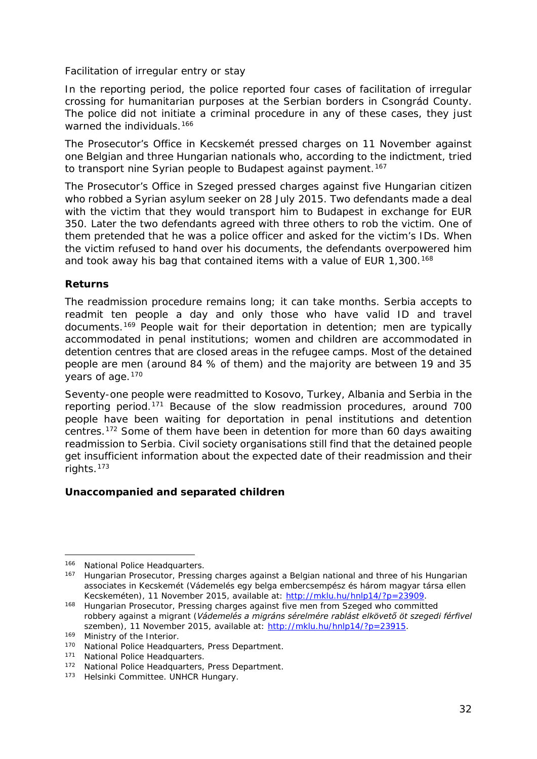Facilitation of irregular entry or stay

In the reporting period, the police reported four cases of facilitation of irregular crossing for humanitarian purposes at the Serbian borders in Csongrád County. The police did not initiate a criminal procedure in any of these cases, they just warned the individuals.[166]

The Prosecutor's Office in Kecskemét pressed charges on 11 November against one Belgian and three Hungarian nationals who, according to the indictment, tried to transport nine Syrian people to Budapest against payment.[167]

The Prosecutor's Office in Szeged pressed charges against five Hungarian citizen who robbed a Syrian asylum seeker on 28 July 2015. Two defendants made a deal with the victim that they would transport him to Budapest in exchange for EUR 350. Later the two defendants agreed with three others to rob the victim. One of them pretended that he was a police officer and asked for the victim's IDs. When the victim refused to hand over his documents, the defendants overpowered him and took away his bag that contained items with a value of EUR 1,300.[168]

**Returns**

The readmission procedure remains long; it can take months. Serbia accepts to readmit ten people a day and only those who have valid ID and travel documents.[169] People wait for their deportation in detention; men are typically accommodated in penal institutions; women and children are accommodated in detention centres that are closed areas in the refugee camps. Most of the detained people are men (around 84 % of them) and the majority are between 19 and 35 years of age.[170]

Seventy-one people were readmitted to Kosovo, Turkey, Albania and Serbia in the reporting period.[171] Because of the slow readmission procedures, around 700 people have been waiting for deportation in penal institutions and detention centres.[172] Some of them have been in detention for more than 60 days awaiting readmission to Serbia. Civil society organisations still find that the detained people get insufficient information about the expected date of their readmission and their rights.[173]

**Unaccompanied and separated children**

---

[166] National Police Headquarters.

[167] Hungarian Prosecutor, Pressing charges against a Belgian national and three of his Hungarian associates in Kecskemét (Vádemelés egy belga embercsempész és három magyar társa ellen Kecskeméten), 11 November 2015, available at: http://mklu.hu/hnlp14/?p=23909.

[168] Hungarian Prosecutor, Pressing charges against five men from Szeged who committed robbery against a migrant (*Vádemelés a migráns sérelmére rablást elkövető öt szegedi férfivel* szemben), 11 November 2015, available at: http://mklu.hu/hnlp14/?p=23915.

[169] Ministry of the Interior.

[170] National Police Headquarters, Press Department.

[171] National Police Headquarters.

[172] National Police Headquarters, Press Department.

[173] Helsinki Committee. UNHCR Hungary.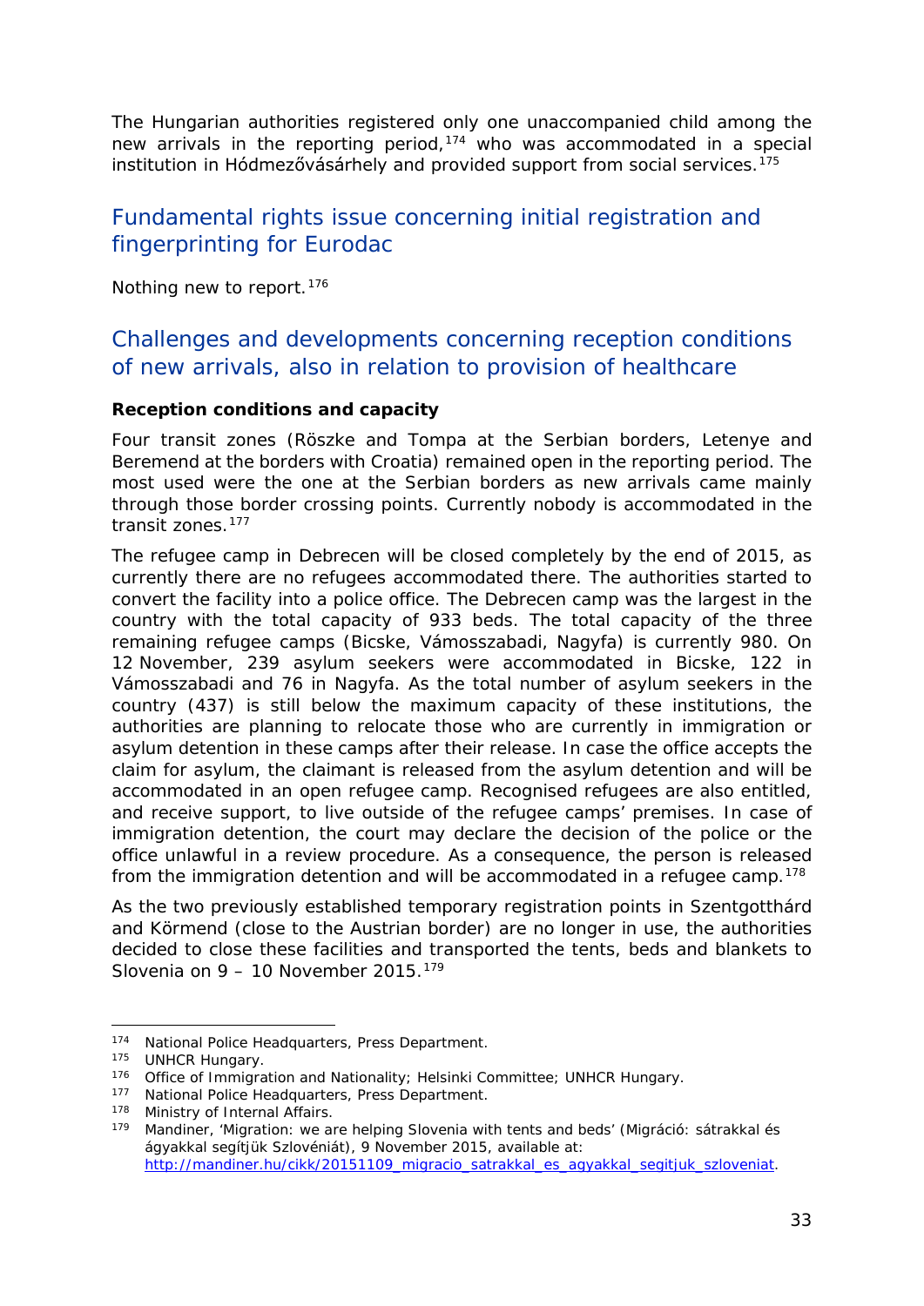The Hungarian authorities registered only one unaccompanied child among the new arrivals in the reporting period,[174] who was accommodated in a special institution in Hódmezővásárhely and provided support from social services.[175]

## Fundamental rights issue concerning initial registration and fingerprinting for Eurodac

Nothing new to report.[176]

## Challenges and developments concerning reception conditions of new arrivals, also in relation to provision of healthcare

**Reception conditions and capacity**

Four transit zones (Röszke and Tompa at the Serbian borders, Letenye and Beremend at the borders with Croatia) remained open in the reporting period. The most used were the one at the Serbian borders as new arrivals came mainly through those border crossing points. Currently nobody is accommodated in the transit zones.[177]

The refugee camp in Debrecen will be closed completely by the end of 2015, as currently there are no refugees accommodated there. The authorities started to convert the facility into a police office. The Debrecen camp was the largest in the country with the total capacity of 933 beds. The total capacity of the three remaining refugee camps (Bicske, Vámosszabadi, Nagyfa) is currently 980. On 12 November, 239 asylum seekers were accommodated in Bicske, 122 in Vámosszabadi and 76 in Nagyfa. As the total number of asylum seekers in the country (437) is still below the maximum capacity of these institutions, the authorities are planning to relocate those who are currently in immigration or asylum detention in these camps after their release. In case the office accepts the claim for asylum, the claimant is released from the asylum detention and will be accommodated in an open refugee camp. Recognised refugees are also entitled, and receive support, to live outside of the refugee camps' premises. In case of immigration detention, the court may declare the decision of the police or the office unlawful in a review procedure. As a consequence, the person is released from the immigration detention and will be accommodated in a refugee camp.[178]

As the two previously established temporary registration points in Szentgotthárd and Körmend (close to the Austrian border) are no longer in use, the authorities decided to close these facilities and transported the tents, beds and blankets to Slovenia on 9 – 10 November 2015.[179]

---

[174] National Police Headquarters, Press Department.

[175] UNHCR Hungary.

[176] Office of Immigration and Nationality; Helsinki Committee; UNHCR Hungary.

[177] National Police Headquarters, Press Department.

[178] Ministry of Internal Affairs.

[179] Mandiner, 'Migration: we are helping Slovenia with tents and beds' (Migráció: sátrakkal és ágyakkal segítjük Szlovéniát), 9 November 2015, available at: http://mandiner.hu/cikk/20151109_migracio_satrakkal_es_agyakkal_segitjuk_szloveniat.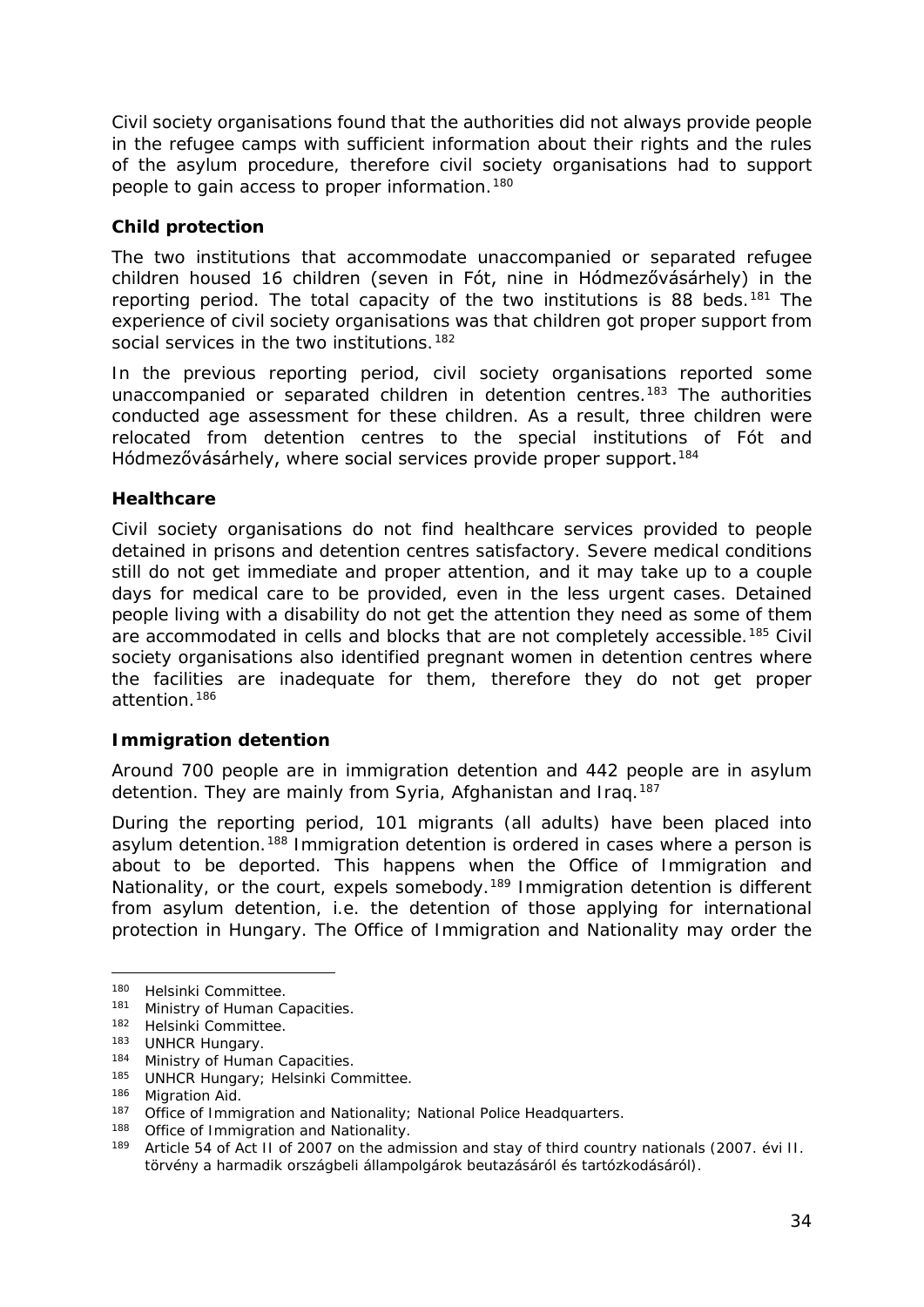Civil society organisations found that the authorities did not always provide people in the refugee camps with sufficient information about their rights and the rules of the asylum procedure, therefore civil society organisations had to support people to gain access to proper information.[180]

### Child protection

The two institutions that accommodate unaccompanied or separated refugee children housed 16 children (seven in Fót, nine in Hódmezővásárhely) in the reporting period. The total capacity of the two institutions is 88 beds.[181] The experience of civil society organisations was that children got proper support from social services in the two institutions.[182]

In the previous reporting period, civil society organisations reported some unaccompanied or separated children in detention centres.[183] The authorities conducted age assessment for these children. As a result, three children were relocated from detention centres to the special institutions of Fót and Hódmezővásárhely, where social services provide proper support.[184]

### Healthcare

Civil society organisations do not find healthcare services provided to people detained in prisons and detention centres satisfactory. Severe medical conditions still do not get immediate and proper attention, and it may take up to a couple days for medical care to be provided, even in the less urgent cases. Detained people living with a disability do not get the attention they need as some of them are accommodated in cells and blocks that are not completely accessible.[185] Civil society organisations also identified pregnant women in detention centres where the facilities are inadequate for them, therefore they do not get proper attention.[186]

### Immigration detention

Around 700 people are in immigration detention and 442 people are in asylum detention. They are mainly from Syria, Afghanistan and Iraq.[187]

During the reporting period, 101 migrants (all adults) have been placed into asylum detention.[188] Immigration detention is ordered in cases where a person is about to be deported. This happens when the Office of Immigration and Nationality, or the court, expels somebody.[189] Immigration detention is different from asylum detention, i.e. the detention of those applying for international protection in Hungary. The Office of Immigration and Nationality may order the

---

[180] Helsinki Committee.
[181] Ministry of Human Capacities.
[182] Helsinki Committee.
[183] UNHCR Hungary.
[184] Ministry of Human Capacities.
[185] UNHCR Hungary; Helsinki Committee.
[186] Migration Aid.
[187] Office of Immigration and Nationality; National Police Headquarters.
[188] Office of Immigration and Nationality.
[189] Article 54 of Act II of 2007 on the admission and stay of third country nationals (*2007. évi II. törvény a harmadik országbeli állampolgárok beutazásáról és tartózkodásáról*).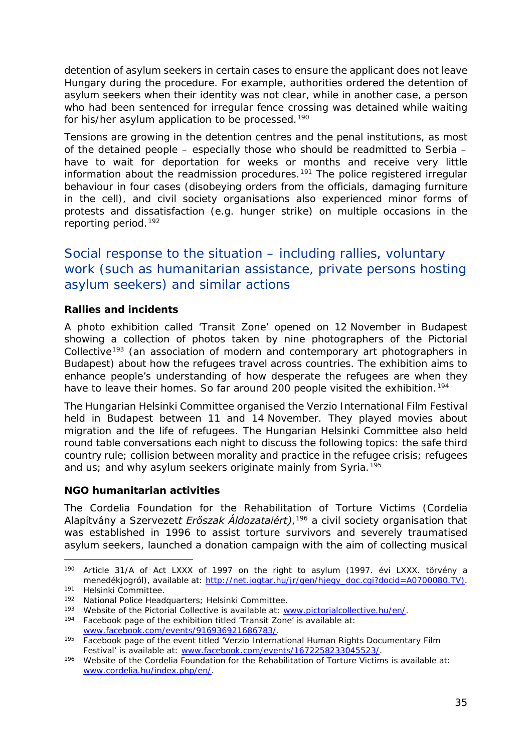detention of asylum seekers in certain cases to ensure the applicant does not leave Hungary during the procedure. For example, authorities ordered the detention of asylum seekers when their identity was not clear, while in another case, a person who had been sentenced for irregular fence crossing was detained while waiting for his/her asylum application to be processed.[190]

Tensions are growing in the detention centres and the penal institutions, as most of the detained people – especially those who should be readmitted to Serbia – have to wait for deportation for weeks or months and receive very little information about the readmission procedures.[191] The police registered irregular behaviour in four cases (disobeying orders from the officials, damaging furniture in the cell), and civil society organisations also experienced minor forms of protests and dissatisfaction (e.g. hunger strike) on multiple occasions in the reporting period.[192]

## Social response to the situation – including rallies, voluntary work (such as humanitarian assistance, private persons hosting asylum seekers) and similar actions

### Rallies and incidents

A photo exhibition called 'Transit Zone' opened on 12 November in Budapest showing a collection of photos taken by nine photographers of the Pictorial Collective[193] (an association of modern and contemporary art photographers in Budapest) about how the refugees travel across countries. The exhibition aims to enhance people's understanding of how desperate the refugees are when they have to leave their homes. So far around 200 people visited the exhibition.[194]

The Hungarian Helsinki Committee organised the Verzio International Film Festival held in Budapest between 11 and 14 November. They played movies about migration and the life of refugees. The Hungarian Helsinki Committee also held round table conversations each night to discuss the following topics: the safe third country rule; collision between morality and practice in the refugee crisis; refugees and us; and why asylum seekers originate mainly from Syria.[195]

### NGO humanitarian activities

The Cordelia Foundation for the Rehabilitation of Torture Victims (Cordelia Alapítvány a Szervezett *Erőszak Áldozataiért)*,[196] a civil society organisation that was established in 1996 to assist torture survivors and severely traumatised asylum seekers, launched a donation campaign with the aim of collecting musical

---

[190] Article 31/A of Act LXXX of 1997 on the right to asylum (1997. évi LXXX. törvény a menedékjogról), available at: http://net.jogtar.hu/jr/gen/hjegy_doc.cgi?docid=A0700080.TV).

[191] Helsinki Committee.

[192] National Police Headquarters; Helsinki Committee.

[193] Website of the Pictorial Collective is available at: www.pictorialcollective.hu/en/.

[194] Facebook page of the exhibition titled 'Transit Zone' is available at: www.facebook.com/events/916936921686783/.

[195] Facebook page of the event titled 'Verzio International Human Rights Documentary Film Festival' is available at: www.facebook.com/events/1672258233045523/.

[196] Website of the Cordelia Foundation for the Rehabilitation of Torture Victims is available at: www.cordelia.hu/index.php/en/.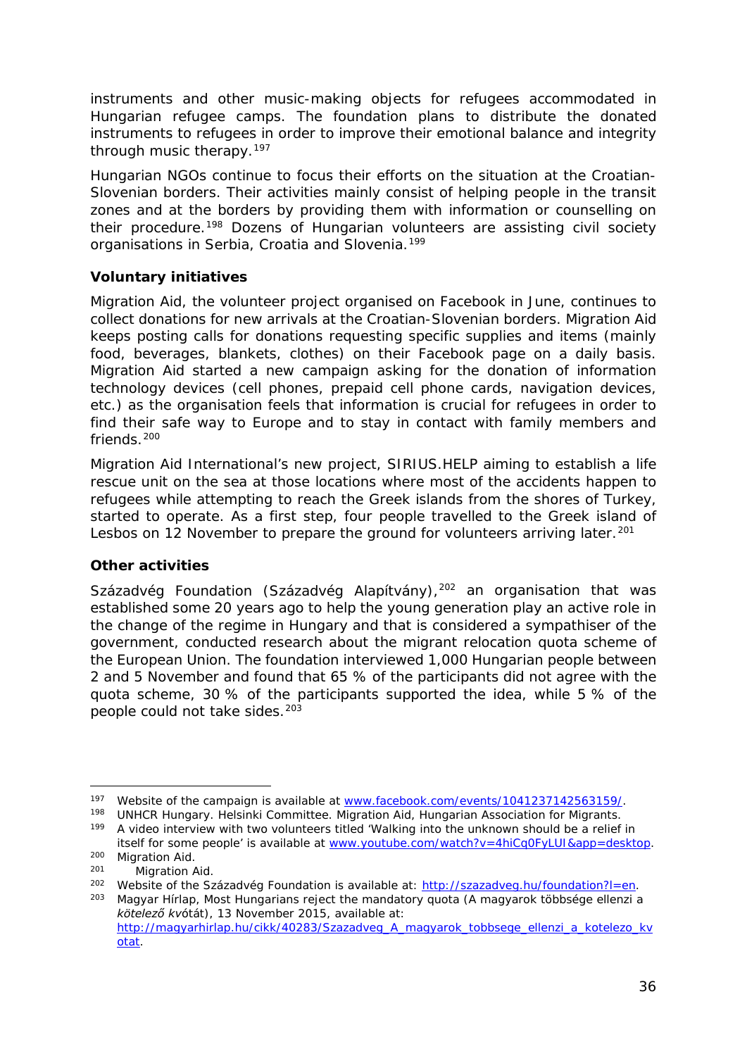instruments and other music-making objects for refugees accommodated in Hungarian refugee camps. The foundation plans to distribute the donated instruments to refugees in order to improve their emotional balance and integrity through music therapy.[197]

Hungarian NGOs continue to focus their efforts on the situation at the Croatian-Slovenian borders. Their activities mainly consist of helping people in the transit zones and at the borders by providing them with information or counselling on their procedure.[198] Dozens of Hungarian volunteers are assisting civil society organisations in Serbia, Croatia and Slovenia.[199]

### Voluntary initiatives

Migration Aid, the volunteer project organised on Facebook in June, continues to collect donations for new arrivals at the Croatian-Slovenian borders. Migration Aid keeps posting calls for donations requesting specific supplies and items (mainly food, beverages, blankets, clothes) on their Facebook page on a daily basis. Migration Aid started a new campaign asking for the donation of information technology devices (cell phones, prepaid cell phone cards, navigation devices, etc.) as the organisation feels that information is crucial for refugees in order to find their safe way to Europe and to stay in contact with family members and friends.[200]

Migration Aid International's new project, SIRIUS.HELP aiming to establish a life rescue unit on the sea at those locations where most of the accidents happen to refugees while attempting to reach the Greek islands from the shores of Turkey, started to operate. As a first step, four people travelled to the Greek island of Lesbos on 12 November to prepare the ground for volunteers arriving later.[201]

### Other activities

Századvég Foundation (Századvég Alapítvány),[202] an organisation that was established some 20 years ago to help the young generation play an active role in the change of the regime in Hungary and that is considered a sympathiser of the government, conducted research about the migrant relocation quota scheme of the European Union. The foundation interviewed 1,000 Hungarian people between 2 and 5 November and found that 65 % of the participants did not agree with the quota scheme, 30 % of the participants supported the idea, while 5 % of the people could not take sides.[203]

---

[197] Website of the campaign is available at www.facebook.com/events/1041237142563159/.

[198] UNHCR Hungary. Helsinki Committee. Migration Aid, Hungarian Association for Migrants.

[199] A video interview with two volunteers titled 'Walking into the unknown should be a relief in itself for some people' is available at www.youtube.com/watch?v=4hiCq0FyLUI&app=desktop.

[200] Migration Aid.

[201] Migration Aid.

[202] Website of the Századvég Foundation is available at: http://szazadveg.hu/foundation?l=en.

[203] Magyar Hírlap, Most Hungarians reject the mandatory quota (A magyarok többsége ellenzi a *kötelező kv*ótát), 13 November 2015, available at: http://magyarhirlap.hu/cikk/40283/Szazadveg_A_magyarok_tobbsege_ellenzi_a_kotelezo_kvotat.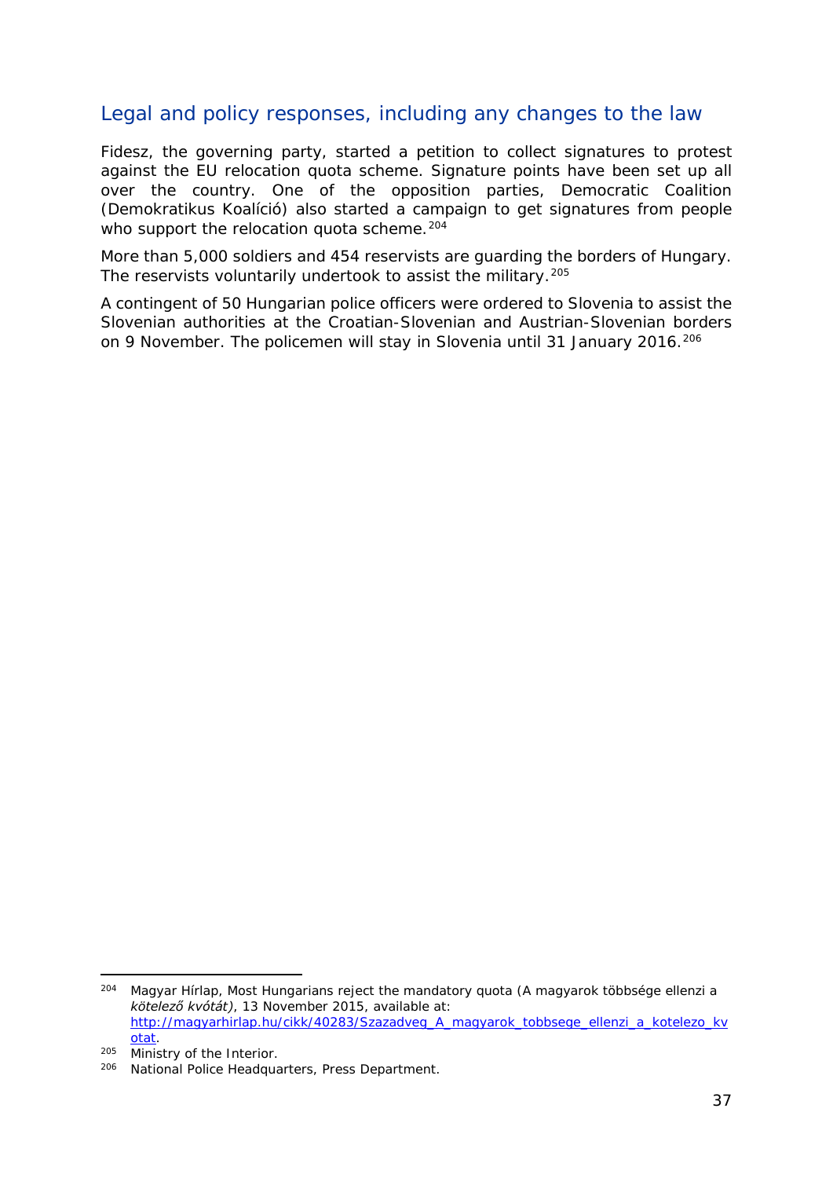## Legal and policy responses, including any changes to the law

Fidesz, the governing party, started a petition to collect signatures to protest against the EU relocation quota scheme. Signature points have been set up all over the country. One of the opposition parties, Democratic Coalition (Demokratikus Koalíció) also started a campaign to get signatures from people who support the relocation quota scheme.[204]

More than 5,000 soldiers and 454 reservists are guarding the borders of Hungary. The reservists voluntarily undertook to assist the military.[205]

A contingent of 50 Hungarian police officers were ordered to Slovenia to assist the Slovenian authorities at the Croatian-Slovenian and Austrian-Slovenian borders on 9 November. The policemen will stay in Slovenia until 31 January 2016.[206]

---

[204] Magyar Hírlap, Most Hungarians reject the mandatory quota (A magyarok többsége ellenzi a *kötelező kvótát)*, 13 November 2015, available at: [http://magyarhirlap.hu/cikk/40283/Szazadveg_A_magyarok_tobbsege_ellenzi_a_kotelezo_kvotat](http://magyarhirlap.hu/cikk/40283/Szazadveg_A_magyarok_tobbsege_ellenzi_a_kotelezo_kvotat).

[205] Ministry of the Interior.

[206] National Police Headquarters, Press Department.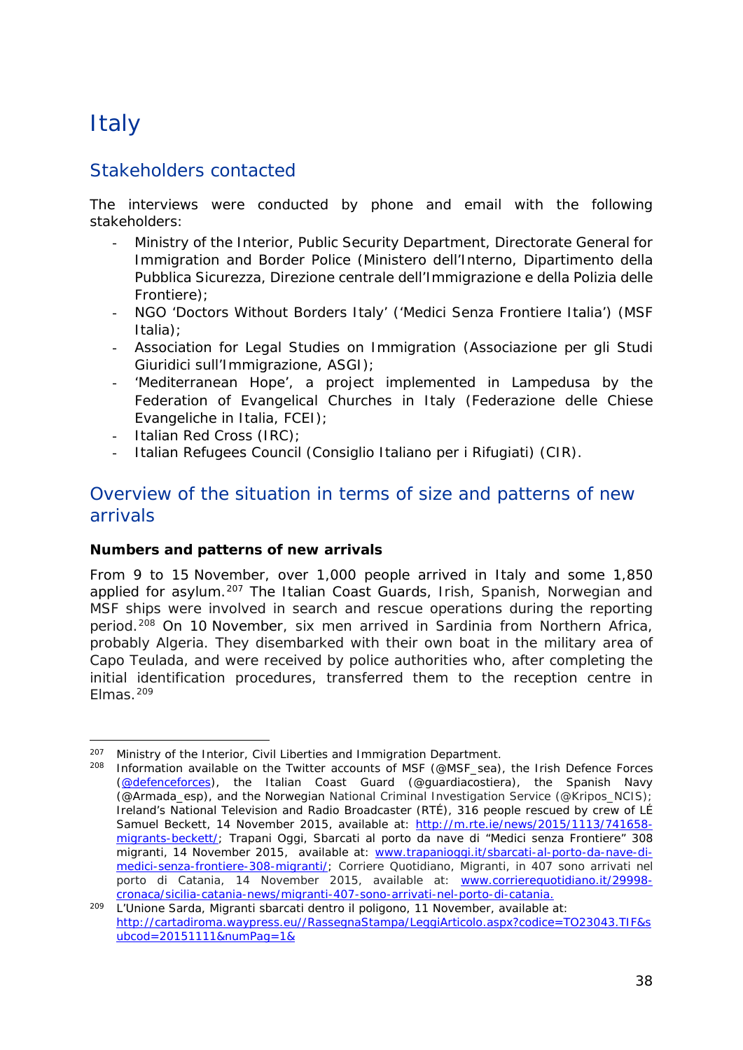# Italy

## Stakeholders contacted

The interviews were conducted by phone and email with the following stakeholders:

- Ministry of the Interior, Public Security Department, Directorate General for Immigration and Border Police (Ministero dell'Interno, Dipartimento della Pubblica Sicurezza, Direzione centrale dell'Immigrazione e della Polizia delle Frontiere);
- NGO 'Doctors Without Borders Italy' ('Medici Senza Frontiere Italia') (MSF Italia);
- Association for Legal Studies on Immigration (Associazione per gli Studi Giuridici sull'Immigrazione, ASGI);
- 'Mediterranean Hope', a project implemented in Lampedusa by the Federation of Evangelical Churches in Italy (Federazione delle Chiese Evangeliche in Italia, FCEI);
- Italian Red Cross (IRC);
- Italian Refugees Council (Consiglio Italiano per i Rifugiati) (CIR).

## Overview of the situation in terms of size and patterns of new arrivals

### Numbers and patterns of new arrivals

From 9 to 15 November, over 1,000 people arrived in Italy and some 1,850 applied for asylum.[207] The Italian Coast Guards, Irish, Spanish, Norwegian and MSF ships were involved in search and rescue operations during the reporting period.[208] On 10 November, six men arrived in Sardinia from Northern Africa, probably Algeria. They disembarked with their own boat in the military area of Capo Teulada, and were received by police authorities who, after completing the initial identification procedures, transferred them to the reception centre in Elmas.[209]

---

[207] Ministry of the Interior, Civil Liberties and Immigration Department.

[208] Information available on the Twitter accounts of MSF (@MSF_sea), the Irish Defence Forces (@defenceforces), the Italian Coast Guard (@guardiacostiera), the Spanish Navy (@Armada_esp), and the Norwegian National Criminal Investigation Service (@Kripos_NCIS); Ireland's National Television and Radio Broadcaster (RTÉ), 316 people rescued by crew of LÉ Samuel Beckett, 14 November 2015, available at: http://m.rte.ie/news/2015/1113/741658-migrants-beckett/; Trapani Oggi, Sbarcati al porto da nave di "Medici senza Frontiere" 308 migranti, 14 November 2015, available at: www.trapanioggi.it/sbarcati-al-porto-da-nave-di-medici-senza-frontiere-308-migranti/; Corriere Quotidiano, Migranti, in 407 sono arrivati nel porto di Catania, 14 November 2015, available at: www.corrierequotidiano.it/29998-cronaca/sicilia-catania-news/migranti-407-sono-arrivati-nel-porto-di-catania.

[209] L'Unione Sarda, Migranti sbarcati dentro il poligono, 11 November, available at: http://cartadiroma.waypress.eu//RassegnaStampa/LeggiArticolo.aspx?codice=TO23043.TIF&subcod=20151111&numPag=1&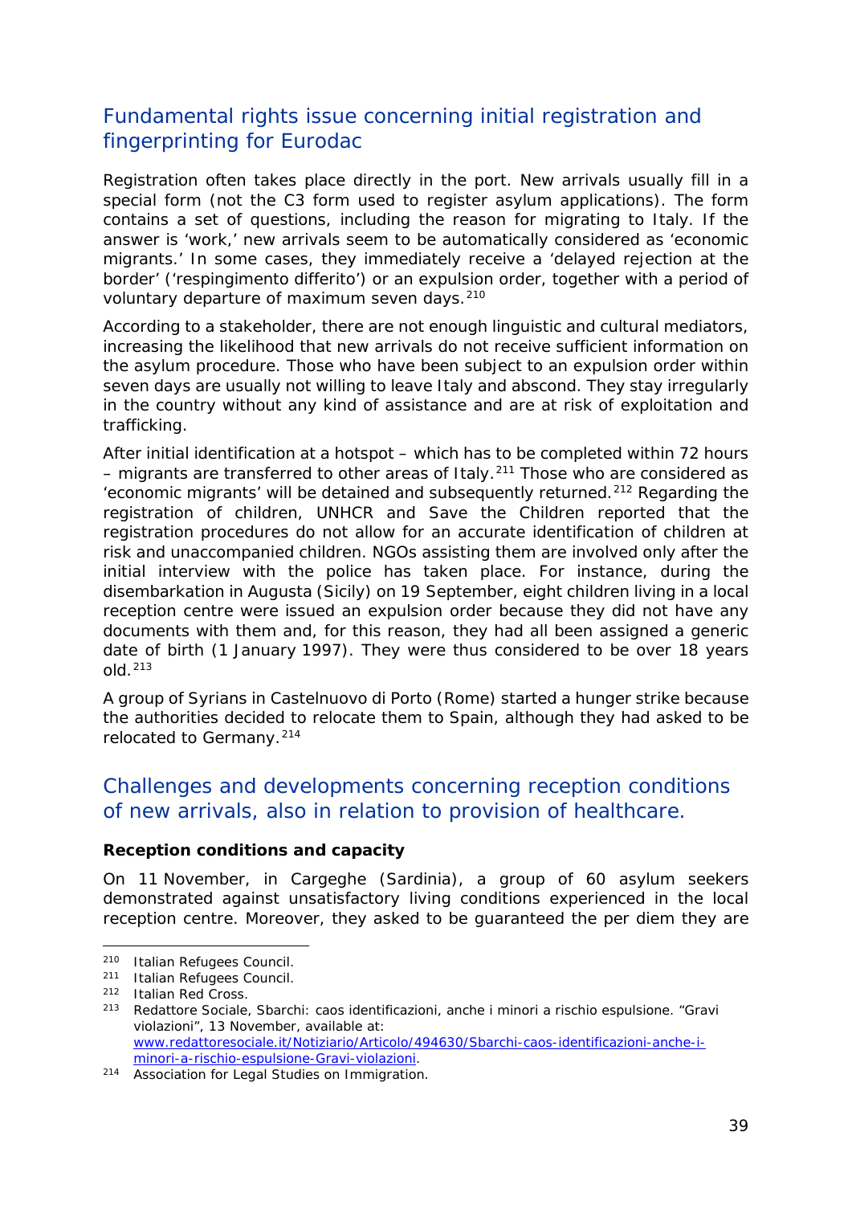## Fundamental rights issue concerning initial registration and fingerprinting for Eurodac

Registration often takes place directly in the port. New arrivals usually fill in a special form (not the C3 form used to register asylum applications). The form contains a set of questions, including the reason for migrating to Italy. If the answer is 'work,' new arrivals seem to be automatically considered as 'economic migrants.' In some cases, they immediately receive a 'delayed rejection at the border' ('respingimento differito') or an expulsion order, together with a period of voluntary departure of maximum seven days.[210]

According to a stakeholder, there are not enough linguistic and cultural mediators, increasing the likelihood that new arrivals do not receive sufficient information on the asylum procedure. Those who have been subject to an expulsion order within seven days are usually not willing to leave Italy and abscond. They stay irregularly in the country without any kind of assistance and are at risk of exploitation and trafficking.

After initial identification at a hotspot – which has to be completed within 72 hours – migrants are transferred to other areas of Italy.[211] Those who are considered as 'economic migrants' will be detained and subsequently returned.[212] Regarding the registration of children, UNHCR and Save the Children reported that the registration procedures do not allow for an accurate identification of children at risk and unaccompanied children. NGOs assisting them are involved only after the initial interview with the police has taken place. For instance, during the disembarkation in Augusta (Sicily) on 19 September, eight children living in a local reception centre were issued an expulsion order because they did not have any documents with them and, for this reason, they had all been assigned a generic date of birth (1 January 1997). They were thus considered to be over 18 years old.[213]

A group of Syrians in Castelnuovo di Porto (Rome) started a hunger strike because the authorities decided to relocate them to Spain, although they had asked to be relocated to Germany.[214]

## Challenges and developments concerning reception conditions of new arrivals, also in relation to provision of healthcare.

**Reception conditions and capacity**

On 11 November, in Cargeghe (Sardinia), a group of 60 asylum seekers demonstrated against unsatisfactory living conditions experienced in the local reception centre. Moreover, they asked to be guaranteed the per diem they are

---

[210] Italian Refugees Council.

[211] Italian Refugees Council.

[212] Italian Red Cross.

[213] Redattore Sociale, Sbarchi: caos identificazioni, anche i minori a rischio espulsione. "Gravi violazioni", 13 November, available at: www.redattoresociale.it/Notiziario/Articolo/494630/Sbarchi-caos-identificazioni-anche-i-minori-a-rischio-espulsione-Gravi-violazioni.

[214] Association for Legal Studies on Immigration.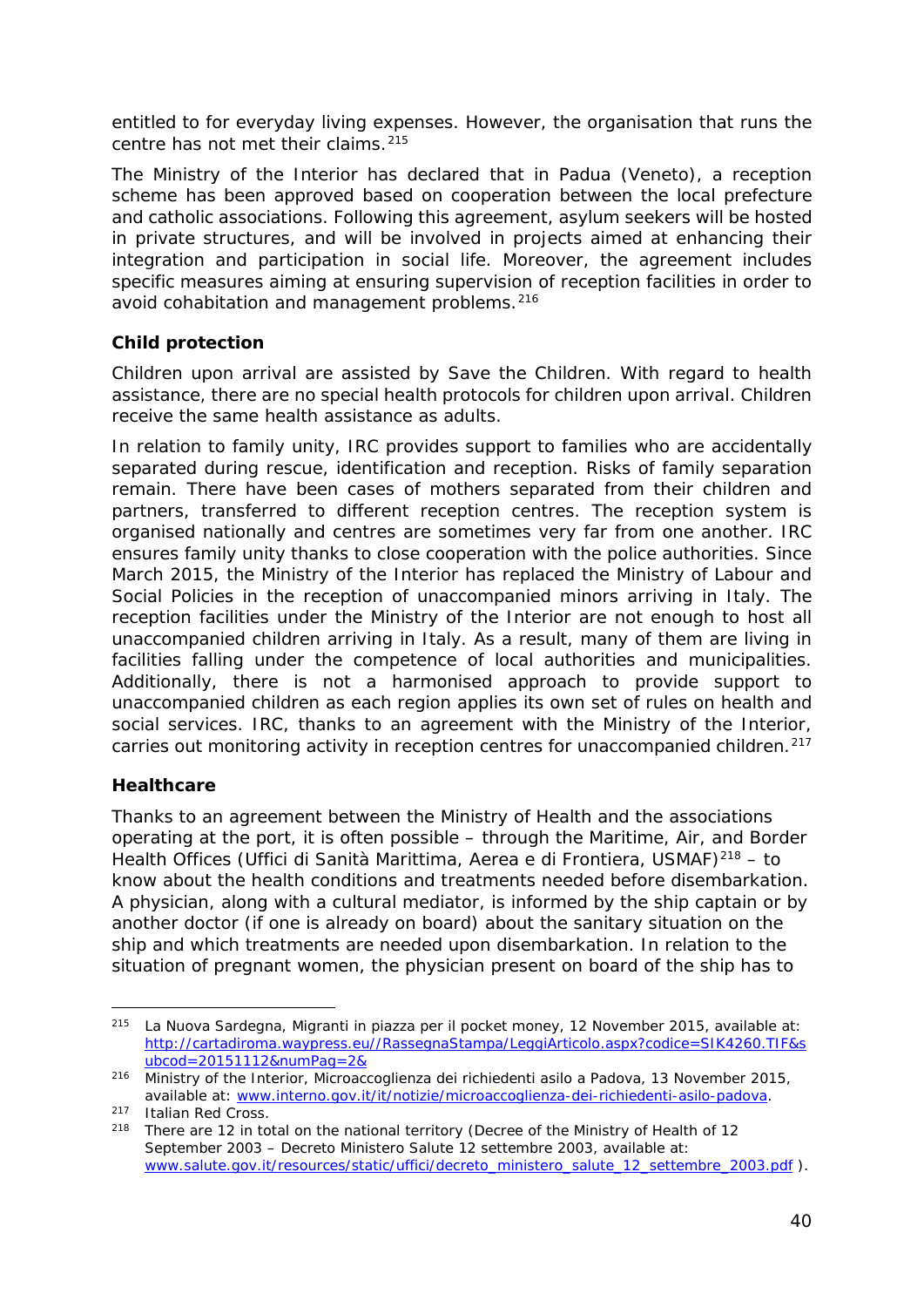entitled to for everyday living expenses. However, the organisation that runs the centre has not met their claims.[215]

The Ministry of the Interior has declared that in Padua (Veneto), a reception scheme has been approved based on cooperation between the local prefecture and catholic associations. Following this agreement, asylum seekers will be hosted in private structures, and will be involved in projects aimed at enhancing their integration and participation in social life. Moreover, the agreement includes specific measures aiming at ensuring supervision of reception facilities in order to avoid cohabitation and management problems.[216]

### Child protection

Children upon arrival are assisted by Save the Children. With regard to health assistance, there are no special health protocols for children upon arrival. Children receive the same health assistance as adults.

In relation to family unity, IRC provides support to families who are accidentally separated during rescue, identification and reception. Risks of family separation remain. There have been cases of mothers separated from their children and partners, transferred to different reception centres. The reception system is organised nationally and centres are sometimes very far from one another. IRC ensures family unity thanks to close cooperation with the police authorities. Since March 2015, the Ministry of the Interior has replaced the Ministry of Labour and Social Policies in the reception of unaccompanied minors arriving in Italy. The reception facilities under the Ministry of the Interior are not enough to host all unaccompanied children arriving in Italy. As a result, many of them are living in facilities falling under the competence of local authorities and municipalities. Additionally, there is not a harmonised approach to provide support to unaccompanied children as each region applies its own set of rules on health and social services. IRC, thanks to an agreement with the Ministry of the Interior, carries out monitoring activity in reception centres for unaccompanied children.[217]

### Healthcare

Thanks to an agreement between the Ministry of Health and the associations operating at the port, it is often possible – through the Maritime, Air, and Border Health Offices (*Uffici di Sanità Marittima, Aerea e di Frontiera*, USMAF)[218] – to know about the health conditions and treatments needed before disembarkation. A physician, along with a cultural mediator, is informed by the ship captain or by another doctor (if one is already on board) about the sanitary situation on the ship and which treatments are needed upon disembarkation. In relation to the situation of pregnant women, the physician present on board of the ship has to

---

[215] La Nuova Sardegna, Migranti in piazza per il pocket money, 12 November 2015, available at: http://cartadiroma.waypress.eu//RassegnaStampa/LeggiArticolo.aspx?codice=SIK4260.TIF&subcod=20151112&numPag=2&

[216] Ministry of the Interior, Microaccoglienza dei richiedenti asilo a Padova, 13 November 2015, available at: www.interno.gov.it/it/notizie/microaccoglienza-dei-richiedenti-asilo-padova.

[217] Italian Red Cross.

[218] There are 12 in total on the national territory (Decree of the Ministry of Health of 12 September 2003 – Decreto Ministero Salute 12 settembre 2003, available at: www.salute.gov.it/resources/static/uffici/decreto_ministero_salute_12_settembre_2003.pdf ).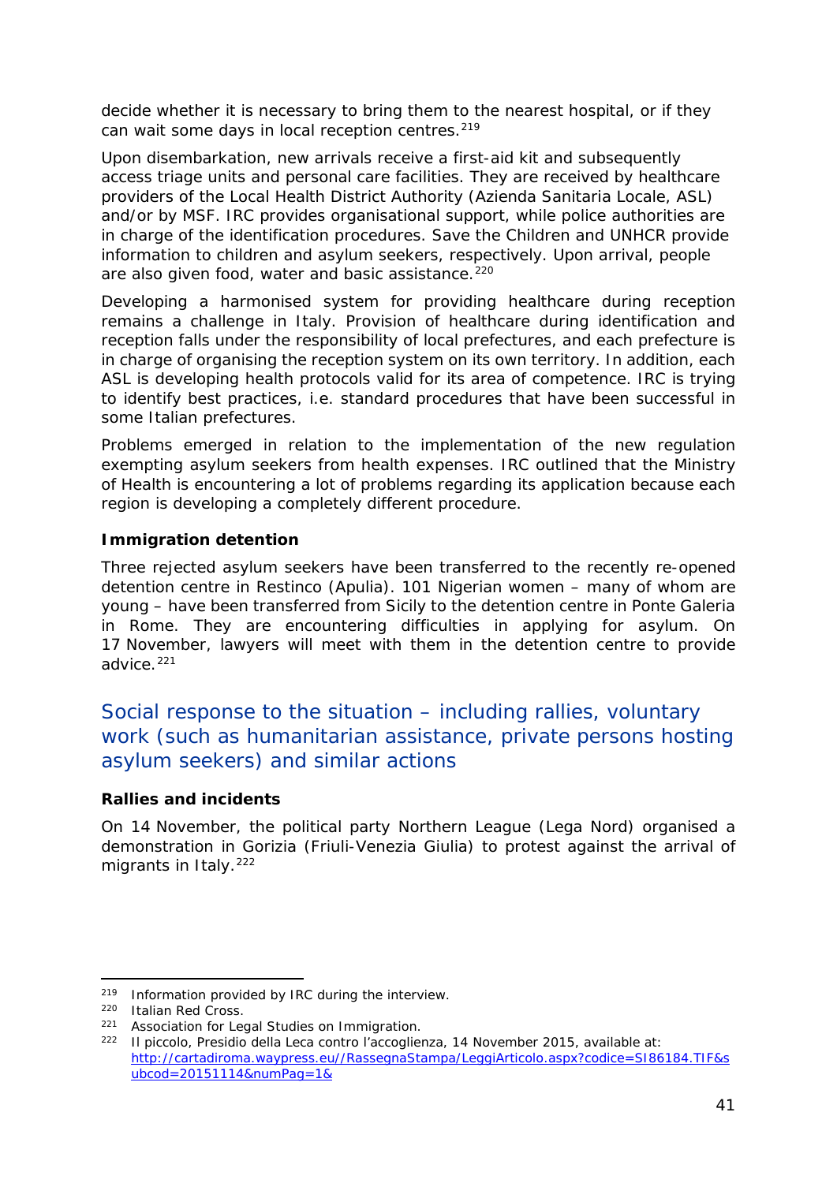decide whether it is necessary to bring them to the nearest hospital, or if they can wait some days in local reception centres.[219]

Upon disembarkation, new arrivals receive a first-aid kit and subsequently access triage units and personal care facilities. They are received by healthcare providers of the Local Health District Authority (Azienda Sanitaria Locale, ASL) and/or by MSF. IRC provides organisational support, while police authorities are in charge of the identification procedures. Save the Children and UNHCR provide information to children and asylum seekers, respectively. Upon arrival, people are also given food, water and basic assistance.[220]

Developing a harmonised system for providing healthcare during reception remains a challenge in Italy. Provision of healthcare during identification and reception falls under the responsibility of local prefectures, and each prefecture is in charge of organising the reception system on its own territory. In addition, each ASL is developing health protocols valid for its area of competence. IRC is trying to identify best practices, i.e. standard procedures that have been successful in some Italian prefectures.

Problems emerged in relation to the implementation of the new regulation exempting asylum seekers from health expenses. IRC outlined that the Ministry of Health is encountering a lot of problems regarding its application because each region is developing a completely different procedure.

**Immigration detention**

Three rejected asylum seekers have been transferred to the recently re-opened detention centre in Restinco (Apulia). 101 Nigerian women – many of whom are young – have been transferred from Sicily to the detention centre in Ponte Galeria in Rome. They are encountering difficulties in applying for asylum. On 17 November, lawyers will meet with them in the detention centre to provide advice.[221]

## Social response to the situation – including rallies, voluntary work (such as humanitarian assistance, private persons hosting asylum seekers) and similar actions

**Rallies and incidents**

On 14 November, the political party Northern League (Lega Nord) organised a demonstration in Gorizia (Friuli-Venezia Giulia) to protest against the arrival of migrants in Italy.[222]

---

[219] Information provided by IRC during the interview.

[220] Italian Red Cross.

[221] Association for Legal Studies on Immigration.

[222] Il piccolo, Presidio della Leca contro l'accoglienza, 14 November 2015, available at: http://cartadiroma.waypress.eu//RassegnaStampa/LeggiArticolo.aspx?codice=SI86184.TIF&subcod=20151114&numPag=1&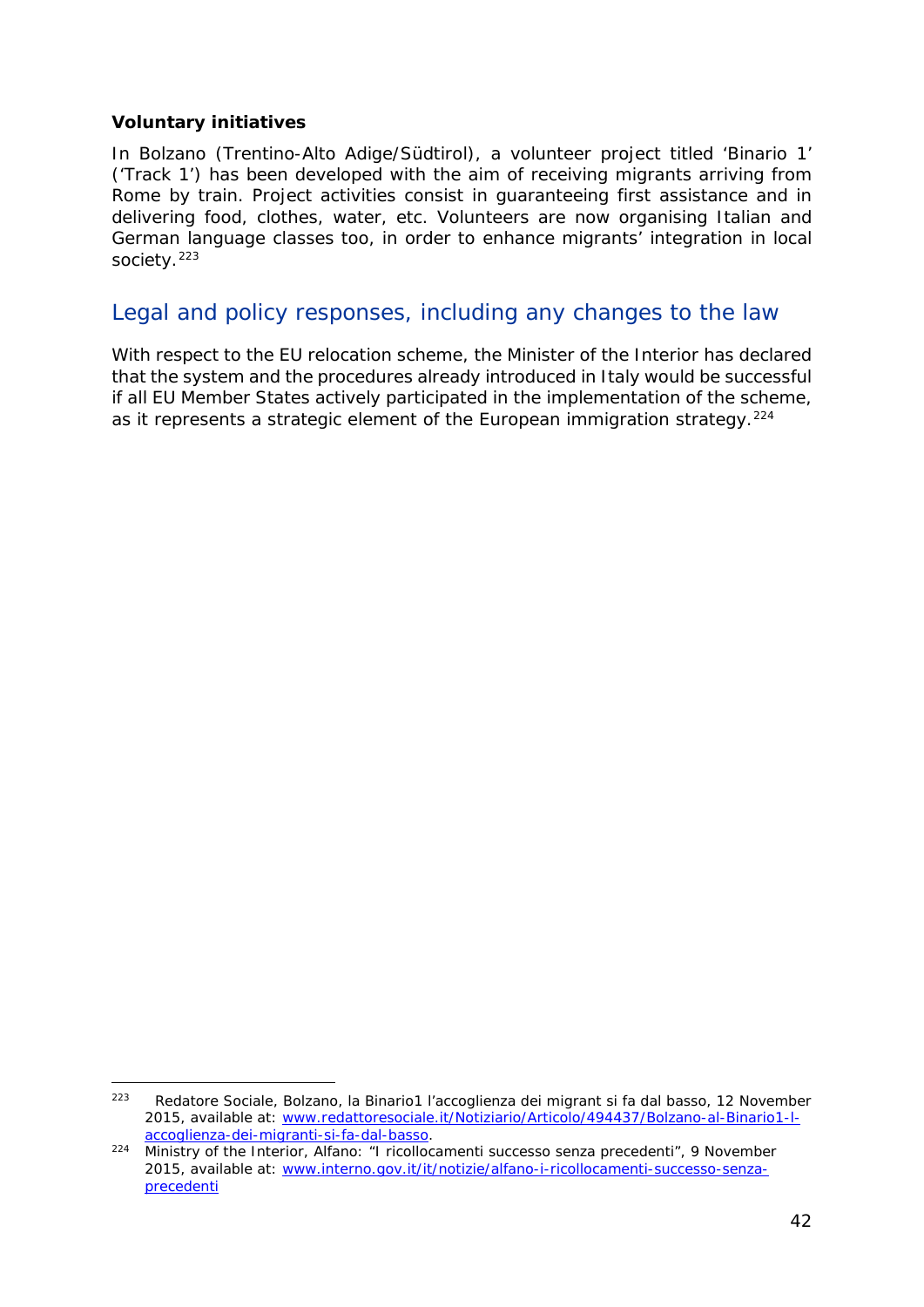**Voluntary initiatives**

In Bolzano (Trentino-Alto Adige/Südtirol), a volunteer project titled 'Binario 1' ('Track 1') has been developed with the aim of receiving migrants arriving from Rome by train. Project activities consist in guaranteeing first assistance and in delivering food, clothes, water, etc. Volunteers are now organising Italian and German language classes too, in order to enhance migrants' integration in local society.[223]

## Legal and policy responses, including any changes to the law

With respect to the EU relocation scheme, the Minister of the Interior has declared that the system and the procedures already introduced in Italy would be successful if all EU Member States actively participated in the implementation of the scheme, as it represents a strategic element of the European immigration strategy.[224]

---

[223] Redatore Sociale, Bolzano, la Binario1 l'accoglienza dei migrant si fa dal basso, 12 November 2015, available at: www.redattoresociale.it/Notiziario/Articolo/494437/Bolzano-al-Binario1-l-accoglienza-dei-migranti-si-fa-dal-basso.

[224] Ministry of the Interior, Alfano: "I ricollocamenti successo senza precedenti", 9 November 2015, available at: www.interno.gov.it/it/notizie/alfano-i-ricollocamenti-successo-senza-precedenti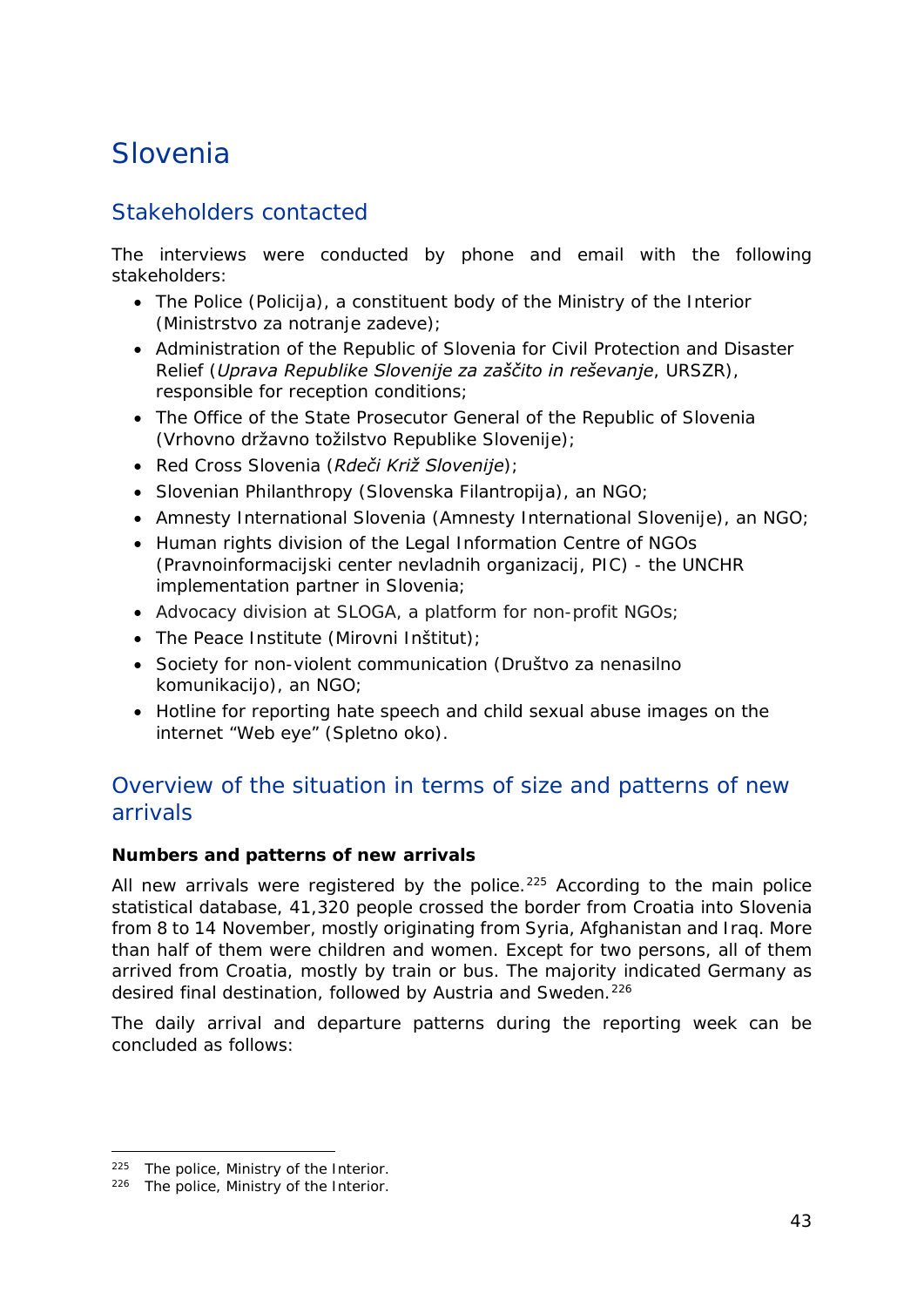# Slovenia

## Stakeholders contacted

The interviews were conducted by phone and email with the following stakeholders:

- The Police (Policija), a constituent body of the Ministry of the Interior (Ministrstvo za notranje zadeve);
- Administration of the Republic of Slovenia for Civil Protection and Disaster Relief (*Uprava Republike Slovenije za zaščito in reševanje*, URSZR), responsible for reception conditions;
- The Office of the State Prosecutor General of the Republic of Slovenia (Vrhovno državno tožilstvo Republike Slovenije);
- Red Cross Slovenia (*Rdeči Križ Slovenije*);
- Slovenian Philanthropy (Slovenska Filantropija), an NGO;
- Amnesty International Slovenia (Amnesty International Slovenije), an NGO;
- Human rights division of the Legal Information Centre of NGOs (Pravnoinformacijski center nevladnih organizacij, PIC) - the UNCHR implementation partner in Slovenia;
- Advocacy division at SLOGA, a platform for non-profit NGOs;
- The Peace Institute (Mirovni Inštitut);
- Society for non-violent communication (Društvo za nenasilno komunikacijo), an NGO;
- Hotline for reporting hate speech and child sexual abuse images on the internet "Web eye" (Spletno oko).

## Overview of the situation in terms of size and patterns of new arrivals

**Numbers and patterns of new arrivals**

All new arrivals were registered by the police.[225] According to the main police statistical database, 41,320 people crossed the border from Croatia into Slovenia from 8 to 14 November, mostly originating from Syria, Afghanistan and Iraq. More than half of them were children and women. Except for two persons, all of them arrived from Croatia, mostly by train or bus. The majority indicated Germany as desired final destination, followed by Austria and Sweden.[226]

The daily arrival and departure patterns during the reporting week can be concluded as follows:

---

[225] The police, Ministry of the Interior.

[226] The police, Ministry of the Interior.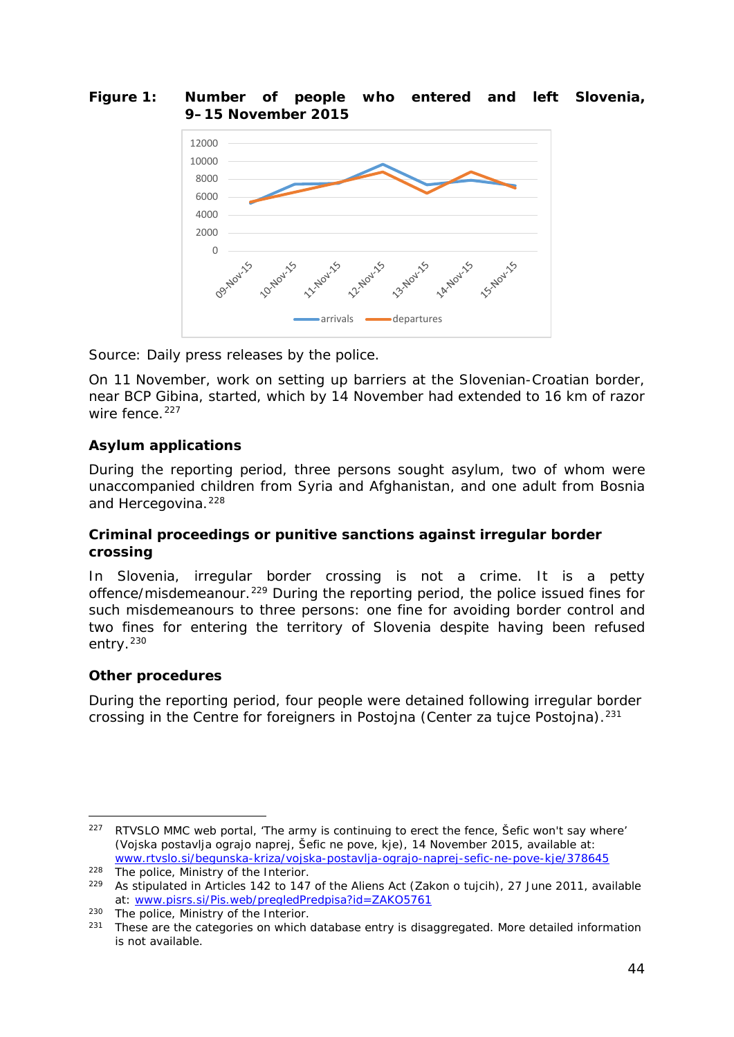**Figure 1: Number of people who entered and left Slovenia, 9–15 November 2015**

Source: Daily press releases by the police.

On 11 November, work on setting up barriers at the Slovenian-Croatian border, near BCP Gibina, started, which by 14 November had extended to 16 km of razor wire fence.[227]

### Asylum applications

During the reporting period, three persons sought asylum, two of whom were unaccompanied children from Syria and Afghanistan, and one adult from Bosnia and Hercegovina.[228]

### Criminal proceedings or punitive sanctions against irregular border crossing

In Slovenia, irregular border crossing is not a crime. It is a petty offence/misdemeanour.[229] During the reporting period, the police issued fines for such misdemeanours to three persons: one fine for avoiding border control and two fines for entering the territory of Slovenia despite having been refused entry.[230]

### Other procedures

During the reporting period, four people were detained following irregular border crossing in the Centre for foreigners in Postojna (Center za tujce Postojna).[231]

---

[227] RTVSLO MMC web portal, 'The army is continuing to erect the fence, Šefic won't say where' (Vojska postavlja ograjo naprej, Šefic ne pove, kje), 14 November 2015, available at: www.rtvslo.si/begunska-kriza/vojska-postavlja-ograjo-naprej-sefic-ne-pove-kje/378645

[228] The police, Ministry of the Interior.

[229] As stipulated in Articles 142 to 147 of the Aliens Act (Zakon o tujcih), 27 June 2011, available at: www.pisrs.si/Pis.web/pregledPredpisa?id=ZAKO5761

[230] The police, Ministry of the Interior.

[231] These are the categories on which database entry is disaggregated. More detailed information is not available.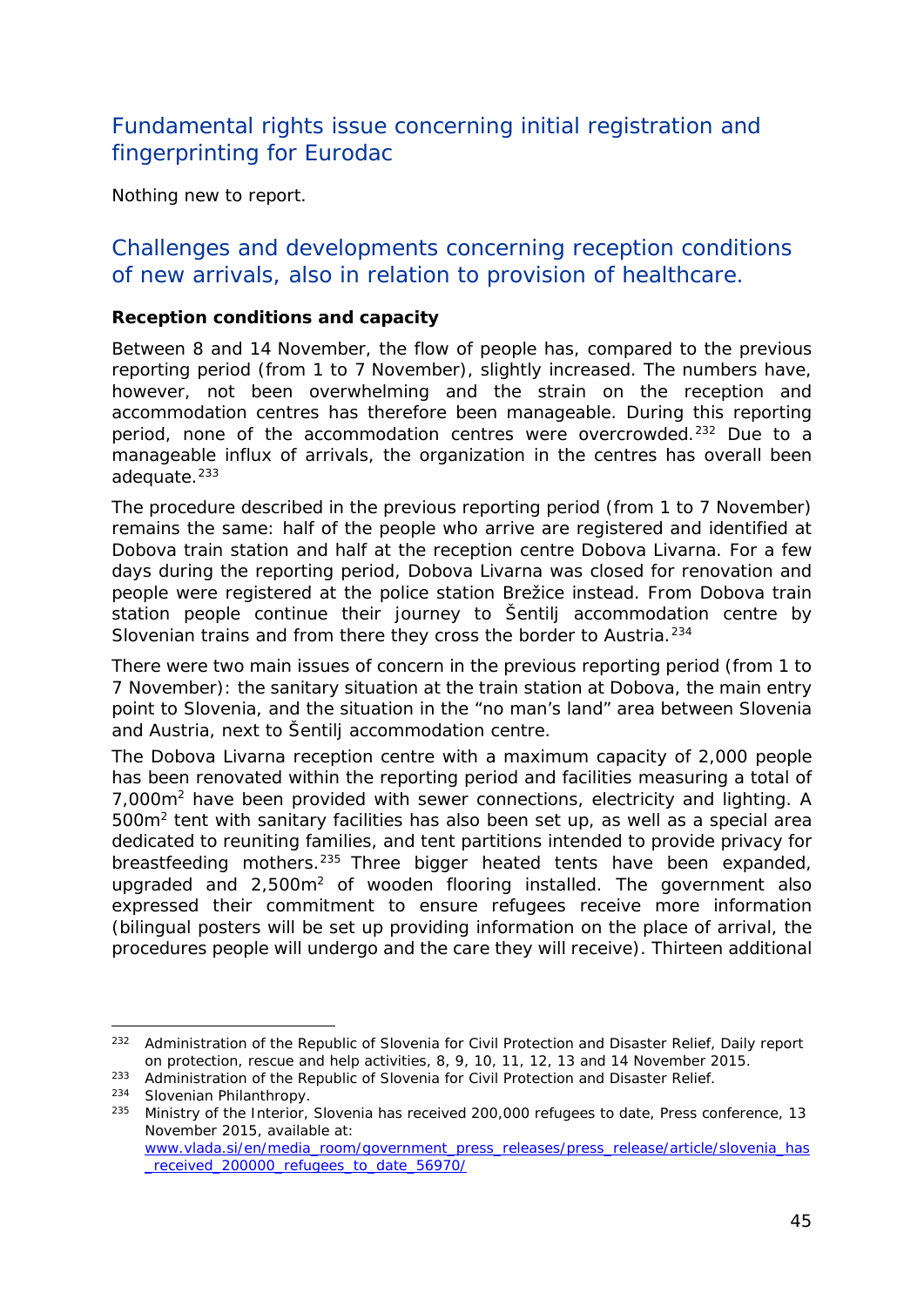## Fundamental rights issue concerning initial registration and fingerprinting for Eurodac

Nothing new to report.

## Challenges and developments concerning reception conditions of new arrivals, also in relation to provision of healthcare.

**Reception conditions and capacity**

Between 8 and 14 November, the flow of people has, compared to the previous reporting period (from 1 to 7 November), slightly increased. The numbers have, however, not been overwhelming and the strain on the reception and accommodation centres has therefore been manageable. During this reporting period, none of the accommodation centres were overcrowded.[232] Due to a manageable influx of arrivals, the organization in the centres has overall been adequate.[233]

The procedure described in the previous reporting period (from 1 to 7 November) remains the same: half of the people who arrive are registered and identified at Dobova train station and half at the reception centre Dobova Livarna. For a few days during the reporting period, Dobova Livarna was closed for renovation and people were registered at the police station Brežice instead. From Dobova train station people continue their journey to Šentilj accommodation centre by Slovenian trains and from there they cross the border to Austria.[234]

There were two main issues of concern in the previous reporting period (from 1 to 7 November): the sanitary situation at the train station at Dobova, the main entry point to Slovenia, and the situation in the "no man's land" area between Slovenia and Austria, next to Šentilj accommodation centre.

The Dobova Livarna reception centre with a maximum capacity of 2,000 people has been renovated within the reporting period and facilities measuring a total of 7,000m$^2$ have been provided with sewer connections, electricity and lighting. A 500m$^2$ tent with sanitary facilities has also been set up, as well as a special area dedicated to reuniting families, and tent partitions intended to provide privacy for breastfeeding mothers.[235] Three bigger heated tents have been expanded, upgraded and 2,500m$^2$ of wooden flooring installed. The government also expressed their commitment to ensure refugees receive more information (bilingual posters will be set up providing information on the place of arrival, the procedures people will undergo and the care they will receive). Thirteen additional

---

[232] Administration of the Republic of Slovenia for Civil Protection and Disaster Relief, Daily report on protection, rescue and help activities, 8, 9, 10, 11, 12, 13 and 14 November 2015.

[233] Administration of the Republic of Slovenia for Civil Protection and Disaster Relief.

[234] Slovenian Philanthropy.

[235] Ministry of the Interior, Slovenia has received 200,000 refugees to date, Press conference, 13 November 2015, available at: www.vlada.si/en/media_room/government_press_releases/press_release/article/slovenia_has_received_200000_refugees_to_date_56970/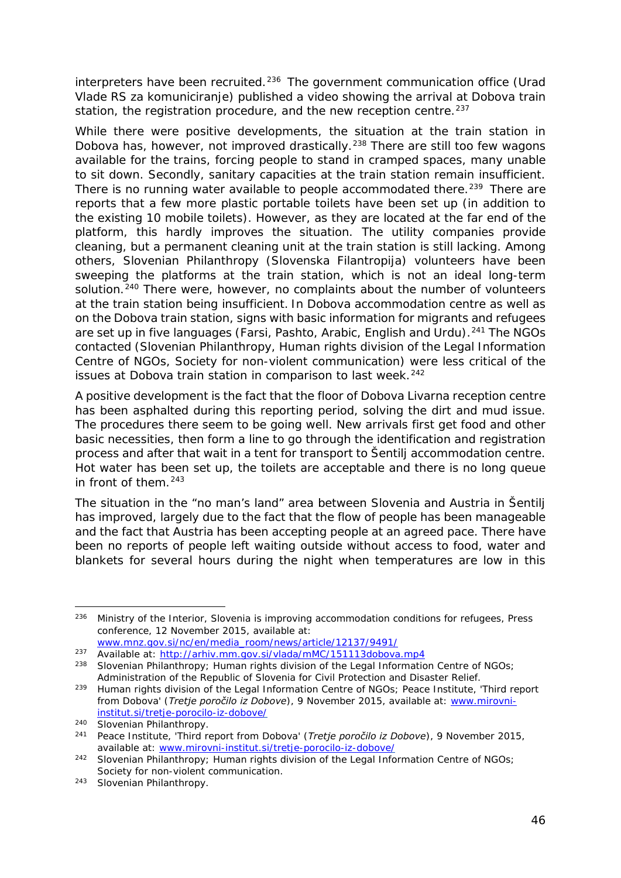interpreters have been recruited.[236] The government communication office (Urad Vlade RS za komuniciranje) published a video showing the arrival at Dobova train station, the registration procedure, and the new reception centre.[237]

While there were positive developments, the situation at the train station in Dobova has, however, not improved drastically.[238] There are still too few wagons available for the trains, forcing people to stand in cramped spaces, many unable to sit down. Secondly, sanitary capacities at the train station remain insufficient. There is no running water available to people accommodated there.[239] There are reports that a few more plastic portable toilets have been set up (in addition to the existing 10 mobile toilets). However, as they are located at the far end of the platform, this hardly improves the situation. The utility companies provide cleaning, but a permanent cleaning unit at the train station is still lacking. Among others, Slovenian Philanthropy (Slovenska Filantropija) volunteers have been sweeping the platforms at the train station, which is not an ideal long-term solution.[240] There were, however, no complaints about the number of volunteers at the train station being insufficient. In Dobova accommodation centre as well as on the Dobova train station, signs with basic information for migrants and refugees are set up in five languages (Farsi, Pashto, Arabic, English and Urdu).[241] The NGOs contacted (Slovenian Philanthropy, Human rights division of the Legal Information Centre of NGOs, Society for non-violent communication) were less critical of the issues at Dobova train station in comparison to last week.[242]

A positive development is the fact that the floor of Dobova Livarna reception centre has been asphalted during this reporting period, solving the dirt and mud issue. The procedures there seem to be going well. New arrivals first get food and other basic necessities, then form a line to go through the identification and registration process and after that wait in a tent for transport to Šentilj accommodation centre. Hot water has been set up, the toilets are acceptable and there is no long queue in front of them.[243]

The situation in the "no man's land" area between Slovenia and Austria in Šentilj has improved, largely due to the fact that the flow of people has been manageable and the fact that Austria has been accepting people at an agreed pace. There have been no reports of people left waiting outside without access to food, water and blankets for several hours during the night when temperatures are low in this

---

[236] Ministry of the Interior, Slovenia is improving accommodation conditions for refugees, Press conference, 12 November 2015, available at: www.mnz.gov.si/nc/en/media_room/news/article/12137/9491/

[237] Available at: http://arhiv.mm.gov.si/vlada/mMC/151113dobova.mp4

[238] Slovenian Philanthropy; Human rights division of the Legal Information Centre of NGOs; Administration of the Republic of Slovenia for Civil Protection and Disaster Relief.

[239] Human rights division of the Legal Information Centre of NGOs; Peace Institute, 'Third report from Dobova' (*Tretje poročilo iz Dobove*), 9 November 2015, available at: www.mirovni-institut.si/tretje-porocilo-iz-dobove/

[240] Slovenian Philanthropy.

[241] Peace Institute, 'Third report from Dobova' (*Tretje poročilo iz Dobove*), 9 November 2015, available at: www.mirovni-institut.si/tretje-porocilo-iz-dobove/

[242] Slovenian Philanthropy; Human rights division of the Legal Information Centre of NGOs; Society for non-violent communication.

[243] Slovenian Philanthropy.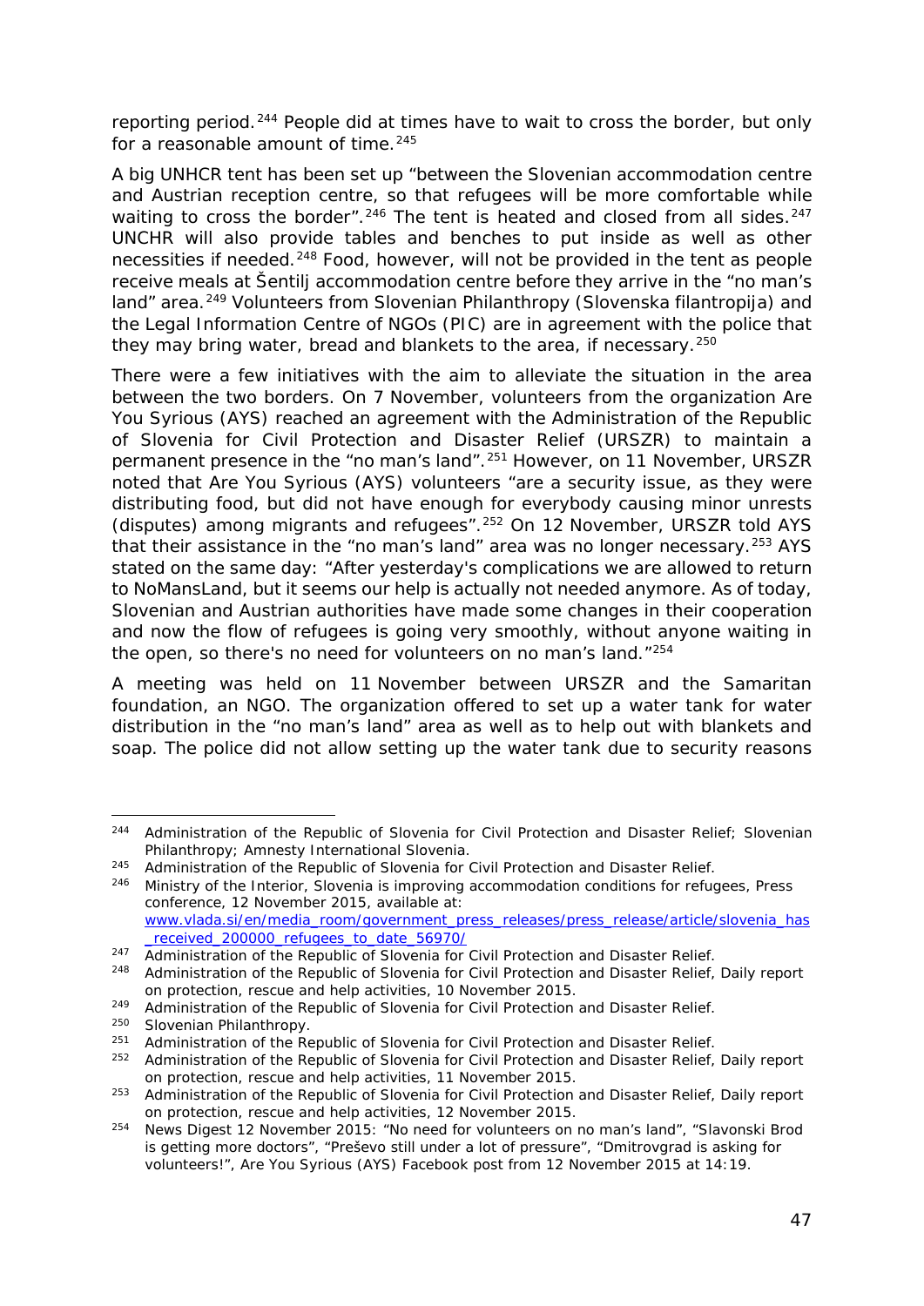reporting period.[244] People did at times have to wait to cross the border, but only for a reasonable amount of time.[245]

A big UNHCR tent has been set up "between the Slovenian accommodation centre and Austrian reception centre, so that refugees will be more comfortable while waiting to cross the border".[246] The tent is heated and closed from all sides.[247] UNCHR will also provide tables and benches to put inside as well as other necessities if needed.[248] Food, however, will not be provided in the tent as people receive meals at Šentilj accommodation centre before they arrive in the "no man's land" area.[249] Volunteers from Slovenian Philanthropy (*Slovenska filantropija*) and the Legal Information Centre of NGOs (PIC) are in agreement with the police that they may bring water, bread and blankets to the area, if necessary.[250]

There were a few initiatives with the aim to alleviate the situation in the area between the two borders. On 7 November, volunteers from the organization Are You Syrious (AYS) reached an agreement with the Administration of the Republic of Slovenia for Civil Protection and Disaster Relief (URSZR) to maintain a permanent presence in the "no man's land".[251] However, on 11 November, URSZR noted that Are You Syrious (AYS) volunteers "are a security issue, as they were distributing food, but did not have enough for everybody causing minor unrests (disputes) among migrants and refugees".[252] On 12 November, URSZR told AYS that their assistance in the "no man's land" area was no longer necessary.[253] AYS stated on the same day: "After yesterday's complications we are allowed to return to NoMansLand, but it seems our help is actually not needed anymore. As of today, Slovenian and Austrian authorities have made some changes in their cooperation and now the flow of refugees is going very smoothly, without anyone waiting in the open, so there's no need for volunteers on no man's land."[254]

A meeting was held on 11 November between URSZR and the Samaritan foundation, an NGO. The organization offered to set up a water tank for water distribution in the "no man's land" area as well as to help out with blankets and soap. The police did not allow setting up the water tank due to security reasons

---

[244] Administration of the Republic of Slovenia for Civil Protection and Disaster Relief; Slovenian Philanthropy; Amnesty International Slovenia.

[245] Administration of the Republic of Slovenia for Civil Protection and Disaster Relief.

[246] Ministry of the Interior, Slovenia is improving accommodation conditions for refugees, Press conference, 12 November 2015, available at: www.vlada.si/en/media_room/government_press_releases/press_release/article/slovenia_has_received_200000_refugees_to_date_56970/

[247] Administration of the Republic of Slovenia for Civil Protection and Disaster Relief.

[248] Administration of the Republic of Slovenia for Civil Protection and Disaster Relief, Daily report on protection, rescue and help activities, 10 November 2015.

[249] Administration of the Republic of Slovenia for Civil Protection and Disaster Relief.

[250] Slovenian Philanthropy.

[251] Administration of the Republic of Slovenia for Civil Protection and Disaster Relief.

[252] Administration of the Republic of Slovenia for Civil Protection and Disaster Relief, Daily report on protection, rescue and help activities, 11 November 2015.

[253] Administration of the Republic of Slovenia for Civil Protection and Disaster Relief, Daily report on protection, rescue and help activities, 12 November 2015.

[254] News Digest 12 November 2015: "No need for volunteers on no man's land", "Slavonski Brod is getting more doctors", "Preševo still under a lot of pressure", "Dmitrovgrad is asking for volunteers!", Are You Syrious (AYS) Facebook post from 12 November 2015 at 14:19.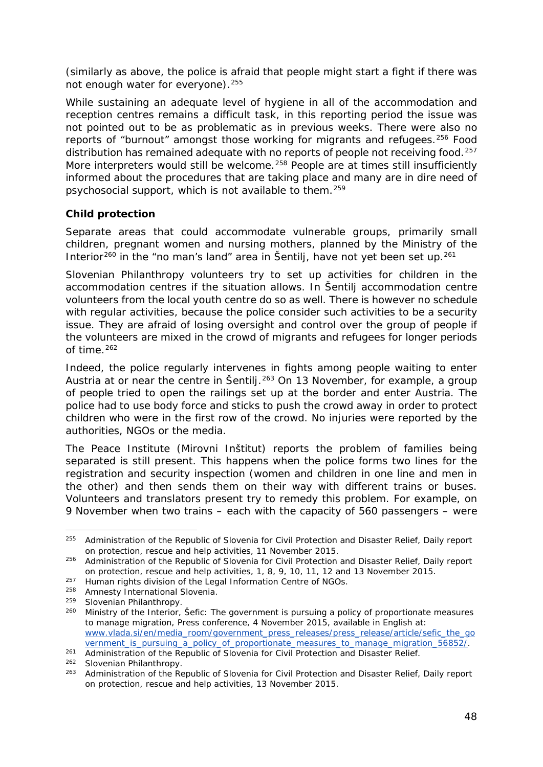(similarly as above, the police is afraid that people might start a fight if there was not enough water for everyone).[255]

While sustaining an adequate level of hygiene in all of the accommodation and reception centres remains a difficult task, in this reporting period the issue was not pointed out to be as problematic as in previous weeks. There were also no reports of "burnout" amongst those working for migrants and refugees.[256] Food distribution has remained adequate with no reports of people not receiving food.[257] More interpreters would still be welcome.[258] People are at times still insufficiently informed about the procedures that are taking place and many are in dire need of psychosocial support, which is not available to them.[259]

**Child protection**

Separate areas that could accommodate vulnerable groups, primarily small children, pregnant women and nursing mothers, planned by the Ministry of the Interior[260] in the "no man's land" area in Šentilj, have not yet been set up.[261]

Slovenian Philanthropy volunteers try to set up activities for children in the accommodation centres if the situation allows. In Šentilj accommodation centre volunteers from the local youth centre do so as well. There is however no schedule with regular activities, because the police consider such activities to be a security issue. They are afraid of losing oversight and control over the group of people if the volunteers are mixed in the crowd of migrants and refugees for longer periods of time.[262]

Indeed, the police regularly intervenes in fights among people waiting to enter Austria at or near the centre in Šentilj.[263] On 13 November, for example, a group of people tried to open the railings set up at the border and enter Austria. The police had to use body force and sticks to push the crowd away in order to protect children who were in the first row of the crowd. No injuries were reported by the authorities, NGOs or the media.

The Peace Institute (Mirovni Inštitut) reports the problem of families being separated is still present. This happens when the police forms two lines for the registration and security inspection (women and children in one line and men in the other) and then sends them on their way with different trains or buses. Volunteers and translators present try to remedy this problem. For example, on 9 November when two trains – each with the capacity of 560 passengers – were

---

[255] Administration of the Republic of Slovenia for Civil Protection and Disaster Relief, Daily report on protection, rescue and help activities, 11 November 2015.

[256] Administration of the Republic of Slovenia for Civil Protection and Disaster Relief, Daily report on protection, rescue and help activities, 1, 8, 9, 10, 11, 12 and 13 November 2015.

[257] Human rights division of the Legal Information Centre of NGOs.

[258] Amnesty International Slovenia.

[259] Slovenian Philanthropy.

[260] Ministry of the Interior, Šefic: The government is pursuing a policy of proportionate measures to manage migration, Press conference, 4 November 2015, available in English at: www.vlada.si/en/media_room/government_press_releases/press_release/article/sefic_the_government_is_pursuing_a_policy_of_proportionate_measures_to_manage_migration_56852/.

[261] Administration of the Republic of Slovenia for Civil Protection and Disaster Relief.

[262] Slovenian Philanthropy.

[263] Administration of the Republic of Slovenia for Civil Protection and Disaster Relief, Daily report on protection, rescue and help activities, 13 November 2015.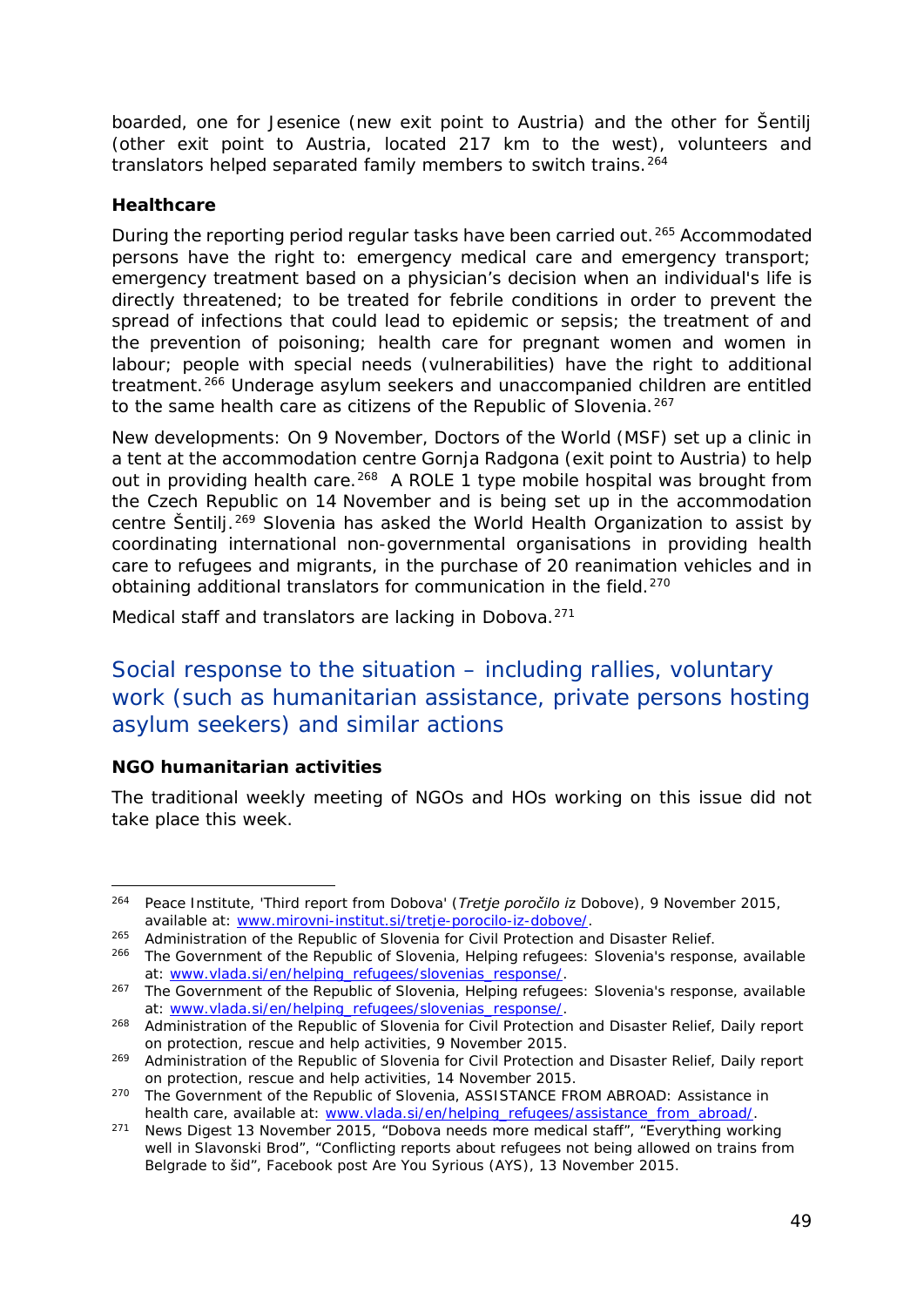boarded, one for Jesenice (new exit point to Austria) and the other for Šentilj (other exit point to Austria, located 217 km to the west), volunteers and translators helped separated family members to switch trains.[264]

### Healthcare

During the reporting period regular tasks have been carried out.[265] Accommodated persons have the right to: emergency medical care and emergency transport; emergency treatment based on a physician's decision when an individual's life is directly threatened; to be treated for febrile conditions in order to prevent the spread of infections that could lead to epidemic or sepsis; the treatment of and the prevention of poisoning; health care for pregnant women and women in labour; people with special needs (vulnerabilities) have the right to additional treatment.[266] Underage asylum seekers and unaccompanied children are entitled to the same health care as citizens of the Republic of Slovenia.[267]

New developments: On 9 November, Doctors of the World (MSF) set up a clinic in a tent at the accommodation centre Gornja Radgona (exit point to Austria) to help out in providing health care.[268] A ROLE 1 type mobile hospital was brought from the Czech Republic on 14 November and is being set up in the accommodation centre Šentilj.[269] Slovenia has asked the World Health Organization to assist by coordinating international non-governmental organisations in providing health care to refugees and migrants, in the purchase of 20 reanimation vehicles and in obtaining additional translators for communication in the field.[270]

Medical staff and translators are lacking in Dobova.[271]

## Social response to the situation – including rallies, voluntary work (such as humanitarian assistance, private persons hosting asylum seekers) and similar actions

### NGO humanitarian activities

The traditional weekly meeting of NGOs and HOs working on this issue did not take place this week.

---

[264] Peace Institute, 'Third report from Dobova' (*Tretje poročilo iz* Dobove), 9 November 2015, available at: www.mirovni-institut.si/tretje-porocilo-iz-dobove/.

[265] Administration of the Republic of Slovenia for Civil Protection and Disaster Relief.

[266] The Government of the Republic of Slovenia, Helping refugees: Slovenia's response, available at: www.vlada.si/en/helping_refugees/slovenias_response/.

[267] The Government of the Republic of Slovenia, Helping refugees: Slovenia's response, available at: www.vlada.si/en/helping_refugees/slovenias_response/.

[268] Administration of the Republic of Slovenia for Civil Protection and Disaster Relief, Daily report on protection, rescue and help activities, 9 November 2015.

[269] Administration of the Republic of Slovenia for Civil Protection and Disaster Relief, Daily report on protection, rescue and help activities, 14 November 2015.

[270] The Government of the Republic of Slovenia, ASSISTANCE FROM ABROAD: Assistance in health care, available at: www.vlada.si/en/helping_refugees/assistance_from_abroad/.

[271] News Digest 13 November 2015, "Dobova needs more medical staff", "Everything working well in Slavonski Brod", "Conflicting reports about refugees not being allowed on trains from Belgrade to šid", Facebook post Are You Syrious (AYS), 13 November 2015.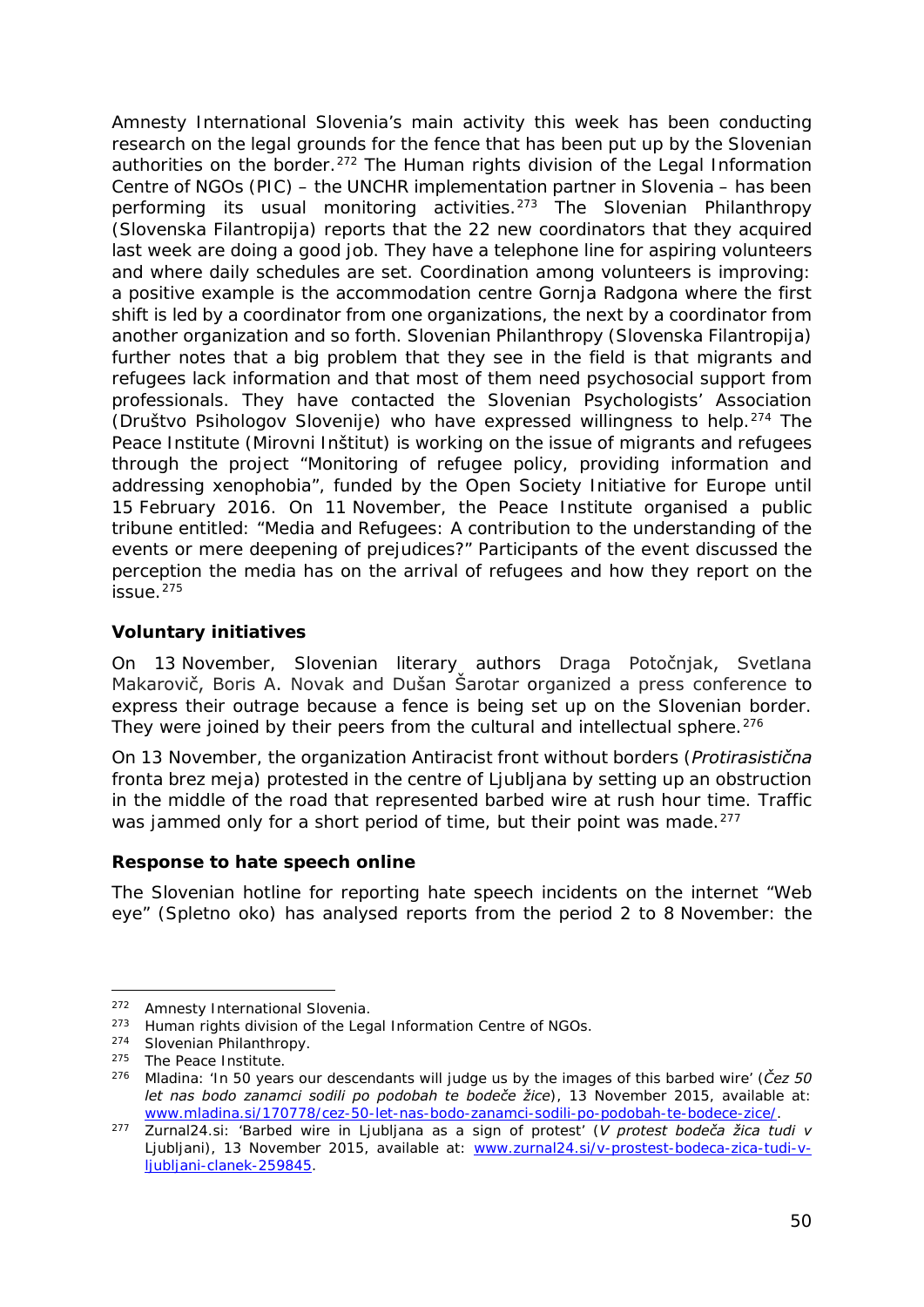Amnesty International Slovenia's main activity this week has been conducting research on the legal grounds for the fence that has been put up by the Slovenian authorities on the border.[272] The Human rights division of the Legal Information Centre of NGOs (PIC) – the UNCHR implementation partner in Slovenia – has been performing its usual monitoring activities.[273] The Slovenian Philanthropy (Slovenska Filantropija) reports that the 22 new coordinators that they acquired last week are doing a good job. They have a telephone line for aspiring volunteers and where daily schedules are set. Coordination among volunteers is improving: a positive example is the accommodation centre Gornja Radgona where the first shift is led by a coordinator from one organizations, the next by a coordinator from another organization and so forth. Slovenian Philanthropy (Slovenska Filantropija) further notes that a big problem that they see in the field is that migrants and refugees lack information and that most of them need psychosocial support from professionals. They have contacted the Slovenian Psychologists' Association (Društvo Psihologov Slovenije) who have expressed willingness to help.[274] The Peace Institute (Mirovni Inštitut) is working on the issue of migrants and refugees through the project "Monitoring of refugee policy, providing information and addressing xenophobia", funded by the Open Society Initiative for Europe until 15 February 2016. On 11 November, the Peace Institute organised a public tribune entitled: "Media and Refugees: A contribution to the understanding of the events or mere deepening of prejudices?" Participants of the event discussed the perception the media has on the arrival of refugees and how they report on the issue.[275]

### Voluntary initiatives

On 13 November, Slovenian literary authors Draga Potočnjak, Svetlana Makarovič, Boris A. Novak and Dušan Šarotar organized a press conference to express their outrage because a fence is being set up on the Slovenian border. They were joined by their peers from the cultural and intellectual sphere.[276]

On 13 November, the organization Antiracist front without borders (*Protirasistična* fronta brez meja) protested in the centre of Ljubljana by setting up an obstruction in the middle of the road that represented barbed wire at rush hour time. Traffic was jammed only for a short period of time, but their point was made.[277]

### Response to hate speech online

The Slovenian hotline for reporting hate speech incidents on the internet "Web eye" (Spletno oko) has analysed reports from the period 2 to 8 November: the

---

[272] Amnesty International Slovenia.

[273] Human rights division of the Legal Information Centre of NGOs.

[274] Slovenian Philanthropy.

[275] The Peace Institute.

[276] Mladina: 'In 50 years our descendants will judge us by the images of this barbed wire' (*Čez 50 let nas bodo zanamci sodili po podobah te bodeče žice*), 13 November 2015, available at: www.mladina.si/170778/cez-50-let-nas-bodo-zanamci-sodili-po-podobah-te-bodece-zice/.

[277] Zurnal24.si: 'Barbed wire in Ljubljana as a sign of protest' (*V protest bodeča žica tudi v* Ljubljani), 13 November 2015, available at: www.zurnal24.si/v-prostest-bodeca-zica-tudi-v-ljubljani-clanek-259845.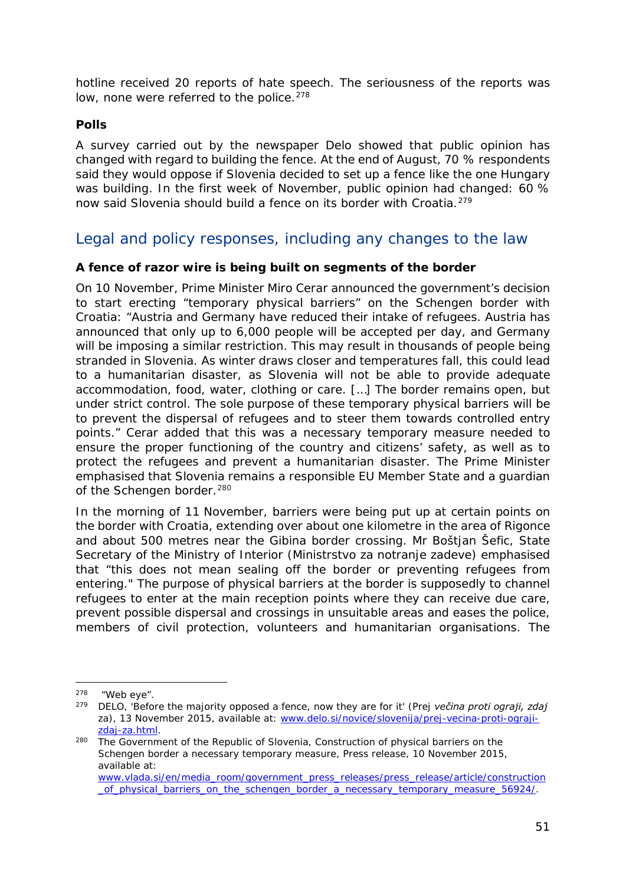hotline received 20 reports of hate speech. The seriousness of the reports was low, none were referred to the police.[278]

**Polls**

A survey carried out by the newspaper Delo showed that public opinion has changed with regard to building the fence. At the end of August, 70 % respondents said they would oppose if Slovenia decided to set up a fence like the one Hungary was building. In the first week of November, public opinion had changed: 60 % now said Slovenia should build a fence on its border with Croatia.[279]

## Legal and policy responses, including any changes to the law

**A fence of razor wire is being built on segments of the border**

On 10 November, Prime Minister Miro Cerar announced the government's decision to start erecting "temporary physical barriers" on the Schengen border with Croatia: "Austria and Germany have reduced their intake of refugees. Austria has announced that only up to 6,000 people will be accepted per day, and Germany will be imposing a similar restriction. This may result in thousands of people being stranded in Slovenia. As winter draws closer and temperatures fall, this could lead to a humanitarian disaster, as Slovenia will not be able to provide adequate accommodation, food, water, clothing or care. […] The border remains open, but under strict control. The sole purpose of these temporary physical barriers will be to prevent the dispersal of refugees and to steer them towards controlled entry points." Cerar added that this was a necessary temporary measure needed to ensure the proper functioning of the country and citizens' safety, as well as to protect the refugees and prevent a humanitarian disaster. The Prime Minister emphasised that Slovenia remains a responsible EU Member State and a guardian of the Schengen border.[280]

In the morning of 11 November, barriers were being put up at certain points on the border with Croatia, extending over about one kilometre in the area of Rigonce and about 500 metres near the Gibina border crossing. Mr Boštjan Šefic, State Secretary of the Ministry of Interior (Ministrstvo za notranje zadeve) emphasised that "this does not mean sealing off the border or preventing refugees from entering." The purpose of physical barriers at the border is supposedly to channel refugees to enter at the main reception points where they can receive due care, prevent possible dispersal and crossings in unsuitable areas and eases the police, members of civil protection, volunteers and humanitarian organisations. The

---

[278] "Web eye".

[279] DELO, 'Before the majority opposed a fence, now they are for it' (Prej *večina proti ograji, zdaj* za), 13 November 2015, available at: www.delo.si/novice/slovenija/prej-vecina-proti-ograji-zdaj-za.html.

[280] The Government of the Republic of Slovenia, Construction of physical barriers on the Schengen border a necessary temporary measure, Press release, 10 November 2015, available at: www.vlada.si/en/media_room/government_press_releases/press_release/article/construction_of_physical_barriers_on_the_schengen_border_a_necessary_temporary_measure_56924/.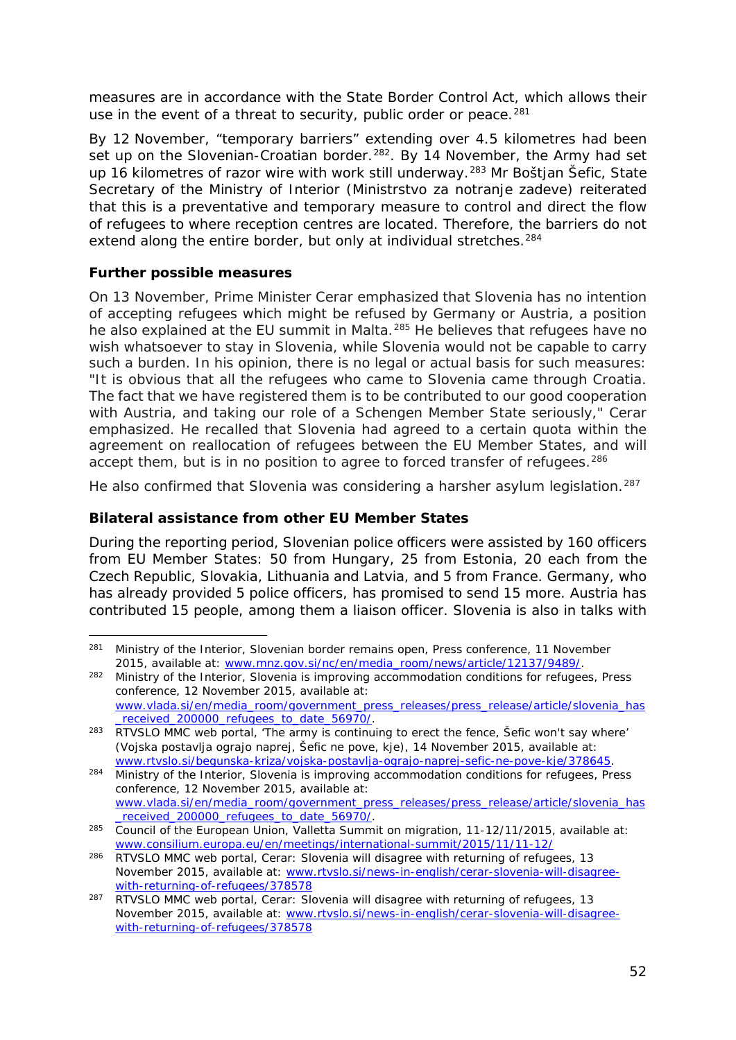measures are in accordance with the State Border Control Act, which allows their use in the event of a threat to security, public order or peace.[281]

By 12 November, "temporary barriers" extending over 4.5 kilometres had been set up on the Slovenian-Croatian border.[282]. By 14 November, the Army had set up 16 kilometres of razor wire with work still underway.[283] Mr Boštjan Šefic, State Secretary of the Ministry of Interior (*Ministrstvo za notranje zadeve*) reiterated that this is a preventative and temporary measure to control and direct the flow of refugees to where reception centres are located. Therefore, the barriers do not extend along the entire border, but only at individual stretches.[284]

**Further possible measures**

On 13 November, Prime Minister Cerar emphasized that Slovenia has no intention of accepting refugees which might be refused by Germany or Austria, a position he also explained at the EU summit in Malta.[285] He believes that refugees have no wish whatsoever to stay in Slovenia, while Slovenia would not be capable to carry such a burden. In his opinion, there is no legal or actual basis for such measures: "It is obvious that all the refugees who came to Slovenia came through Croatia. The fact that we have registered them is to be contributed to our good cooperation with Austria, and taking our role of a Schengen Member State seriously," Cerar emphasized. He recalled that Slovenia had agreed to a certain quota within the agreement on reallocation of refugees between the EU Member States, and will accept them, but is in no position to agree to forced transfer of refugees.[286]

He also confirmed that Slovenia was considering a harsher asylum legislation.[287]

**Bilateral assistance from other EU Member States**

During the reporting period, Slovenian police officers were assisted by 160 officers from EU Member States: 50 from Hungary, 25 from Estonia, 20 each from the Czech Republic, Slovakia, Lithuania and Latvia, and 5 from France. Germany, who has already provided 5 police officers, has promised to send 15 more. Austria has contributed 15 people, among them a liaison officer. Slovenia is also in talks with

---

[281] Ministry of the Interior, Slovenian border remains open, Press conference, 11 November 2015, available at: www.mnz.gov.si/nc/en/media_room/news/article/12137/9489/.

[282] Ministry of the Interior, Slovenia is improving accommodation conditions for refugees, Press conference, 12 November 2015, available at: www.vlada.si/en/media_room/government_press_releases/press_release/article/slovenia_has_received_200000_refugees_to_date_56970/.

[283] RTVSLO MMC web portal, 'The army is continuing to erect the fence, Šefic won't say where' (*Vojska postavlja ograjo naprej, Šefic ne pove, kje*), 14 November 2015, available at: www.rtvslo.si/begunska-kriza/vojska-postavlja-ograjo-naprej-sefic-ne-pove-kje/378645.

[284] Ministry of the Interior, Slovenia is improving accommodation conditions for refugees, Press conference, 12 November 2015, available at: www.vlada.si/en/media_room/government_press_releases/press_release/article/slovenia_has_received_200000_refugees_to_date_56970/.

[285] Council of the European Union, Valletta Summit on migration, 11-12/11/2015, available at: www.consilium.europa.eu/en/meetings/international-summit/2015/11/11-12/

[286] RTVSLO MMC web portal, Cerar: Slovenia will disagree with returning of refugees, 13 November 2015, available at: www.rtvslo.si/news-in-english/cerar-slovenia-will-disagree-with-returning-of-refugees/378578

[287] RTVSLO MMC web portal, Cerar: Slovenia will disagree with returning of refugees, 13 November 2015, available at: www.rtvslo.si/news-in-english/cerar-slovenia-will-disagree-with-returning-of-refugees/378578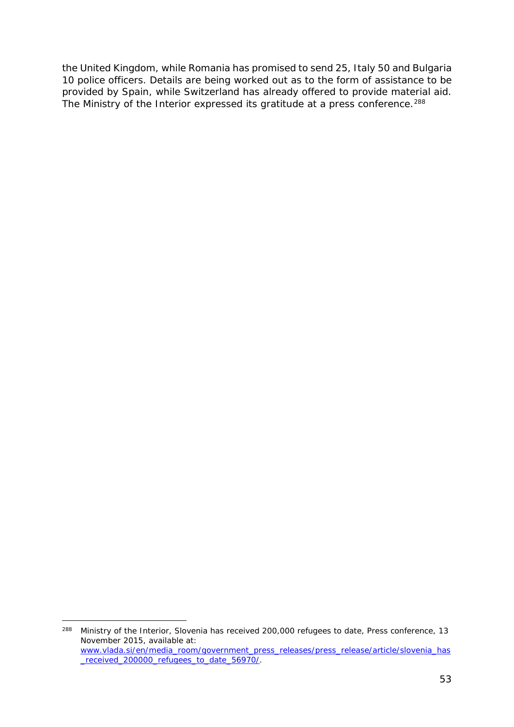the United Kingdom, while Romania has promised to send 25, Italy 50 and Bulgaria 10 police officers. Details are being worked out as to the form of assistance to be provided by Spain, while Switzerland has already offered to provide material aid. The Ministry of the Interior expressed its gratitude at a press conference.[288]

---

[288] Ministry of the Interior, *Slovenia has received 200,000 refugees to date*, Press conference, 13 November 2015, available at: www.vlada.si/en/media_room/government_press_releases/press_release/article/slovenia_has_received_200000_refugees_to_date_56970/.